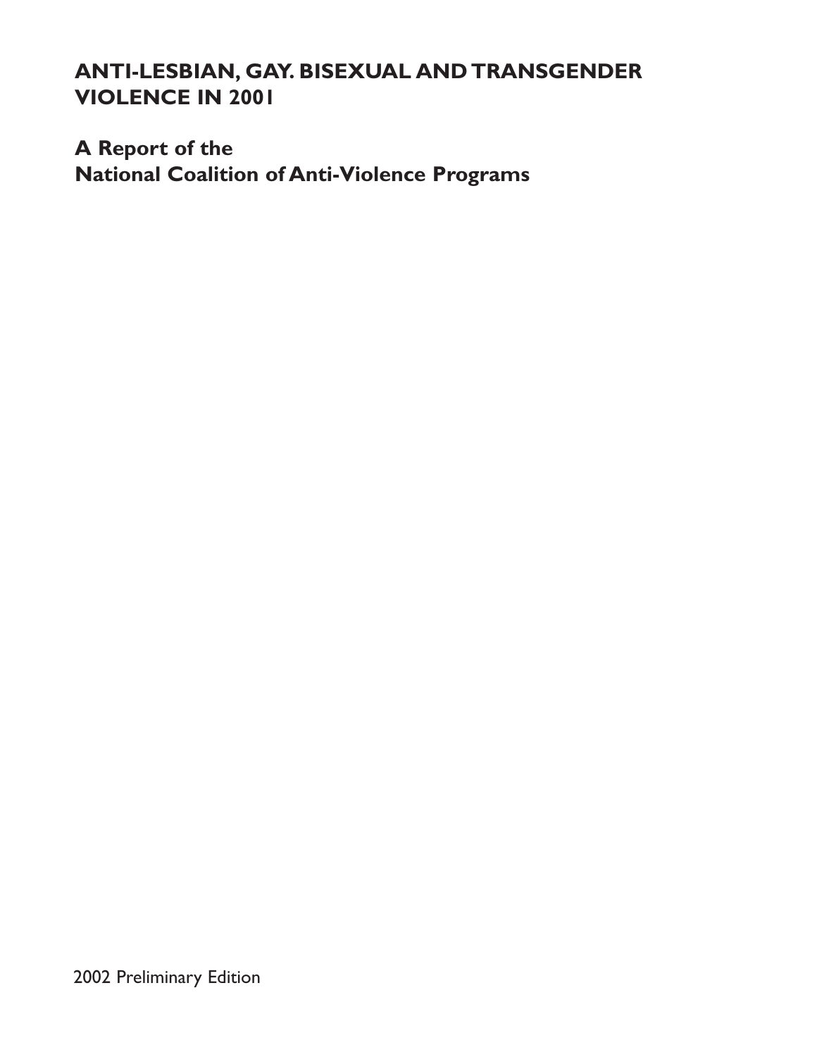# ANTI-LESBIAN, GAY. BISEXUAL AND TRANSGENDER VIOLENCE IN 2001

## A Report of the National Coalition of Anti-Violence Programs

2002 Preliminary Edition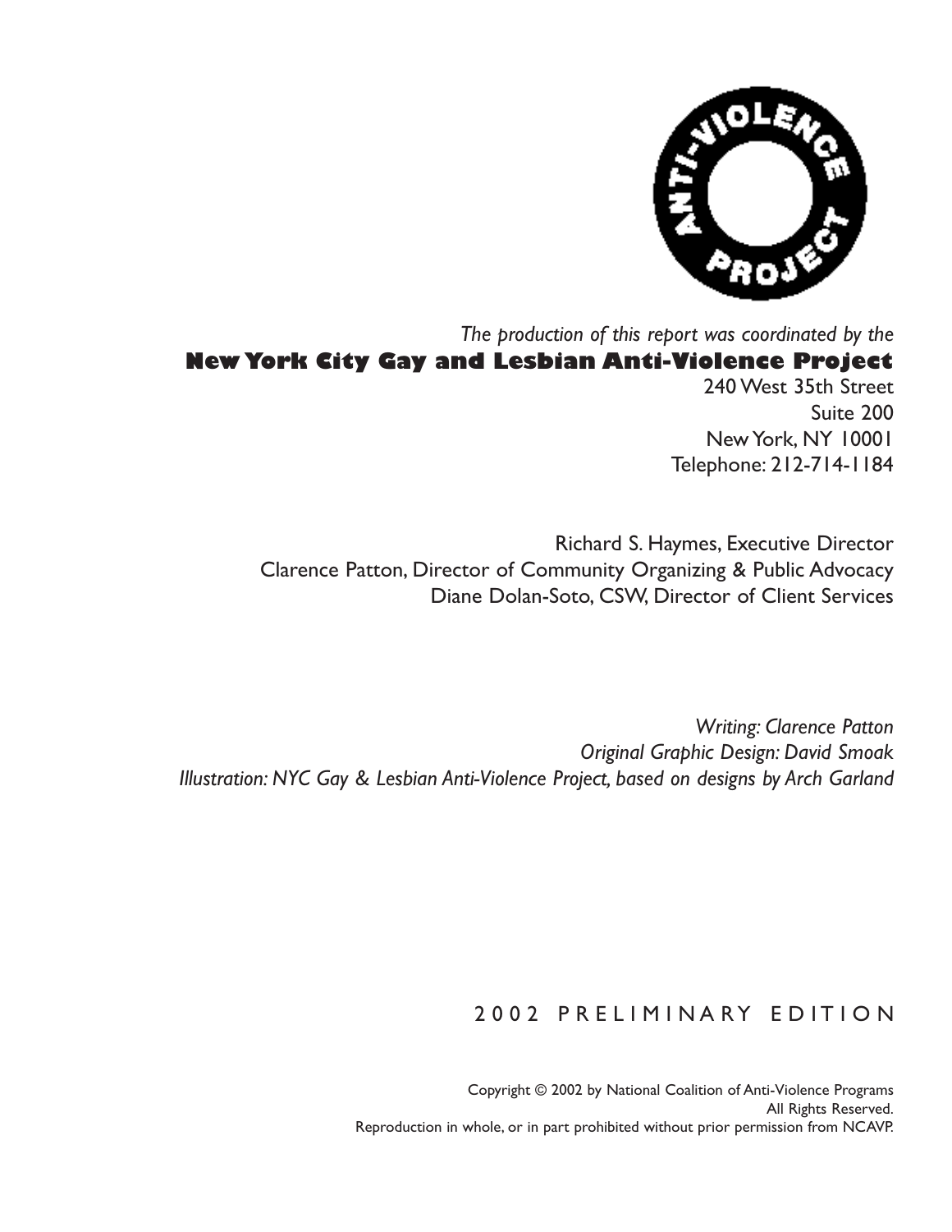*The production of this report was coordinated by the*

**New York City Gay and Lesbian Anti-Violence Project**

240 West 35th Street
Suite 200
New York, NY 10001
Telephone: 212-714-1184

Richard S. Haymes, Executive Director
Clarence Patton, Director of Community Organizing & Public Advocacy
Diane Dolan-Soto, CSW, Director of Client Services

*Writing: Clarence Patton*
*Original Graphic Design: David Smoak*
*Illustration: NYC Gay & Lesbian Anti-Violence Project, based on designs by Arch Garland*

2002 PRELIMINARY EDITION

Copyright © 2002 by National Coalition of Anti-Violence Programs
All Rights Reserved.
Reproduction in whole, or in part prohibited without prior permission from NCAVP.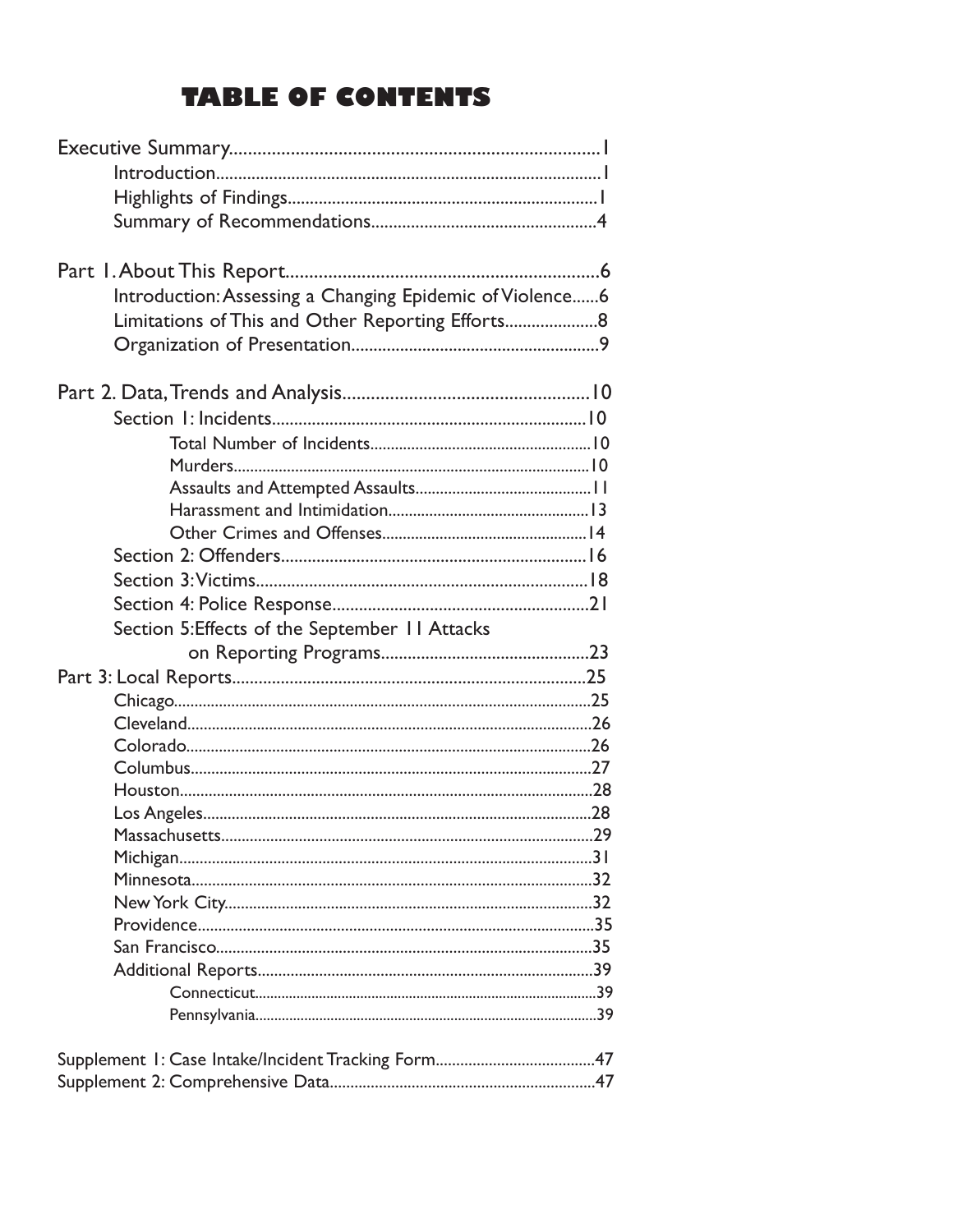# TABLE OF CONTENTS

Executive Summary..........................................................................1
- Introduction.......................................................................................1
- Highlights of Findings.....................................................................1
- Summary of Recommendations..................................................4

Part 1. About This Report..................................................................6
- Introduction: Assessing a Changing Epidemic of Violence......6
- Limitations of This and Other Reporting Efforts....................8
- Organization of Presentation.......................................................9

Part 2. Data, Trends and Analysis....................................................10
- Section 1: Incidents......................................................................10
  - Total Number of Incidents......................................................10
  - Murders.......................................................................................10
  - Assaults and Attempted Assaults...........................................11
  - Harassment and Intimidation.................................................13
  - Other Crimes and Offenses.....................................................14
- Section 2: Offenders.....................................................................16
- Section 3: Victims..........................................................................18
- Section 4: Police Response...........................................................21
- Section 5: Effects of the September 11 Attacks on Reporting Programs..............................................23

Part 3: Local Reports..............................................................................25
- Chicago.....................................................................................................25
- Cleveland..................................................................................................26
- Colorado...................................................................................................26
- Columbus..................................................................................................27
- Houston....................................................................................................28
- Los Angeles..............................................................................................28
- Massachusetts..........................................................................................29
- Michigan....................................................................................................31
- Minnesota.................................................................................................32
- New York City..........................................................................................32
- Providence................................................................................................35
- San Francisco...........................................................................................35
- Additional Reports.................................................................................39
  - Connecticut.......................................................................................39
  - Pennsylvania......................................................................................39

Supplement 1: Case Intake/Incident Tracking Form.......................................47

Supplement 2: Comprehensive Data.................................................................47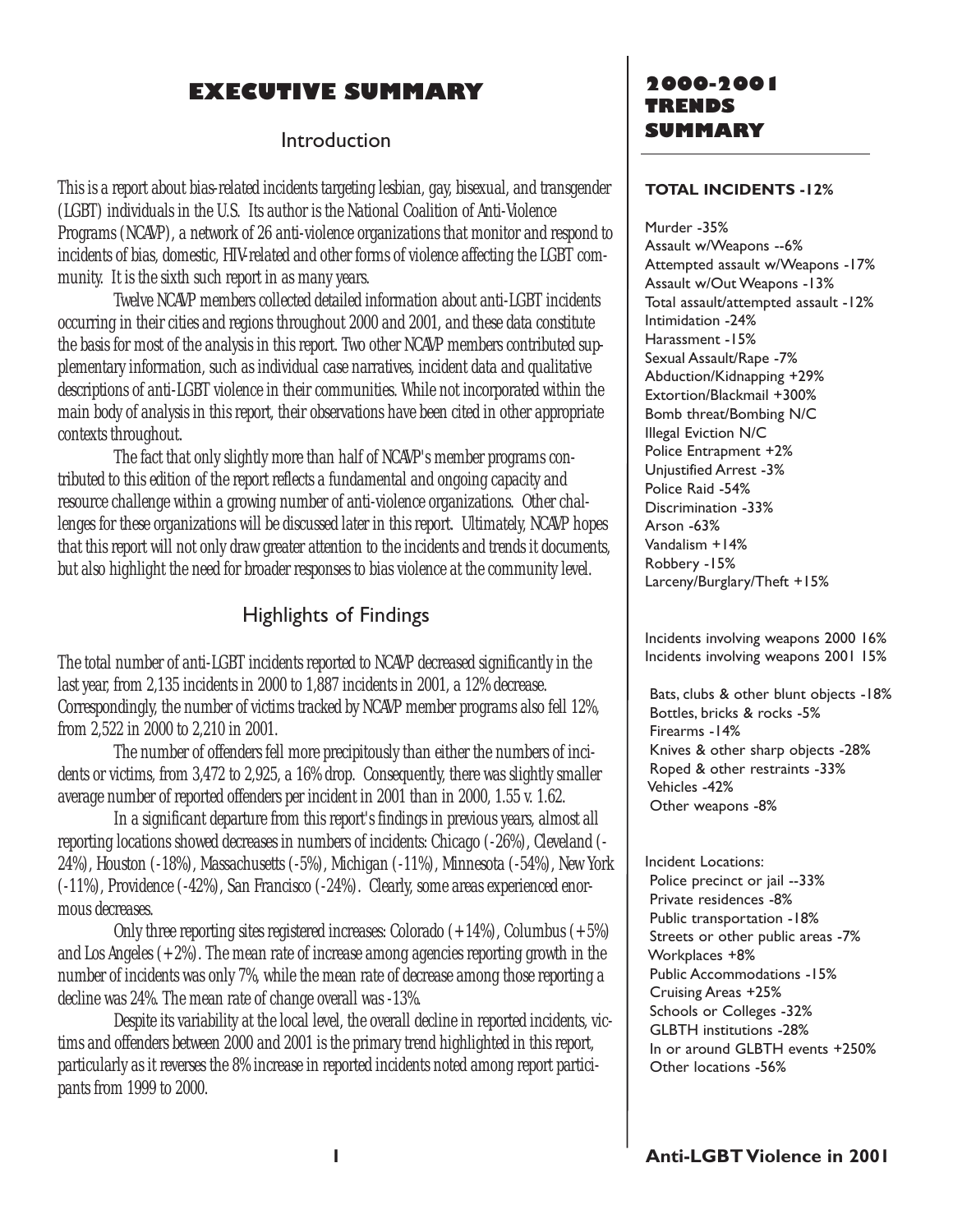# EXECUTIVE SUMMARY

## Introduction

This is a report about bias-related incidents targeting lesbian, gay, bisexual, and transgender (LGBT) individuals in the U.S. Its author is the National Coalition of Anti-Violence Programs (NCAVP), a network of 26 anti-violence organizations that monitor and respond to incidents of bias, domestic, HIV-related and other forms of violence affecting the LGBT community. It is the sixth such report in as many years.

Twelve NCAVP members collected detailed information about anti-LGBT incidents occurring in their cities and regions throughout 2000 and 2001, and these data constitute the basis for most of the analysis in this report. Two other NCAVP members contributed supplementary information, such as individual case narratives, incident data and qualitative descriptions of anti-LGBT violence in their communities. While not incorporated within the main body of analysis in this report, their observations have been cited in other appropriate contexts throughout.

The fact that only slightly more than half of NCAVP's member programs contributed to this edition of the report reflects a fundamental and ongoing capacity and resource challenge within a growing number of anti-violence organizations. Other challenges for these organizations will be discussed later in this report. Ultimately, NCAVP hopes that this report will not only draw greater attention to the incidents and trends it documents, but also highlight the need for broader responses to bias violence at the community level.

## Highlights of Findings

The total number of anti-LGBT incidents reported to NCAVP decreased significantly in the last year, from 2,135 incidents in 2000 to 1,887 incidents in 2001, a 12% decrease. Correspondingly, the number of victims tracked by NCAVP member programs also fell 12%, from 2,522 in 2000 to 2,210 in 2001.

The number of offenders fell more precipitously than either the numbers of incidents or victims, from 3,472 to 2,925, a 16% drop. Consequently, there was slightly smaller average number of reported offenders per incident in 2001 than in 2000, 1.55 v. 1.62.

In a significant departure from this report's findings in previous years, almost all reporting locations showed decreases in numbers of incidents: Chicago (-26%), Cleveland (-24%), Houston (-18%), Massachusetts (-5%), Michigan (-11%), Minnesota (-54%), New York (-11%), Providence (-42%), San Francisco (-24%). Clearly, some areas experienced enormous decreases.

Only three reporting sites registered increases: Colorado (+14%), Columbus (+5%) and Los Angeles (+2%). The mean rate of increase among agencies reporting growth in the number of incidents was only 7%, while the mean rate of decrease among those reporting a decline was 24%. The mean rate of change overall was -13%.

Despite its variability at the local level, the overall decline in reported incidents, victims and offenders between 2000 and 2001 is the primary trend highlighted in this report, particularly as it reverses the 8% increase in reported incidents noted among report participants from 1999 to 2000.

## 2000-2001 TRENDS SUMMARY

**TOTAL INCIDENTS -12%**

Murder -35%
Assault w/Weapons --6%
Attempted assault w/Weapons -17%
Assault w/Out Weapons -13%
Total assault/attempted assault -12%
Intimidation -24%
Harassment -15%
Sexual Assault/Rape -7%
Abduction/Kidnapping +29%
Extortion/Blackmail +300%
Bomb threat/Bombing N/C
Illegal Eviction N/C
Police Entrapment +2%
Unjustified Arrest -3%
Police Raid -54%
Discrimination -33%
Arson -63%
Vandalism +14%
Robbery -15%
Larceny/Burglary/Theft +15%

Incidents involving weapons 2000 16%
Incidents involving weapons 2001 15%

Bats, clubs & other blunt objects -18%
Bottles, bricks & rocks -5%
Firearms -14%
Knives & other sharp objects -28%
Roped & other restraints -33%
Vehicles -42%
Other weapons -8%

Incident Locations:
Police precinct or jail --33%
Private residences -8%
Public transportation -18%
Streets or other public areas -7%
Workplaces +8%
Public Accommodations -15%
Cruising Areas +25%
Schools or Colleges -32%
GLBTH institutions -28%
In or around GLBTH events +250%
Other locations -56%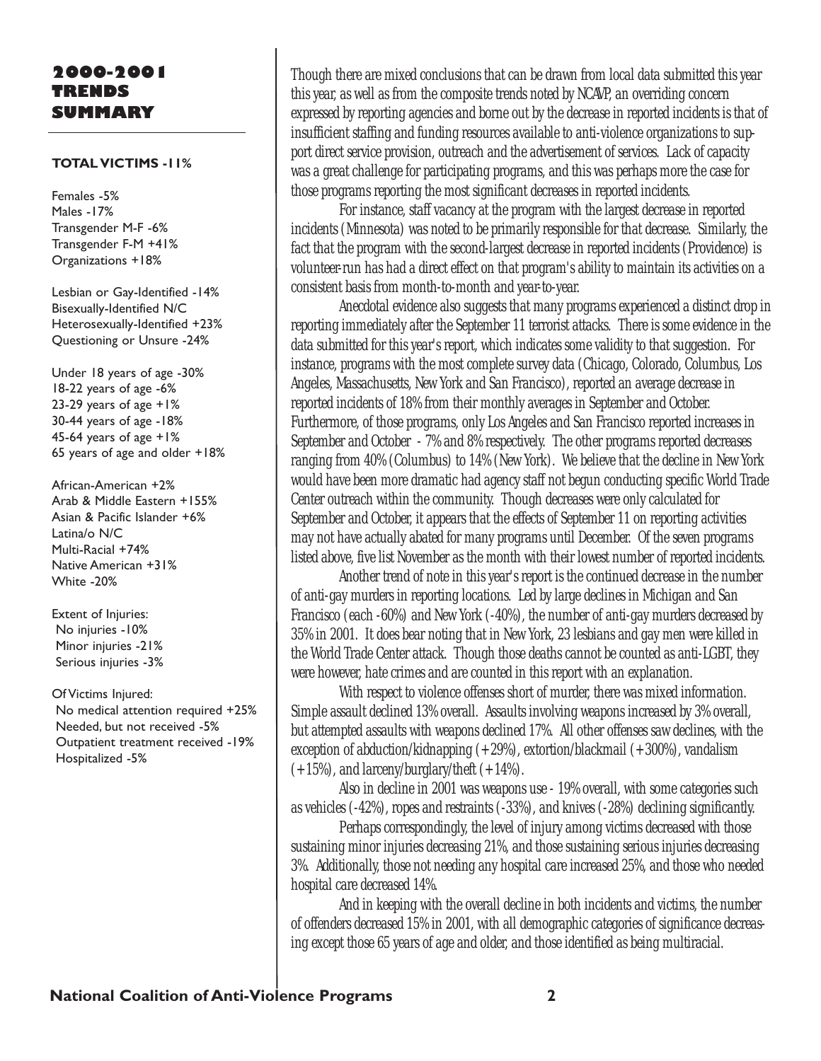# 2000-2001 TRENDS SUMMARY

**TOTAL VICTIMS -11%**

Females -5%
Males -17%
Transgender M-F -6%
Transgender F-M +41%
Organizations +18%

Lesbian or Gay-Identified -14%
Bisexually-Identified N/C
Heterosexually-Identified +23%
Questioning or Unsure -24%

Under 18 years of age -30%
18-22 years of age -6%
23-29 years of age +1%
30-44 years of age -18%
45-64 years of age +1%
65 years of age and older +18%

African-American +2%
Arab & Middle Eastern +155%
Asian & Pacific Islander +6%
Latina/o N/C
Multi-Racial +74%
Native American +31%
White -20%

Extent of Injuries:
No injuries -10%
Minor injuries -21%
Serious injuries -3%

Of Victims Injured:
No medical attention required +25%
Needed, but not received -5%
Outpatient treatment received -19%
Hospitalized -5%

*Though there are mixed conclusions that can be drawn from local data submitted this year this year, as well as from the composite trends noted by NCAVP, an overriding concern expressed by reporting agencies and borne out by the decrease in reported incidents is that of insufficient staffing and funding resources available to anti-violence organizations to support direct service provision, outreach and the advertisement of services. Lack of capacity was a great challenge for participating programs, and this was perhaps more the case for those programs reporting the most significant decreases in reported incidents.*

*For instance, staff vacancy at the program with the largest decrease in reported incidents (Minnesota) was noted to be primarily responsible for that decrease. Similarly, the fact that the program with the second-largest decrease in reported incidents (Providence) is volunteer-run has had a direct effect on that program's ability to maintain its activities on a consistent basis from month-to-month and year-to-year.*

*Anecdotal evidence also suggests that many programs experienced a distinct drop in reporting immediately after the September 11 terrorist attacks. There is some evidence in the data submitted for this year's report, which indicates some validity to that suggestion. For instance, programs with the most complete survey data (Chicago, Colorado, Columbus, Los Angeles, Massachusetts, New York and San Francisco), reported an average decrease in reported incidents of 18% from their monthly averages in September and October. Furthermore, of those programs, only Los Angeles and San Francisco reported increases in September and October - 7% and 8% respectively. The other programs reported decreases ranging from 40% (Columbus) to 14% (New York). We believe that the decline in New York would have been more dramatic had agency staff not begun conducting specific World Trade Center outreach within the community. Though decreases were only calculated for September and October, it appears that the effects of September 11 on reporting activities may not have actually abated for many programs until December. Of the seven programs listed above, five list November as the month with their lowest number of reported incidents.*

*Another trend of note in this year's report is the continued decrease in the number of anti-gay murders in reporting locations. Led by large declines in Michigan and San Francisco (each -60%) and New York (-40%), the number of anti-gay murders decreased by 35% in 2001. It does bear noting that in New York, 23 lesbians and gay men were killed in the World Trade Center attack. Though those deaths cannot be counted as anti-LGBT, they were however, hate crimes and are counted in this report with an explanation.*

*With respect to violence offenses short of murder, there was mixed information. Simple assault declined 13% overall. Assaults involving weapons increased by 3% overall, but attempted assaults with weapons declined 17%. All other offenses saw declines, with the exception of abduction/kidnapping (+29%), extortion/blackmail (+300%), vandalism (+15%), and larceny/burglary/theft (+14%).*

*Also in decline in 2001 was weapons use - 19% overall, with some categories such as vehicles (-42%), ropes and restraints (-33%), and knives (-28%) declining significantly.*

*Perhaps correspondingly, the level of injury among victims decreased with those sustaining minor injuries decreasing 21%, and those sustaining serious injuries decreasing 3%. Additionally, those not needing any hospital care increased 25%, and those who needed hospital care decreased 14%.*

*And in keeping with the overall decline in both incidents and victims, the number of offenders decreased 15% in 2001, with all demographic categories of significance decreasing except those 65 years of age and older, and those identified as being multiracial.*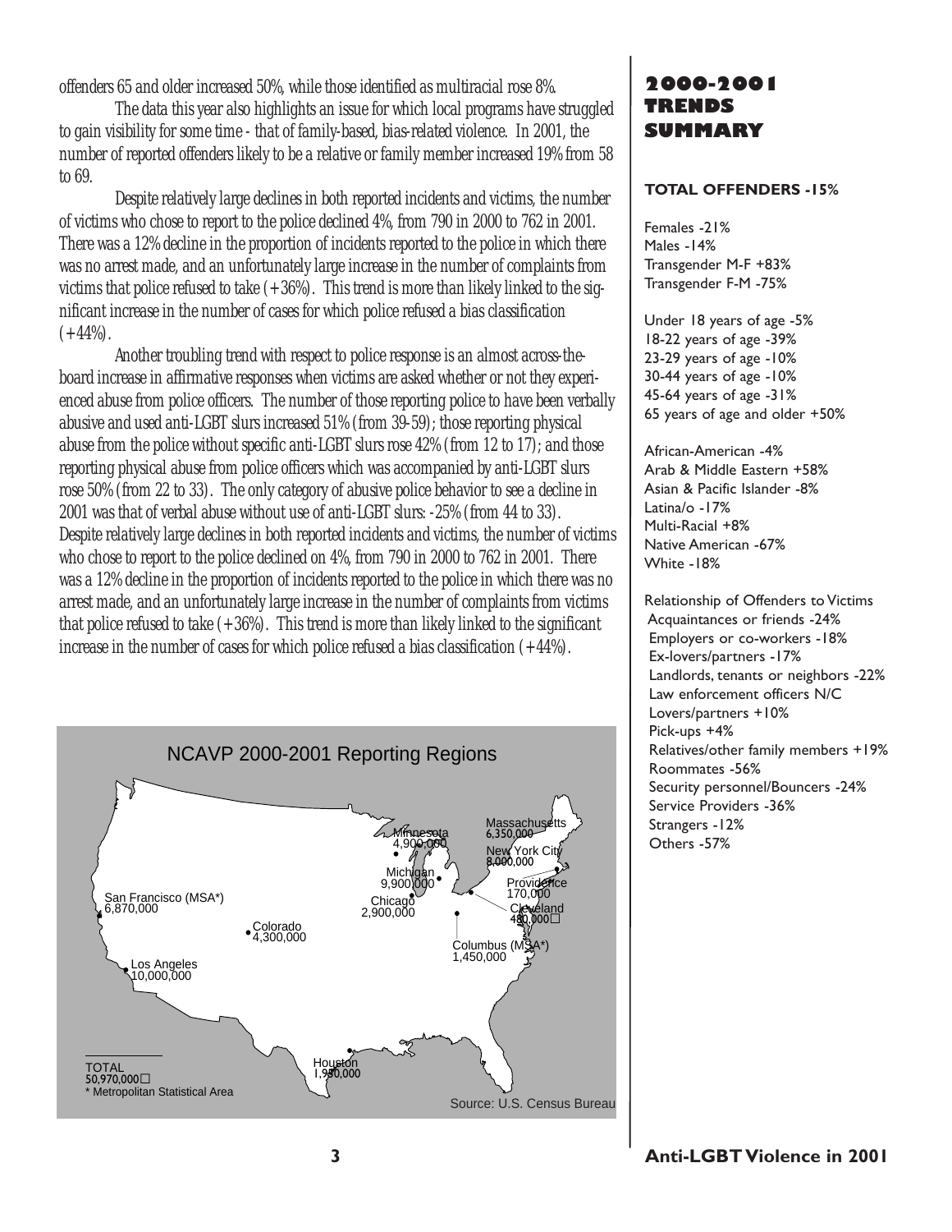offenders 65 and older increased 50%, while those identified as multiracial rose 8%.

The data this year also highlights an issue for which local programs have struggled to gain visibility for some time - that of family-based, bias-related violence. In 2001, the number of reported offenders likely to be a relative or family member increased 19% from 58 to 69.

Despite relatively large declines in both reported incidents and victims, the number of victims who chose to report to the police declined 4%, from 790 in 2000 to 762 in 2001. There was a 12% decline in the proportion of incidents reported to the police in which there was no arrest made, and an unfortunately large increase in the number of complaints from victims that police refused to take (+36%). This trend is more than likely linked to the significant increase in the number of cases for which police refused a bias classification (+44%).

Another troubling trend with respect to police response is an almost across-the-board increase in affirmative responses when victims are asked whether or not they experienced abuse from police officers. The number of those reporting police to have been verbally abusive and used anti-LGBT slurs increased 51% (from 39-59); those reporting physical abuse from the police without specific anti-LGBT slurs rose 42% (from 12 to 17); and those reporting physical abuse from police officers which was accompanied by anti-LGBT slurs rose 50% (from 22 to 33). The only category of abusive police behavior to see a decline in 2001 was that of verbal abuse without use of anti-LGBT slurs: -25% (from 44 to 33). Despite relatively large declines in both reported incidents and victims, the number of victims who chose to report to the police declined on 4%, from 790 in 2000 to 762 in 2001. There was a 12% decline in the proportion of incidents reported to the police in which there was no arrest made, and an unfortunately large increase in the number of complaints from victims that police refused to take (+36%). This trend is more than likely linked to the significant increase in the number of cases for which police refused a bias classification (+44%).

NCAVP 2000-2001 Reporting Regions

San Francisco (MSA*) 6,870,000
Los Angeles 10,000,000
Colorado 4,300,000
Houston 1,950,000
Minnesota 4,900,000
Chicago 2,900,000
Michigan 9,900,000
Massachusetts 6,350,000
New York City 8,000,000
Providence 170,000
Cleveland 480,000
Columbus (MSA*) 1,450,000

TOTAL 50,970,000
\* Metropolitan Statistical Area

Source: U.S. Census Bureau

## 2000-2001 TRENDS SUMMARY

**TOTAL OFFENDERS -15%**

Females -21%
Males -14%
Transgender M-F +83%
Transgender F-M -75%

Under 18 years of age -5%
18-22 years of age -39%
23-29 years of age -10%
30-44 years of age -10%
45-64 years of age -31%
65 years of age and older +50%

African-American -4%
Arab & Middle Eastern +58%
Asian & Pacific Islander -8%
Latina/o -17%
Multi-Racial +8%
Native American -67%
White -18%

Relationship of Offenders to Victims
- Acquaintances or friends -24%
- Employers or co-workers -18%
- Ex-lovers/partners -17%
- Landlords, tenants or neighbors -22%
- Law enforcement officers N/C
- Lovers/partners +10%
- Pick-ups +4%
- Relatives/other family members +19%
- Roommates -56%
- Security personnel/Bouncers -24%
- Service Providers -36%
- Strangers -12%
- Others -57%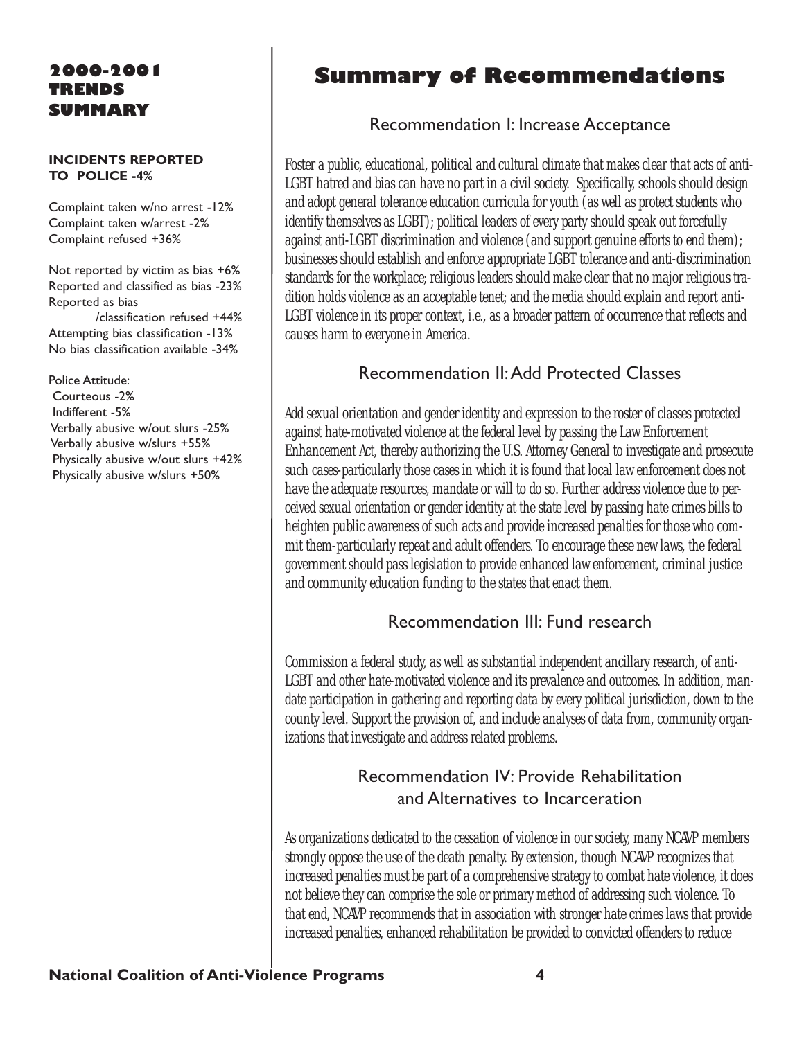## 2000-2001 TRENDS SUMMARY

**INCIDENTS REPORTED TO POLICE -4%**

Complaint taken w/no arrest -12%
Complaint taken w/arrest -2%
Complaint refused +36%

Not reported by victim as bias +6%
Reported and classified as bias -23%
Reported as bias /classification refused +44%
Attempting bias classification -13%
No bias classification available -34%

Police Attitude:
Courteous -2%
Indifferent -5%
Verbally abusive w/out slurs -25%
Verbally abusive w/slurs +55%
Physically abusive w/out slurs +42%
Physically abusive w/slurs +50%

# Summary of Recommendations

## Recommendation I: Increase Acceptance

Foster a public, educational, political and cultural climate that makes clear that acts of anti-LGBT hatred and bias can have no part in a civil society. Specifically, schools should design and adopt general tolerance education curricula for youth (as well as protect students who identify themselves as LGBT); political leaders of every party should speak out forcefully against anti-LGBT discrimination and violence (and support genuine efforts to end them); businesses should establish and enforce appropriate LGBT tolerance and anti-discrimination standards for the workplace; religious leaders should make clear that no major religious tradition holds violence as an acceptable tenet; and the media should explain and report anti-LGBT violence in its proper context, i.e., as a broader pattern of occurrence that reflects and causes harm to everyone in America.

## Recommendation II: Add Protected Classes

Add sexual orientation and gender identity and expression to the roster of classes protected against hate-motivated violence at the federal level by passing the Law Enforcement Enhancement Act, thereby authorizing the U.S. Attorney General to investigate and prosecute such cases-particularly those cases in which it is found that local law enforcement does not have the adequate resources, mandate or will to do so. Further address violence due to perceived sexual orientation or gender identity at the state level by passing hate crimes bills to heighten public awareness of such acts and provide increased penalties for those who commit them-particularly repeat and adult offenders. To encourage these new laws, the federal government should pass legislation to provide enhanced law enforcement, criminal justice and community education funding to the states that enact them.

## Recommendation III: Fund research

Commission a federal study, as well as substantial independent ancillary research, of anti-LGBT and other hate-motivated violence and its prevalence and outcomes. In addition, mandate participation in gathering and reporting data by every political jurisdiction, down to the county level. Support the provision of, and include analyses of data from, community organizations that investigate and address related problems.

## Recommendation IV: Provide Rehabilitation and Alternatives to Incarceration

As organizations dedicated to the cessation of violence in our society, many NCAVP members strongly oppose the use of the death penalty. By extension, though NCAVP recognizes that increased penalties must be part of a comprehensive strategy to combat hate violence, it does not believe they can comprise the sole or primary method of addressing such violence. To that end, NCAVP recommends that in association with stronger hate crimes laws that provide increased penalties, enhanced rehabilitation be provided to convicted offenders to reduce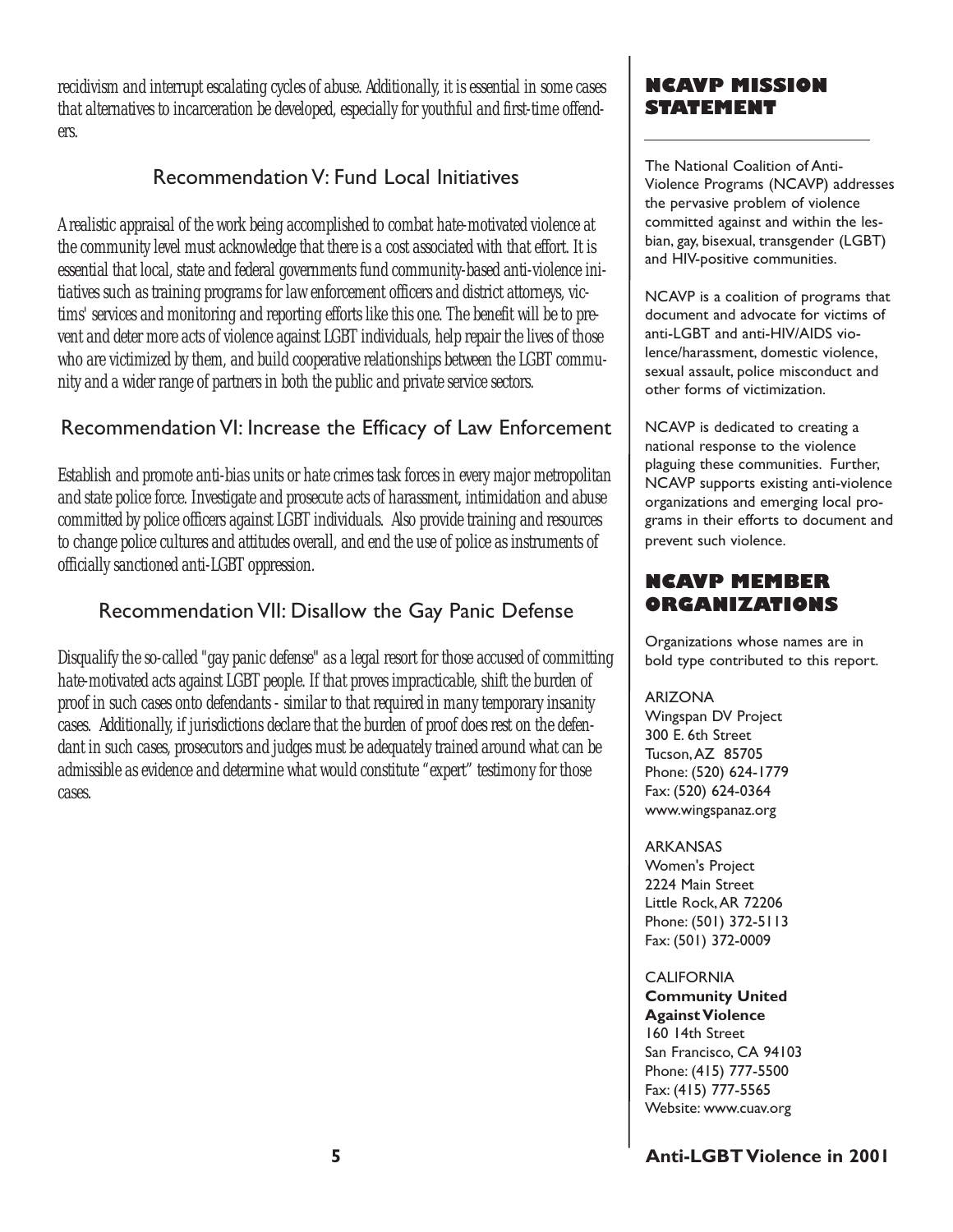recidivism and interrupt escalating cycles of abuse. Additionally, it is essential in some cases that alternatives to incarceration be developed, especially for youthful and first-time offenders.

## Recommendation V: Fund Local Initiatives

A realistic appraisal of the work being accomplished to combat hate-motivated violence at the community level must acknowledge that there is a cost associated with that effort. It is essential that local, state and federal governments fund community-based anti-violence initiatives such as training programs for law enforcement officers and district attorneys, victims' services and monitoring and reporting efforts like this one. The benefit will be to prevent and deter more acts of violence against LGBT individuals, help repair the lives of those who are victimized by them, and build cooperative relationships between the LGBT community and a wider range of partners in both the public and private service sectors.

## Recommendation VI: Increase the Efficacy of Law Enforcement

Establish and promote anti-bias units or hate crimes task forces in every major metropolitan and state police force. Investigate and prosecute acts of harassment, intimidation and abuse committed by police officers against LGBT individuals. Also provide training and resources to change police cultures and attitudes overall, and end the use of police as instruments of officially sanctioned anti-LGBT oppression.

## Recommendation VII: Disallow the Gay Panic Defense

Disqualify the so-called "gay panic defense" as a legal resort for those accused of committing hate-motivated acts against LGBT people. If that proves impracticable, shift the burden of proof in such cases onto defendants - similar to that required in many temporary insanity cases. Additionally, if jurisdictions declare that the burden of proof does rest on the defendant in such cases, prosecutors and judges must be adequately trained around what can be admissible as evidence and determine what would constitute "expert" testimony for those cases.

## NCAVP MISSION STATEMENT

The National Coalition of Anti-Violence Programs (NCAVP) addresses the pervasive problem of violence committed against and within the lesbian, gay, bisexual, transgender (LGBT) and HIV-positive communities.

NCAVP is a coalition of programs that document and advocate for victims of anti-LGBT and anti-HIV/AIDS violence/harassment, domestic violence, sexual assault, police misconduct and other forms of victimization.

NCAVP is dedicated to creating a national response to the violence plaguing these communities. Further, NCAVP supports existing anti-violence organizations and emerging local programs in their efforts to document and prevent such violence.

## NCAVP MEMBER ORGANIZATIONS

Organizations whose names are in bold type contributed to this report.

ARIZONA
Wingspan DV Project
300 E. 6th Street
Tucson, AZ 85705
Phone: (520) 624-1779
Fax: (520) 624-0364
www.wingspanaz.org

ARKANSAS
Women's Project
2224 Main Street
Little Rock, AR 72206
Phone: (501) 372-5113
Fax: (501) 372-0009

CALIFORNIA
**Community United Against Violence**
160 14th Street
San Francisco, CA 94103
Phone: (415) 777-5500
Fax: (415) 777-5565
Website: www.cuav.org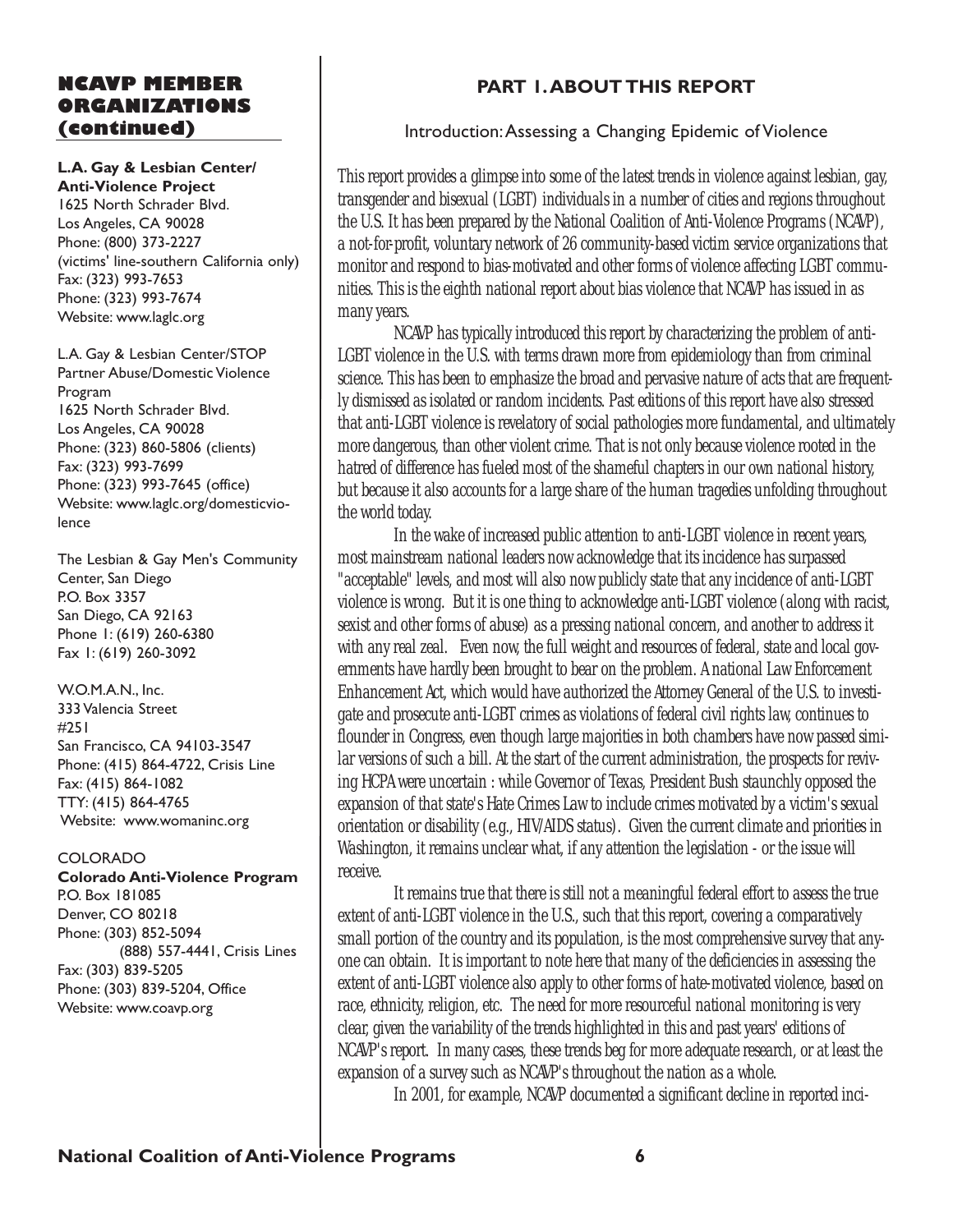## NCAVP MEMBER ORGANIZATIONS (continued)

**L.A. Gay & Lesbian Center/ Anti-Violence Project**
1625 North Schrader Blvd.
Los Angeles, CA 90028
Phone: (800) 373-2227
(victims' line-southern California only)
Fax: (323) 993-7653
Phone: (323) 993-7674
Website: www.laglc.org

L.A. Gay & Lesbian Center/STOP Partner Abuse/Domestic Violence Program
1625 North Schrader Blvd.
Los Angeles, CA 90028
Phone: (323) 860-5806 (clients)
Fax: (323) 993-7699
Phone: (323) 993-7645 (office)
Website: www.laglc.org/domesticviolence

The Lesbian & Gay Men's Community Center, San Diego
P.O. Box 3357
San Diego, CA 92163
Phone 1: (619) 260-6380
Fax 1: (619) 260-3092

W.O.M.A.N., Inc.
333 Valencia Street
#251
San Francisco, CA 94103-3547
Phone: (415) 864-4722, Crisis Line
Fax: (415) 864-1082
TTY: (415) 864-4765
Website: www.womaninc.org

COLORADO
**Colorado Anti-Violence Program**
P.O. Box 181085
Denver, CO 80218
Phone: (303) 852-5094
(888) 557-4441, Crisis Lines
Fax: (303) 839-5205
Phone: (303) 839-5204, Office
Website: www.coavp.org

# PART 1. ABOUT THIS REPORT

## Introduction: Assessing a Changing Epidemic of Violence

This report provides a glimpse into some of the latest trends in violence against lesbian, gay, transgender and bisexual (LGBT) individuals in a number of cities and regions throughout the U.S. It has been prepared by the National Coalition of Anti-Violence Programs (NCAVP), a not-for-profit, voluntary network of 26 community-based victim service organizations that monitor and respond to bias-motivated and other forms of violence affecting LGBT communities. This is the eighth national report about bias violence that NCAVP has issued in as many years.

NCAVP has typically introduced this report by characterizing the problem of anti-LGBT violence in the U.S. with terms drawn more from epidemiology than from criminal science. This has been to emphasize the broad and pervasive nature of acts that are frequently dismissed as isolated or random incidents. Past editions of this report have also stressed that anti-LGBT violence is revelatory of social pathologies more fundamental, and ultimately more dangerous, than other violent crime. That is not only because violence rooted in the hatred of difference has fueled most of the shameful chapters in our own national history, but because it also accounts for a large share of the human tragedies unfolding throughout the world today.

In the wake of increased public attention to anti-LGBT violence in recent years, most mainstream national leaders now acknowledge that its incidence has surpassed "acceptable" levels, and most will also now publicly state that any incidence of anti-LGBT violence is wrong. But it is one thing to acknowledge anti-LGBT violence (along with racist, sexist and other forms of abuse) as a pressing national concern, and another to address it with any real zeal. Even now, the full weight and resources of federal, state and local governments have hardly been brought to bear on the problem. A national Law Enforcement Enhancement Act, which would have authorized the Attorney General of the U.S. to investigate and prosecute anti-LGBT crimes as violations of federal civil rights law, continues to flounder in Congress, even though large majorities in both chambers have now passed similar versions of such a bill. At the start of the current administration, the prospects for reviving HCPA were uncertain : while Governor of Texas, President Bush staunchly opposed the expansion of that state's Hate Crimes Law to include crimes motivated by a victim's sexual orientation or disability (e.g., HIV/AIDS status). Given the current climate and priorities in Washington, it remains unclear what, if any attention the legislation - or the issue will receive.

It remains true that there is still not a meaningful federal effort to assess the true extent of anti-LGBT violence in the U.S., such that this report, covering a comparatively small portion of the country and its population, is the most comprehensive survey that anyone can obtain. It is important to note here that many of the deficiencies in assessing the extent of anti-LGBT violence also apply to other forms of hate-motivated violence, based on race, ethnicity, religion, etc. The need for more resourceful national monitoring is very clear, given the variability of the trends highlighted in this and past years' editions of NCAVP's report. In many cases, these trends beg for more adequate research, or at least the expansion of a survey such as NCAVP's throughout the nation as a whole.

In 2001, for example, NCAVP documented a significant decline in reported inci-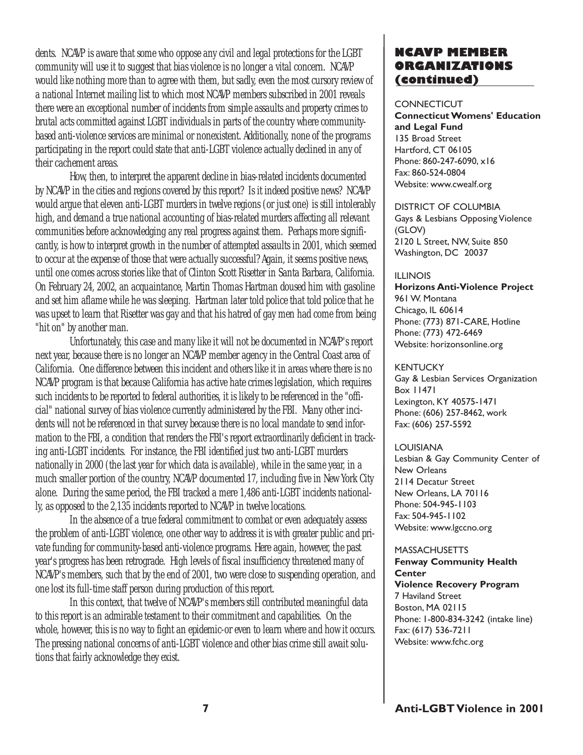dents. NCAVP is aware that some who oppose any civil and legal protections for the LGBT community will use it to suggest that bias violence is no longer a vital concern. NCAVP would like nothing more than to agree with them, but sadly, even the most cursory review of a national Internet mailing list to which most NCAVP members subscribed in 2001 reveals there were an exceptional number of incidents from simple assaults and property crimes to brutal acts committed against LGBT individuals in parts of the country where community-based anti-violence services are minimal or nonexistent. Additionally, none of the programs participating in the report could state that anti-LGBT violence actually declined in any of their cachement areas.

How, then, to interpret the apparent decline in bias-related incidents documented by NCAVP in the cities and regions covered by this report? Is it indeed positive news? NCAVP would argue that eleven anti-LGBT murders in twelve regions (or just one) is still intolerably high, and demand a true national accounting of bias-related murders affecting all relevant communities before acknowledging any real progress against them. Perhaps more significantly, is how to interpret growth in the number of attempted assaults in 2001, which seemed to occur at the expense of those that were actually successful? Again, it seems positive news, until one comes across stories like that of Clinton Scott Risetter in Santa Barbara, California. On February 24, 2002, an acquaintance, Martin Thomas Hartman doused him with gasoline and set him aflame while he was sleeping. Hartman later told police that told police that he was upset to learn that Risetter was gay and that his hatred of gay men had come from being "hit on" by another man.

Unfortunately, this case and many like it will not be documented in NCAVP's report next year, because there is no longer an NCAVP member agency in the Central Coast area of California. One difference between this incident and others like it in areas where there is no NCAVP program is that because California has active hate crimes legislation, which requires such incidents to be reported to federal authorities, it is likely to be referenced in the "official" national survey of bias violence currently administered by the FBI. Many other incidents will not be referenced in that survey because there is no local mandate to send information to the FBI, a condition that renders the FBI's report extraordinarily deficient in tracking anti-LGBT incidents. For instance, the FBI identified just two anti-LGBT murders nationally in 2000 (the last year for which data is available), while in the same year, in a much smaller portion of the country, NCAVP documented 17, including five in New York City alone. During the same period, the FBI tracked a mere 1,486 anti-LGBT incidents nationally, as opposed to the 2,135 incidents reported to NCAVP in twelve locations.

In the absence of a true federal commitment to combat or even adequately assess the problem of anti-LGBT violence, one other way to address it is with greater public and private funding for community-based anti-violence programs. Here again, however, the past year's progress has been retrograde. High levels of fiscal insufficiency threatened many of NCAVP's members, such that by the end of 2001, two were close to suspending operation, and one lost its full-time staff person during production of this report.

In this context, that twelve of NCAVP's members still contributed meaningful data to this report is an admirable testament to their commitment and capabilities. On the whole, however, this is no way to fight an epidemic-or even to learn where and how it occurs. The pressing national concerns of anti-LGBT violence and other bias crime still await solutions that fairly acknowledge they exist.

## NCAVP MEMBER ORGANIZATIONS (continued)

CONNECTICUT
**Connecticut Womens' Education and Legal Fund**
135 Broad Street
Hartford, CT 06105
Phone: 860-247-6090, x16
Fax: 860-524-0804
Website: www.cwealf.org

DISTRICT OF COLUMBIA
Gays & Lesbians Opposing Violence (GLOV)
2120 L Street, NW, Suite 850
Washington, DC 20037

ILLINOIS
**Horizons Anti-Violence Project**
961 W. Montana
Chicago, IL 60614
Phone: (773) 871-CARE, Hotline
Phone: (773) 472-6469
Website: horizonsonline.org

KENTUCKY
Gay & Lesbian Services Organization
Box 11471
Lexington, KY 40575-1471
Phone: (606) 257-8462, work
Fax: (606) 257-5592

LOUISIANA
Lesbian & Gay Community Center of New Orleans
2114 Decatur Street
New Orleans, LA 70116
Phone: 504-945-1103
Fax: 504-945-1102
Website: www.lgccno.org

MASSACHUSETTS
**Fenway Community Health Center**
**Violence Recovery Program**
7 Haviland Street
Boston, MA 02115
Phone: 1-800-834-3242 (intake line)
Fax: (617) 536-7211
Website: www.fchc.org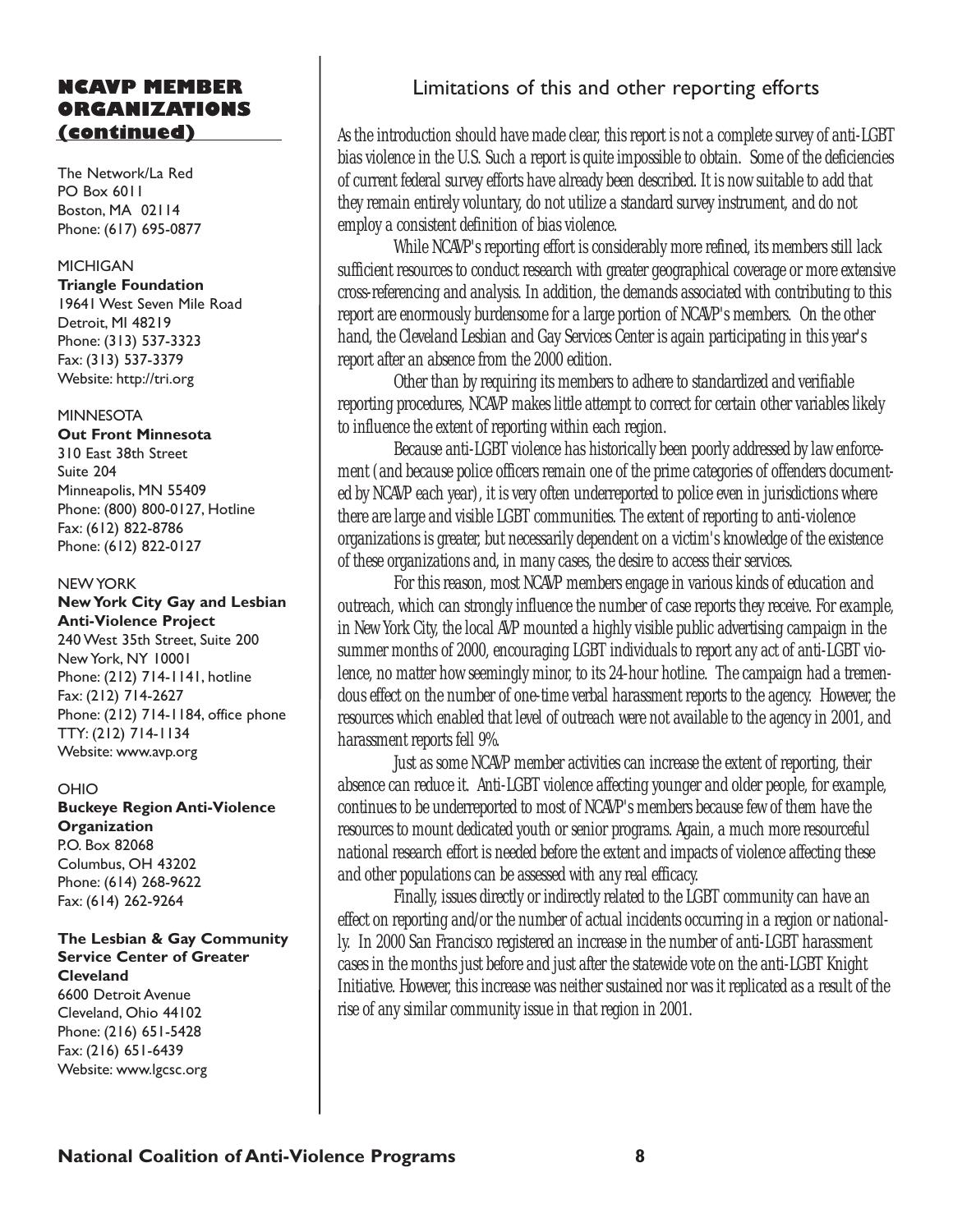### NCAVP MEMBER ORGANIZATIONS (continued)

The Network/La Red
PO Box 6011
Boston, MA 02114
Phone: (617) 695-0877

MICHIGAN
**Triangle Foundation**
19641 West Seven Mile Road
Detroit, MI 48219
Phone: (313) 537-3323
Fax: (313) 537-3379
Website: http://tri.org

MINNESOTA
**Out Front Minnesota**
310 East 38th Street
Suite 204
Minneapolis, MN 55409
Phone: (800) 800-0127, Hotline
Fax: (612) 822-8786
Phone: (612) 822-0127

NEW YORK
**New York City Gay and Lesbian Anti-Violence Project**
240 West 35th Street, Suite 200
New York, NY 10001
Phone: (212) 714-1141, hotline
Fax: (212) 714-2627
Phone: (212) 714-1184, office phone
TTY: (212) 714-1134
Website: www.avp.org

OHIO
**Buckeye Region Anti-Violence Organization**
P.O. Box 82068
Columbus, OH 43202
Phone: (614) 268-9622
Fax: (614) 262-9264

**The Lesbian & Gay Community Service Center of Greater Cleveland**
6600 Detroit Avenue
Cleveland, Ohio 44102
Phone: (216) 651-5428
Fax: (216) 651-6439
Website: www.lgcsc.org

## Limitations of this and other reporting efforts

As the introduction should have made clear, this report is not a complete survey of anti-LGBT bias violence in the U.S. Such a report is quite impossible to obtain. Some of the deficiencies of current federal survey efforts have already been described. It is now suitable to add that they remain entirely voluntary, do not utilize a standard survey instrument, and do not employ a consistent definition of bias violence.

While NCAVP's reporting effort is considerably more refined, its members still lack sufficient resources to conduct research with greater geographical coverage or more extensive cross-referencing and analysis. In addition, the demands associated with contributing to this report are enormously burdensome for a large portion of NCAVP's members. On the other hand, the Cleveland Lesbian and Gay Services Center is again participating in this year's report after an absence from the 2000 edition.

Other than by requiring its members to adhere to standardized and verifiable reporting procedures, NCAVP makes little attempt to correct for certain other variables likely to influence the extent of reporting within each region.

Because anti-LGBT violence has historically been poorly addressed by law enforcement (and because police officers remain one of the prime categories of offenders documented by NCAVP each year), it is very often underreported to police even in jurisdictions where there are large and visible LGBT communities. The extent of reporting to anti-violence organizations is greater, but necessarily dependent on a victim's knowledge of the existence of these organizations and, in many cases, the desire to access their services.

For this reason, most NCAVP members engage in various kinds of education and outreach, which can strongly influence the number of case reports they receive. For example, in New York City, the local AVP mounted a highly visible public advertising campaign in the summer months of 2000, encouraging LGBT individuals to report any act of anti-LGBT violence, no matter how seemingly minor, to its 24-hour hotline. The campaign had a tremendous effect on the number of one-time verbal harassment reports to the agency. However, the resources which enabled that level of outreach were not available to the agency in 2001, and harassment reports fell 9%.

Just as some NCAVP member activities can increase the extent of reporting, their absence can reduce it. Anti-LGBT violence affecting younger and older people, for example, continues to be underreported to most of NCAVP's members because few of them have the resources to mount dedicated youth or senior programs. Again, a much more resourceful national research effort is needed before the extent and impacts of violence affecting these and other populations can be assessed with any real efficacy.

Finally, issues directly or indirectly related to the LGBT community can have an effect on reporting and/or the number of actual incidents occurring in a region or nationally. In 2000 San Francisco registered an increase in the number of anti-LGBT harassment cases in the months just before and just after the statewide vote on the anti-LGBT Knight Initiative. However, this increase was neither sustained nor was it replicated as a result of the rise of any similar community issue in that region in 2001.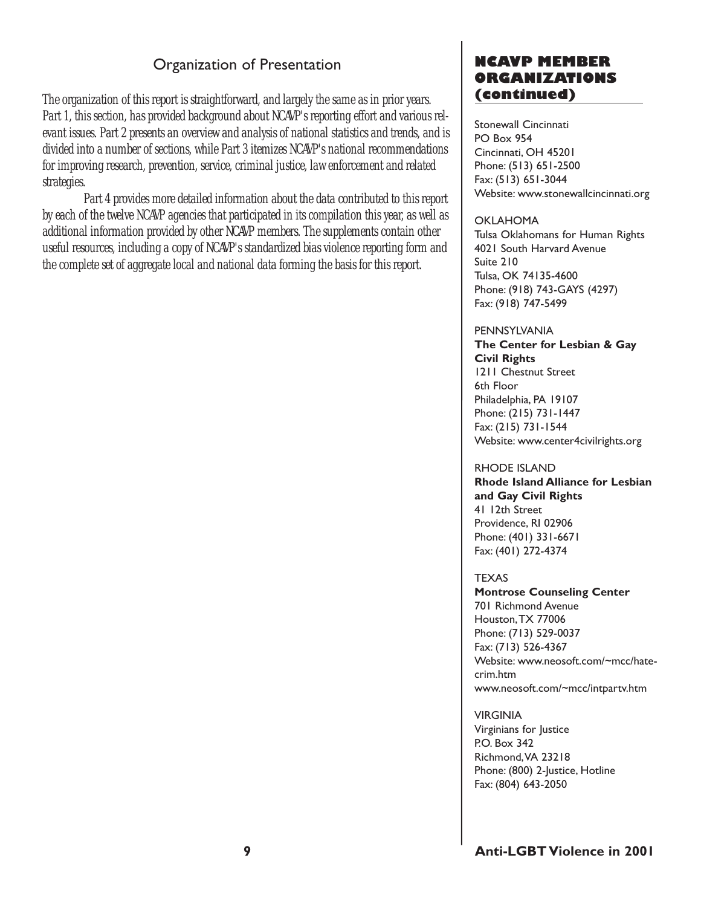## Organization of Presentation

The organization of this report is straightforward, and largely the same as in prior years. Part 1, this section, has provided background about NCAVP's reporting effort and various relevant issues. Part 2 presents an overview and analysis of national statistics and trends, and is divided into a number of sections, while Part 3 itemizes NCAVP's national recommendations for improving research, prevention, service, criminal justice, law enforcement and related strategies.

Part 4 provides more detailed information about the data contributed to this report by each of the twelve NCAVP agencies that participated in its compilation this year, as well as additional information provided by other NCAVP members. The supplements contain other useful resources, including a copy of NCAVP's standardized bias violence reporting form and the complete set of aggregate local and national data forming the basis for this report.

## NCAVP MEMBER ORGANIZATIONS (continued)

Stonewall Cincinnati
PO Box 954
Cincinnati, OH 45201
Phone: (513) 651-2500
Fax: (513) 651-3044
Website: www.stonewallcincinnati.org

OKLAHOMA
Tulsa Oklahomans for Human Rights
4021 South Harvard Avenue
Suite 210
Tulsa, OK 74135-4600
Phone: (918) 743-GAYS (4297)
Fax: (918) 747-5499

PENNSYLVANIA
**The Center for Lesbian & Gay Civil Rights**
1211 Chestnut Street
6th Floor
Philadelphia, PA 19107
Phone: (215) 731-1447
Fax: (215) 731-1544
Website: www.center4civilrights.org

RHODE ISLAND
**Rhode Island Alliance for Lesbian and Gay Civil Rights**
41 12th Street
Providence, RI 02906
Phone: (401) 331-6671
Fax: (401) 272-4374

TEXAS
**Montrose Counseling Center**
701 Richmond Avenue
Houston, TX 77006
Phone: (713) 529-0037
Fax: (713) 526-4367
Website: www.neosoft.com/~mcc/hate-crim.htm
www.neosoft.com/~mcc/intpartv.htm

VIRGINIA
Virginians for Justice
P.O. Box 342
Richmond, VA 23218
Phone: (800) 2-Justice, Hotline
Fax: (804) 643-2050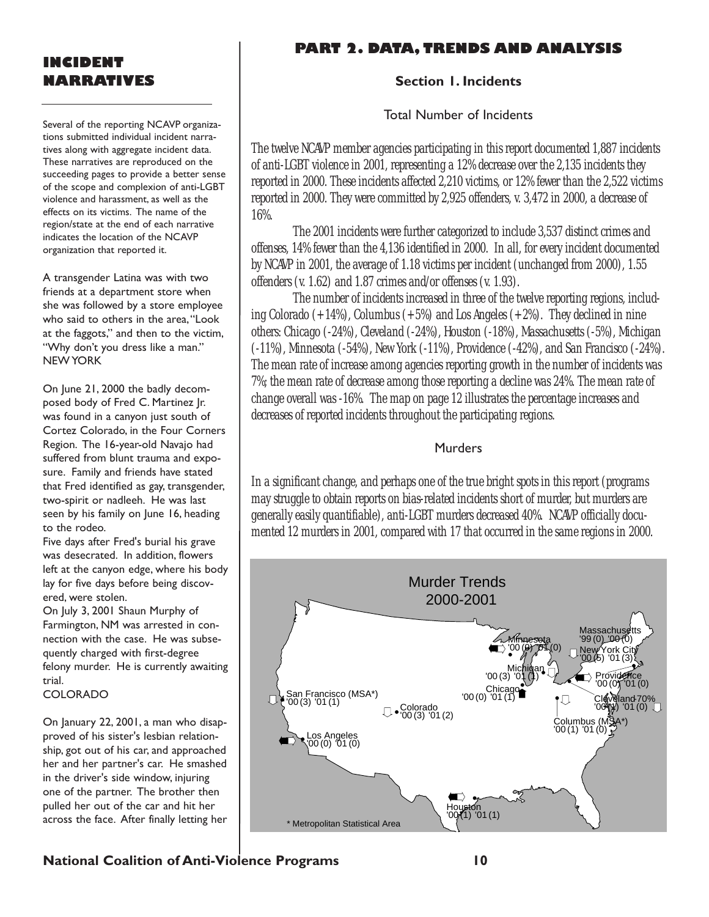# INCIDENT NARRATIVES

Several of the reporting NCAVP organizations submitted individual incident narratives along with aggregate incident data. These narratives are reproduced on the succeeding pages to provide a better sense of the scope and complexion of anti-LGBT violence and harassment, as well as the effects on its victims. The name of the region/state at the end of each narrative indicates the location of the NCAVP organization that reported it.

A transgender Latina was with two friends at a department store when she was followed by a store employee who said to others in the area, "Look at the faggots," and then to the victim, "Why don't you dress like a man."
NEW YORK

On June 21, 2000 the badly decomposed body of Fred C. Martinez Jr. was found in a canyon just south of Cortez Colorado, in the Four Corners Region. The 16-year-old Navajo had suffered from blunt trauma and exposure. Family and friends have stated that Fred identified as gay, transgender, two-spirit or nadleeh. He was last seen by his family on June 16, heading to the rodeo.
Five days after Fred's burial his grave was desecrated. In addition, flowers left at the canyon edge, where his body lay for five days before being discovered, were stolen.
On July 3, 2001 Shaun Murphy of Farmington, NM was arrested in connection with the case. He was subsequently charged with first-degree felony murder. He is currently awaiting trial.
COLORADO

On January 22, 2001, a man who disapproved of his sister's lesbian relationship, got out of his car, and approached her and her partner's car. He smashed in the driver's side window, injuring one of the partner. The brother then pulled her out of the car and hit her across the face. After finally letting her

# PART 2. DATA, TRENDS AND ANALYSIS

## Section 1. Incidents

### Total Number of Incidents

*The twelve NCAVP member agencies participating in this report documented 1,887 incidents of anti-LGBT violence in 2001, representing a 12% decrease over the 2,135 incidents they reported in 2000. These incidents affected 2,210 victims, or 12% fewer than the 2,522 victims reported in 2000. They were committed by 2,925 offenders, v. 3,472 in 2000, a decrease of 16%.*

*The 2001 incidents were further categorized to include 3,537 distinct crimes and offenses, 14% fewer than the 4,136 identified in 2000. In all, for every incident documented by NCAVP in 2001, the average of 1.18 victims per incident (unchanged from 2000), 1.55 offenders (v. 1.62) and 1.87 crimes and/or offenses (v. 1.93).*

*The number of incidents increased in three of the twelve reporting regions, including Colorado (+14%), Columbus (+5%) and Los Angeles (+2%). They declined in nine others: Chicago (-24%), Cleveland (-24%), Houston (-18%), Massachusetts (-5%), Michigan (-11%), Minnesota (-54%), New York (-11%), Providence (-42%), and San Francisco (-24%). The mean rate of increase among agencies reporting growth in the number of incidents was 7%; the mean rate of decrease among those reporting a decline was 24%. The mean rate of change overall was -16%. The map on page 12 illustrates the percentage increases and decreases of reported incidents throughout the participating regions.*

### Murders

*In a significant change, and perhaps one of the true bright spots in this report (programs may struggle to obtain reports on bias-related incidents short of murder, but murders are generally easily quantifiable), anti-LGBT murders decreased 40%. NCAVP officially documented 12 murders in 2001, compared with 17 that occurred in the same regions in 2000.*

**Murder Trends 2000-2001**

| Region | 2000 | 2001 |
|---|---|---|
| Massachusetts | '99 (0) '00 (0) | |
| Minnesota | (0) | (0) |
| New York City | (5) | (3) |
| Michigan | (3) | (1) |
| Providence | (0) | (0) |
| Chicago | (0) | (1) |
| Cleveland -70% | (1) | (0) |
| Columbus (MSA*) | (1) | (0) |
| San Francisco (MSA*) | (3) | (1) |
| Colorado | (3) | (2) |
| Los Angeles | (0) | (0) |
| Houston | (1) | (1) |

\* Metropolitan Statistical Area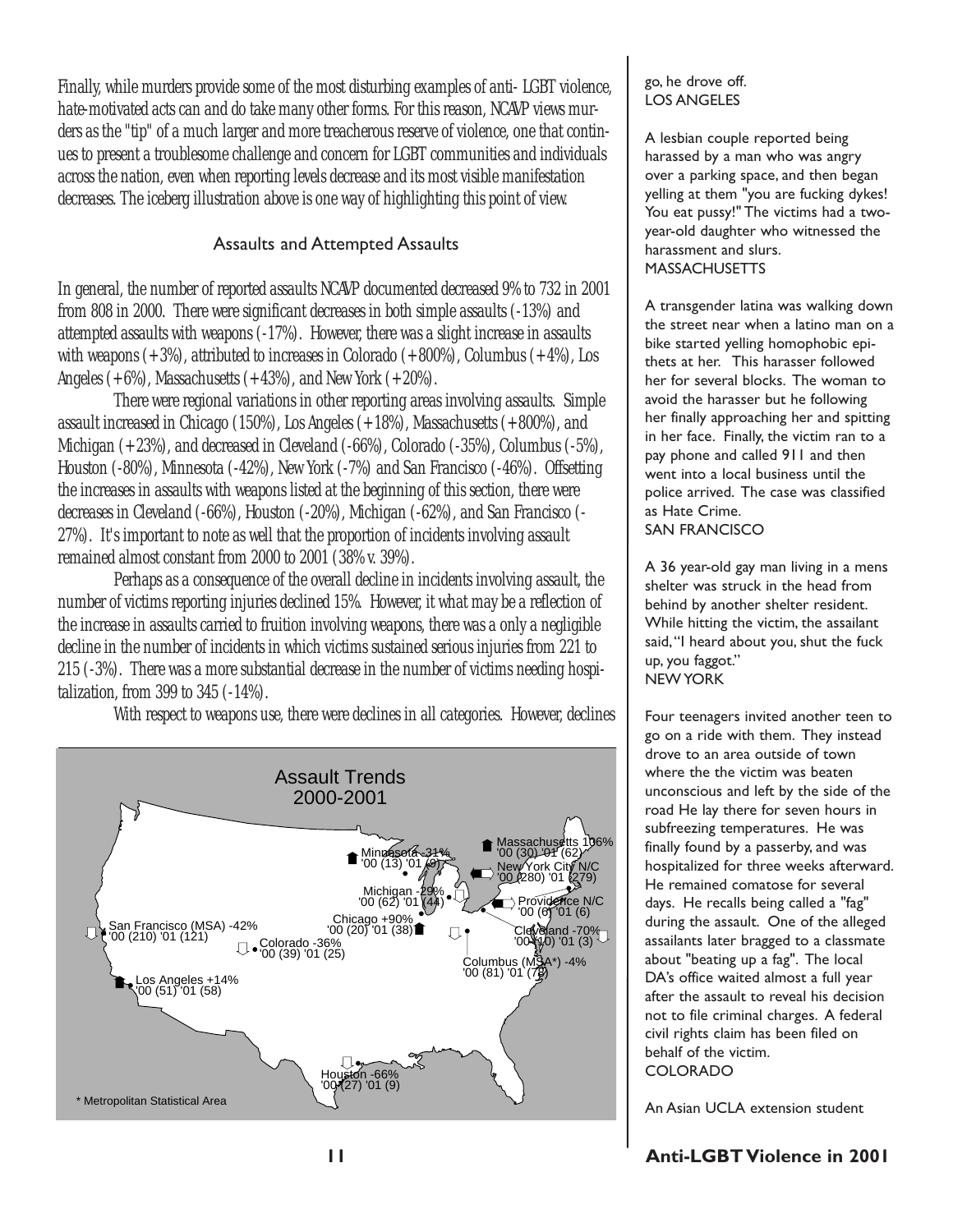Finally, while murders provide some of the most disturbing examples of anti- LGBT violence, hate-motivated acts can and do take many other forms. For this reason, NCAVP views murders as the "tip" of a much larger and more treacherous reserve of violence, one that continues to present a troublesome challenge and concern for LGBT communities and individuals across the nation, even when reporting levels decrease and its most visible manifestation decreases. The iceberg illustration above is one way of highlighting this point of view.

## Assaults and Attempted Assaults

In general, the number of reported assaults NCAVP documented decreased 9% to 732 in 2001 from 808 in 2000. There were significant decreases in both simple assaults (-13%) and attempted assaults with weapons (-17%). However, there was a slight increase in assaults with weapons (+3%), attributed to increases in Colorado (+800%), Columbus (+4%), Los Angeles (+6%), Massachusetts (+43%), and New York (+20%).

There were regional variations in other reporting areas involving assaults. Simple assault increased in Chicago (150%), Los Angeles (+18%), Massachusetts (+800%), and Michigan (+23%), and decreased in Cleveland (-66%), Colorado (-35%), Columbus (-5%), Houston (-80%), Minnesota (-42%), New York (-7%) and San Francisco (-46%). Offsetting the increases in assaults with weapons listed at the beginning of this section, there were decreases in Cleveland (-66%), Houston (-20%), Michigan (-62%), and San Francisco (-27%). It's important to note as well that the proportion of incidents involving assault remained almost constant from 2000 to 2001 (38% v. 39%).

Perhaps as a consequence of the overall decline in incidents involving assault, the number of victims reporting injuries declined 15%. However, it what may be a reflection of the increase in assaults carried to fruition involving weapons, there was a only a negligible decline in the number of incidents in which victims sustained serious injuries from 221 to 215 (-3%). There was a more substantial decrease in the number of victims needing hospitalization, from 399 to 345 (-14%).

With respect to weapons use, there were declines in all categories. However, declines

**Assault Trends 2000-2001**

- Massachusetts 106% '00 (30) '01 (62)
- Minnesota -31% '00 (13) '01 (9)
- New York City N/C '00 (280) '01 (279)
- Michigan -29% '00 (62) '01 (44)
- Providence N/C '00 (6) '01 (6)
- Chicago +90% '00 (20) '01 (38)
- San Francisco (MSA) -42% '00 (210) '01 (121)
- Cleveland -70% '00 (10) '01 (3)
- Colorado -36% '00 (39) '01 (25)
- Columbus (MSA*) -4% '00 (81) '01 (78)
- Los Angeles +14% '00 (51) '01 (58)
- Houston -66% '00 (27) '01 (9)

\* Metropolitan Statistical Area

go, he drove off.
LOS ANGELES

A lesbian couple reported being harassed by a man who was angry over a parking space, and then began yelling at them "you are fucking dykes! You eat pussy!" The victims had a two-year-old daughter who witnessed the harassment and slurs.
MASSACHUSETTS

A transgender latina was walking down the street near when a latino man on a bike started yelling homophobic epithets at her. This harasser followed her for several blocks. The woman to avoid the harasser but he following her finally approaching her and spitting in her face. Finally, the victim ran to a pay phone and called 911 and then went into a local business until the police arrived. The case was classified as Hate Crime.
SAN FRANCISCO

A 36 year-old gay man living in a mens shelter was struck in the head from behind by another shelter resident. While hitting the victim, the assailant said, "I heard about you, shut the fuck up, you faggot."
NEW YORK

Four teenagers invited another teen to go on a ride with them. They instead drove to an area outside of town where the the victim was beaten unconscious and left by the side of the road He lay there for seven hours in subfreezing temperatures. He was finally found by a passerby, and was hospitalized for three weeks afterward. He remained comatose for several days. He recalls being called a "fag" during the assault. One of the alleged assailants later bragged to a classmate about "beating up a fag". The local DA's office waited almost a full year after the assault to reveal his decision not to file criminal charges. A federal civil rights claim has been filed on behalf of the victim.
COLORADO

An Asian UCLA extension student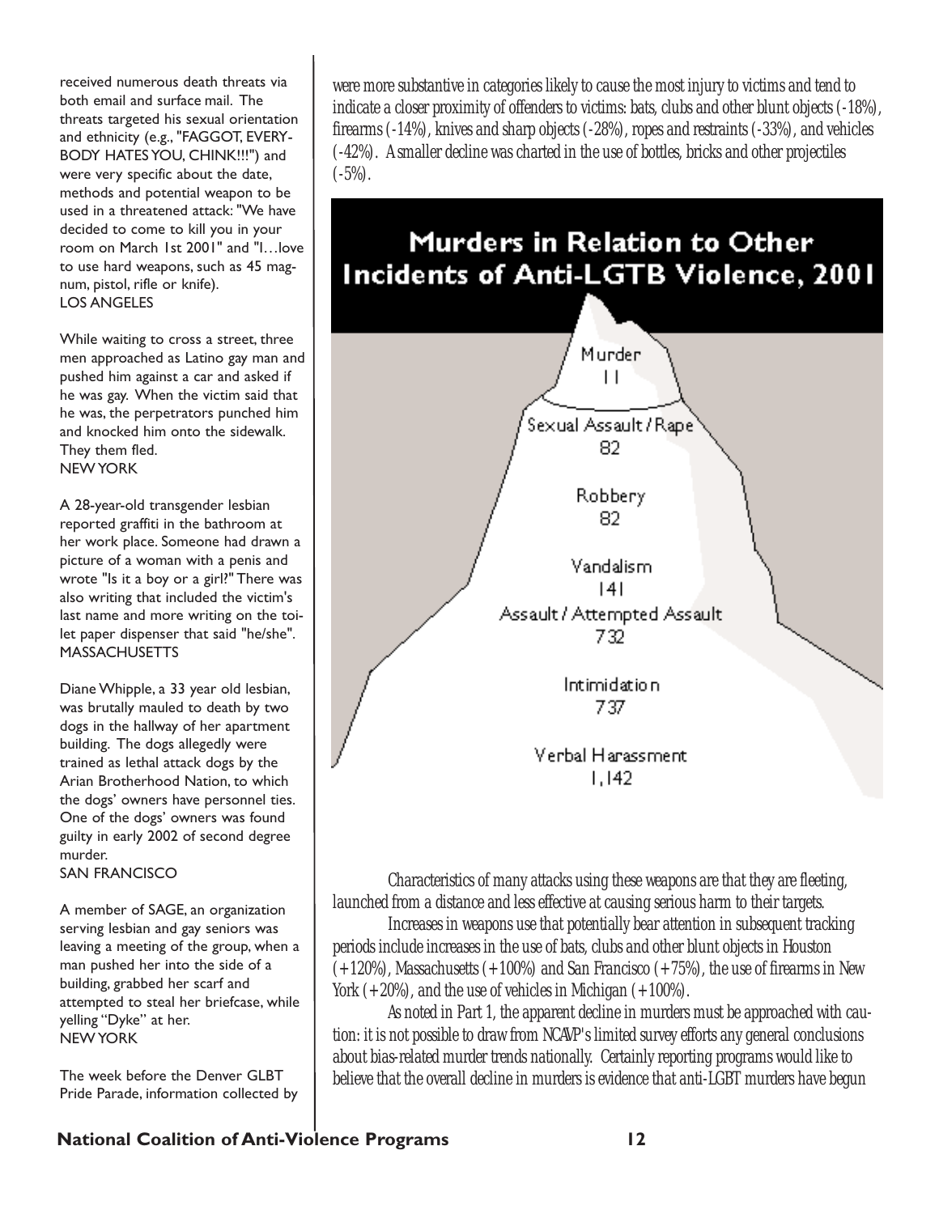received numerous death threats via both email and surface mail. The threats targeted his sexual orientation and ethnicity (e.g., "FAGGOT, EVERYBODY HATES YOU, CHINK!!!") and were very specific about the date, methods and potential weapon to be used in a threatened attack: "We have decided to come to kill you in your room on March 1st 2001" and "I…love to use hard weapons, such as 45 magnum, pistol, rifle or knife).
LOS ANGELES

While waiting to cross a street, three men approached as Latino gay man and pushed him against a car and asked if he was gay. When the victim said that he was, the perpetrators punched him and knocked him onto the sidewalk. They them fled.
NEW YORK

A 28-year-old transgender lesbian reported graffiti in the bathroom at her work place. Someone had drawn a picture of a woman with a penis and wrote "Is it a boy or a girl?" There was also writing that included the victim's last name and more writing on the toilet paper dispenser that said "he/she".
MASSACHUSETTS

Diane Whipple, a 33 year old lesbian, was brutally mauled to death by two dogs in the hallway of her apartment building. The dogs allegedly were trained as lethal attack dogs by the Arian Brotherhood Nation, to which the dogs' owners have personnel ties. One of the dogs' owners was found guilty in early 2002 of second degree murder.
SAN FRANCISCO

A member of SAGE, an organization serving lesbian and gay seniors was leaving a meeting of the group, when a man pushed her into the side of a building, grabbed her scarf and attempted to steal her briefcase, while yelling "Dyke" at her.
NEW YORK

The week before the Denver GLBT Pride Parade, information collected by

were more substantive in categories likely to cause the most injury to victims and tend to indicate a closer proximity of offenders to victims: bats, clubs and other blunt objects (-18%), firearms (-14%), knives and sharp objects (-28%), ropes and restraints (-33%), and vehicles (-42%). A smaller decline was charted in the use of bottles, bricks and other projectiles (-5%).

## Murders in Relation to Other Incidents of Anti-LGTB Violence, 2001

| Incident | Number |
|---|---|
| Murder | 11 |
| Sexual Assault / Rape | 82 |
| Robbery | 82 |
| Vandalism | 141 |
| Assault / Attempted Assault | 732 |
| Intimidation | 737 |
| Verbal Harassment | 1,142 |

Characteristics of many attacks using these weapons are that they are fleeting, launched from a distance and less effective at causing serious harm to their targets.

Increases in weapons use that potentially bear attention in subsequent tracking periods include increases in the use of bats, clubs and other blunt objects in Houston (+120%), Massachusetts (+100%) and San Francisco (+75%), the use of firearms in New York (+20%), and the use of vehicles in Michigan (+100%).

As noted in Part 1, the apparent decline in murders must be approached with caution: it is not possible to draw from NCAVP's limited survey efforts any general conclusions about bias-related murder trends nationally. Certainly reporting programs would like to believe that the overall decline in murders is evidence that anti-LGBT murders have begun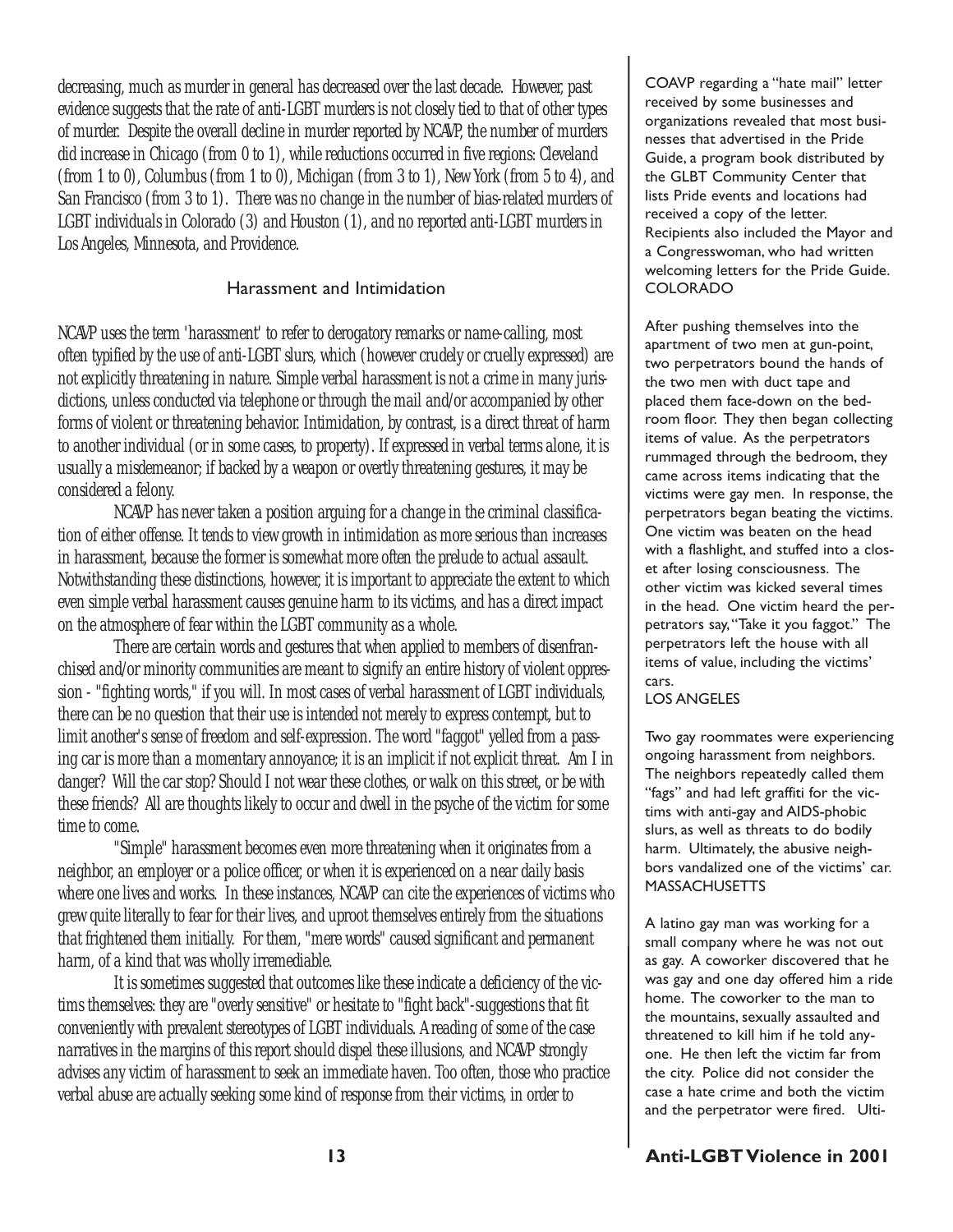decreasing, much as murder in general has decreased over the last decade. However, past evidence suggests that the rate of anti-LGBT murders is not closely tied to that of other types of murder. Despite the overall decline in murder reported by NCAVP, the number of murders did increase in Chicago (from 0 to 1), while reductions occurred in five regions: Cleveland (from 1 to 0), Columbus (from 1 to 0), Michigan (from 3 to 1), New York (from 5 to 4), and San Francisco (from 3 to 1). There was no change in the number of bias-related murders of LGBT individuals in Colorado (3) and Houston (1), and no reported anti-LGBT murders in Los Angeles, Minnesota, and Providence.

## Harassment and Intimidation

NCAVP uses the term 'harassment' to refer to derogatory remarks or name-calling, most often typified by the use of anti-LGBT slurs, which (however crudely or cruelly expressed) are not explicitly threatening in nature. Simple verbal harassment is not a crime in many jurisdictions, unless conducted via telephone or through the mail and/or accompanied by other forms of violent or threatening behavior. Intimidation, by contrast, is a direct threat of harm to another individual (or in some cases, to property). If expressed in verbal terms alone, it is usually a misdemeanor; if backed by a weapon or overtly threatening gestures, it may be considered a felony.

NCAVP has never taken a position arguing for a change in the criminal classification of either offense. It tends to view growth in intimidation as more serious than increases in harassment, because the former is somewhat more often the prelude to actual assault. Notwithstanding these distinctions, however, it is important to appreciate the extent to which even simple verbal harassment causes genuine harm to its victims, and has a direct impact on the atmosphere of fear within the LGBT community as a whole.

There are certain words and gestures that when applied to members of disenfranchised and/or minority communities are meant to signify an entire history of violent oppression - "fighting words," if you will. In most cases of verbal harassment of LGBT individuals, there can be no question that their use is intended not merely to express contempt, but to limit another's sense of freedom and self-expression. The word "faggot" yelled from a passing car is more than a momentary annoyance; it is an implicit if not explicit threat. Am I in danger? Will the car stop? Should I not wear these clothes, or walk on this street, or be with these friends? All are thoughts likely to occur and dwell in the psyche of the victim for some time to come.

"Simple" harassment becomes even more threatening when it originates from a neighbor, an employer or a police officer, or when it is experienced on a near daily basis where one lives and works. In these instances, NCAVP can cite the experiences of victims who grew quite literally to fear for their lives, and uproot themselves entirely from the situations that frightened them initially. For them, "mere words" caused significant and permanent harm, of a kind that was wholly irremediable.

It is sometimes suggested that outcomes like these indicate a deficiency of the victims themselves: they are "overly sensitive" or hesitate to "fight back"-suggestions that fit conveniently with prevalent stereotypes of LGBT individuals. A reading of some of the case narratives in the margins of this report should dispel these illusions, and NCAVP strongly advises any victim of harassment to seek an immediate haven. Too often, those who practice verbal abuse are actually seeking some kind of response from their victims, in order to

COAVP regarding a "hate mail" letter received by some businesses and organizations revealed that most businesses that advertised in the Pride Guide, a program book distributed by the GLBT Community Center that lists Pride events and locations had received a copy of the letter. Recipients also included the Mayor and a Congresswoman, who had written welcoming letters for the Pride Guide.
COLORADO

After pushing themselves into the apartment of two men at gun-point, two perpetrators bound the hands of the two men with duct tape and placed them face-down on the bedroom floor. They then began collecting items of value. As the perpetrators rummaged through the bedroom, they came across items indicating that the victims were gay men. In response, the perpetrators began beating the victims. One victim was beaten on the head with a flashlight, and stuffed into a closet after losing consciousness. The other victim was kicked several times in the head. One victim heard the perpetrators say, "Take it you faggot." The perpetrators left the house with all items of value, including the victims' cars.
LOS ANGELES

Two gay roommates were experiencing ongoing harassment from neighbors. The neighbors repeatedly called them "fags" and had left graffiti for the victims with anti-gay and AIDS-phobic slurs, as well as threats to do bodily harm. Ultimately, the abusive neighbors vandalized one of the victims' car.
MASSACHUSETTS

A latino gay man was working for a small company where he was not out as gay. A coworker discovered that he was gay and one day offered him a ride home. The coworker to the man to the mountains, sexually assaulted and threatened to kill him if he told anyone. He then left the victim far from the city. Police did not consider the case a hate crime and both the victim and the perpetrator were fired. Ulti-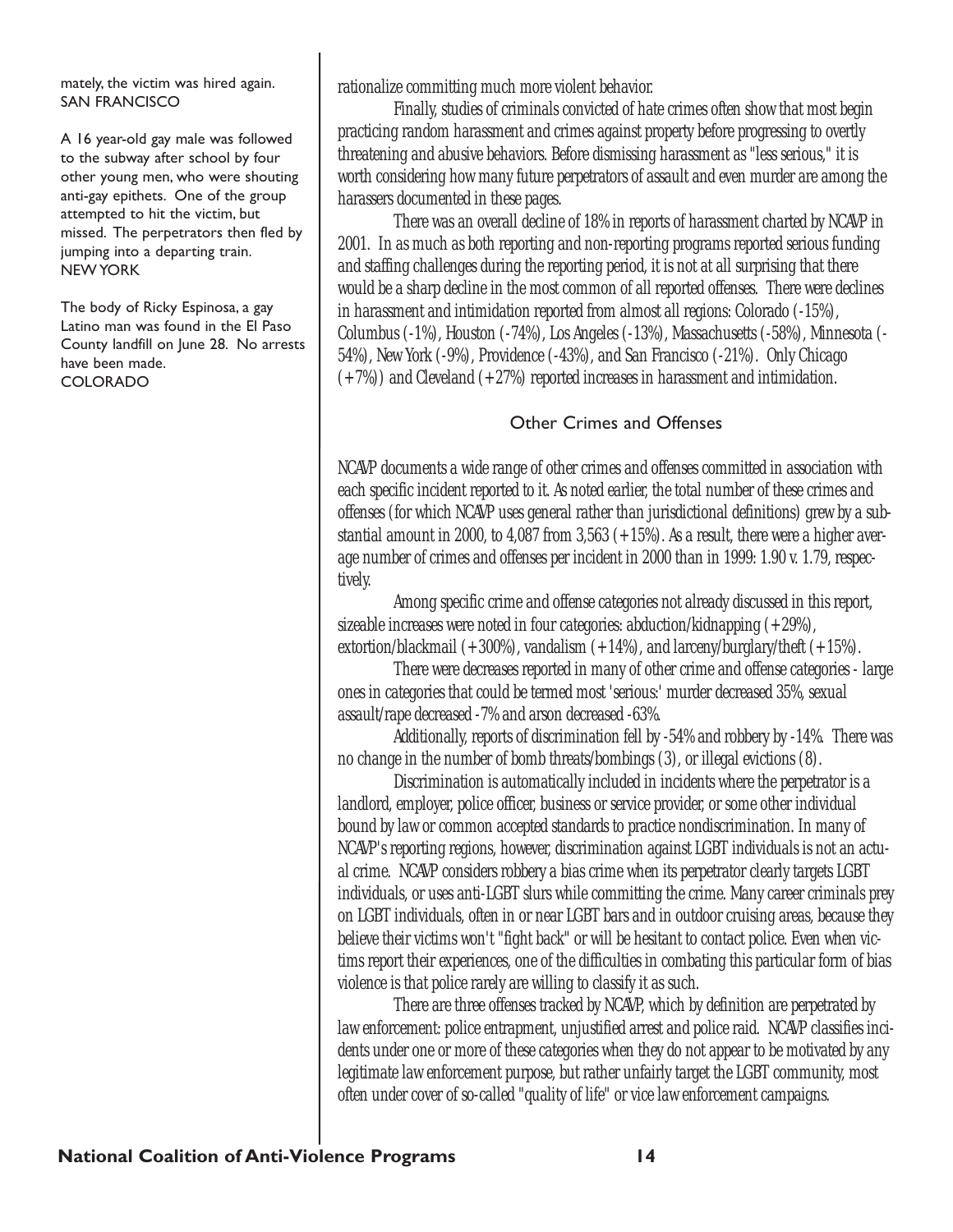mately, the victim was hired again.
SAN FRANCISCO

A 16 year-old gay male was followed to the subway after school by four other young men, who were shouting anti-gay epithets. One of the group attempted to hit the victim, but missed. The perpetrators then fled by jumping into a departing train.
NEW YORK

The body of Ricky Espinosa, a gay Latino man was found in the El Paso County landfill on June 28. No arrests have been made.
COLORADO

rationalize committing much more violent behavior.

Finally, studies of criminals convicted of hate crimes often show that most begin practicing random harassment and crimes against property before progressing to overtly threatening and abusive behaviors. Before dismissing harassment as "less serious," it is worth considering how many future perpetrators of assault and even murder are among the harassers documented in these pages.

There was an overall decline of 18% in reports of harassment charted by NCAVP in 2001. In as much as both reporting and non-reporting programs reported serious funding and staffing challenges during the reporting period, it is not at all surprising that there would be a sharp decline in the most common of all reported offenses. There were declines in harassment and intimidation reported from almost all regions: Colorado (-15%), Columbus (-1%), Houston (-74%), Los Angeles (-13%), Massachusetts (-58%), Minnesota (-54%), New York (-9%), Providence (-43%), and San Francisco (-21%). Only Chicago (+7%)) and Cleveland (+27%) reported increases in harassment and intimidation.

## Other Crimes and Offenses

NCAVP documents a wide range of other crimes and offenses committed in association with each specific incident reported to it. As noted earlier, the total number of these crimes and offenses (for which NCAVP uses general rather than jurisdictional definitions) grew by a substantial amount in 2000, to 4,087 from 3,563 (+15%). As a result, there were a higher average number of crimes and offenses per incident in 2000 than in 1999: 1.90 v. 1.79, respectively.

Among specific crime and offense categories not already discussed in this report, sizeable increases were noted in four categories: abduction/kidnapping (+29%), extortion/blackmail (+300%), vandalism (+14%), and larceny/burglary/theft (+15%).

There were decreases reported in many of other crime and offense categories - large ones in categories that could be termed most 'serious:' murder decreased 35%, sexual assault/rape decreased -7% and arson decreased -63%.

Additionally, reports of discrimination fell by -54% and robbery by -14%. There was no change in the number of bomb threats/bombings (3), or illegal evictions (8).

Discrimination is automatically included in incidents where the perpetrator is a landlord, employer, police officer, business or service provider, or some other individual bound by law or common accepted standards to practice nondiscrimination. In many of NCAVP's reporting regions, however, discrimination against LGBT individuals is not an actual crime. NCAVP considers robbery a bias crime when its perpetrator clearly targets LGBT individuals, or uses anti-LGBT slurs while committing the crime. Many career criminals prey on LGBT individuals, often in or near LGBT bars and in outdoor cruising areas, because they believe their victims won't "fight back" or will be hesitant to contact police. Even when victims report their experiences, one of the difficulties in combating this particular form of bias violence is that police rarely are willing to classify it as such.

There are three offenses tracked by NCAVP, which by definition are perpetrated by law enforcement: police entrapment, unjustified arrest and police raid. NCAVP classifies incidents under one or more of these categories when they do not appear to be motivated by any legitimate law enforcement purpose, but rather unfairly target the LGBT community, most often under cover of so-called "quality of life" or vice law enforcement campaigns.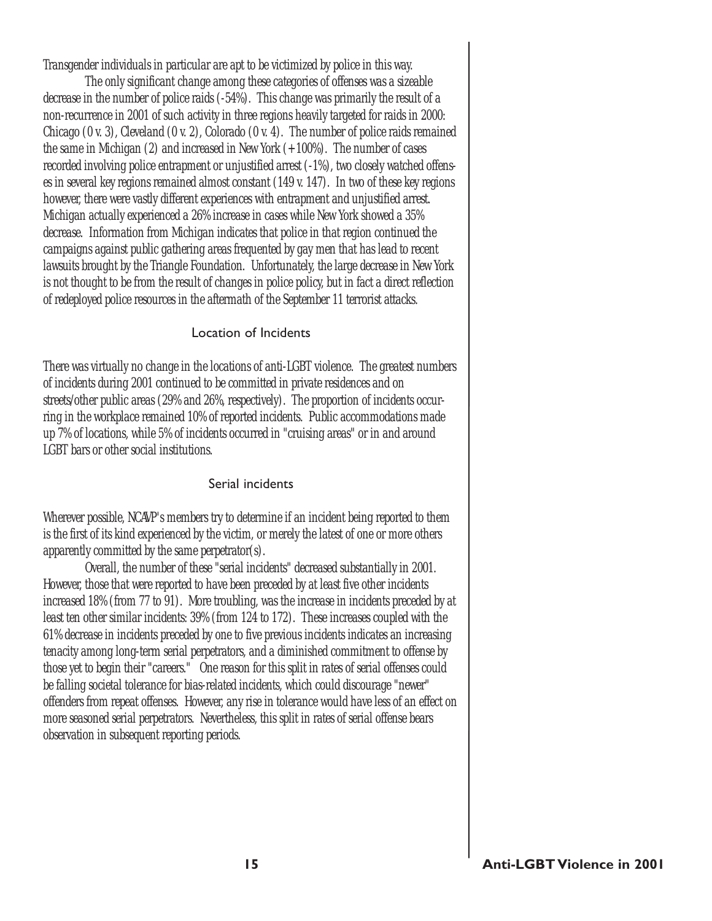Transgender individuals in particular are apt to be victimized by police in this way.

The only significant change among these categories of offenses was a sizeable decrease in the number of police raids (-54%). This change was primarily the result of a non-recurrence in 2001 of such activity in three regions heavily targeted for raids in 2000: Chicago (0 v. 3), Cleveland (0 v. 2), Colorado (0 v. 4). The number of police raids remained the same in Michigan (2) and increased in New York (+100%). The number of cases recorded involving police entrapment or unjustified arrest (-1%), two closely watched offenses in several key regions remained almost constant (149 v. 147). In two of these key regions however, there were vastly different experiences with entrapment and unjustified arrest. Michigan actually experienced a 26% increase in cases while New York showed a 35% decrease. Information from Michigan indicates that police in that region continued the campaigns against public gathering areas frequented by gay men that has lead to recent lawsuits brought by the Triangle Foundation. Unfortunately, the large decrease in New York is not thought to be from the result of changes in police policy, but in fact a direct reflection of redeployed police resources in the aftermath of the September 11 terrorist attacks.

## Location of Incidents

There was virtually no change in the locations of anti-LGBT violence. The greatest numbers of incidents during 2001 continued to be committed in private residences and on streets/other public areas (29% and 26%, respectively). The proportion of incidents occurring in the workplace remained 10% of reported incidents. Public accommodations made up 7% of locations, while 5% of incidents occurred in "cruising areas" or in and around LGBT bars or other social institutions.

## Serial incidents

Wherever possible, NCAVP's members try to determine if an incident being reported to them is the first of its kind experienced by the victim, or merely the latest of one or more others apparently committed by the same perpetrator(s).

Overall, the number of these "serial incidents" decreased substantially in 2001. However, those that were reported to have been preceded by at least five other incidents increased 18% (from 77 to 91). More troubling, was the increase in incidents preceded by at least ten other similar incidents: 39% (from 124 to 172). These increases coupled with the 61% decrease in incidents preceded by one to five previous incidents indicates an increasing tenacity among long-term serial perpetrators, and a diminished commitment to offense by those yet to begin their "careers." One reason for this split in rates of serial offenses could be falling societal tolerance for bias-related incidents, which could discourage "newer" offenders from repeat offenses. However, any rise in tolerance would have less of an effect on more seasoned serial perpetrators. Nevertheless, this split in rates of serial offense bears observation in subsequent reporting periods.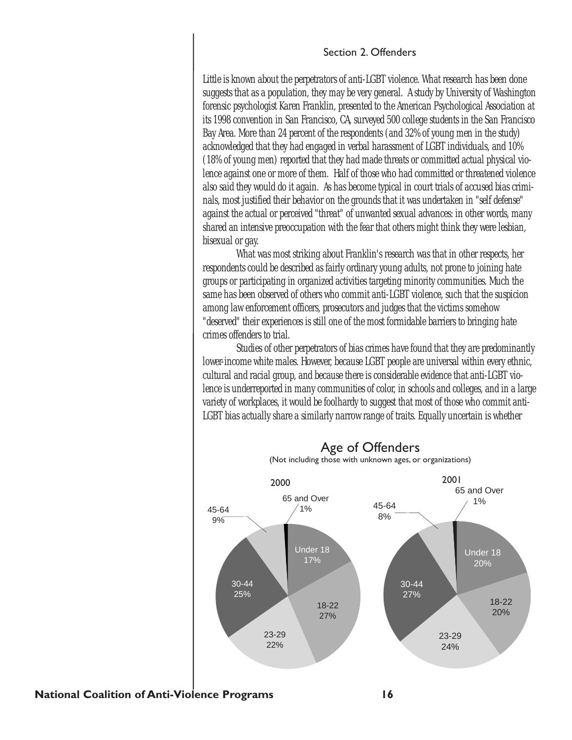## Section 2. Offenders

*Little is known about the perpetrators of anti-LGBT violence. What research has been done suggests that as a population, they may be very general. A study by University of Washington forensic psychologist Karen Franklin, presented to the American Psychological Association at its 1998 convention in San Francisco, CA, surveyed 500 college students in the San Francisco Bay Area. More than 24 percent of the respondents (and 32% of young men in the study) acknowledged that they had engaged in verbal harassment of LGBT individuals, and 10% (18% of young men) reported that they had made threats or committed actual physical violence against one or more of them. Half of those who had committed or threatened violence also said they would do it again. As has become typical in court trials of accused bias criminals, most justified their behavior on the grounds that it was undertaken in "self defense" against the actual or perceived "threat" of unwanted sexual advances: in other words, many shared an intensive preoccupation with the fear that others might think they were lesbian, bisexual or gay.*

*What was most striking about Franklin's research was that in other respects, her respondents could be described as fairly ordinary young adults, not prone to joining hate groups or participating in organized activities targeting minority communities. Much the same has been observed of others who commit anti-LGBT violence, such that the suspicion among law enforcement officers, prosecutors and judges that the victims somehow "deserved" their experiences is still one of the most formidable barriers to bringing hate crimes offenders to trial.*

*Studies of other perpetrators of bias crimes have found that they are predominantly lower-income white males. However, because LGBT people are universal within every ethnic, cultural and racial group, and because there is considerable evidence that anti-LGBT violence is underreported in many communities of color, in schools and colleges, and in a large variety of workplaces, it would be foolhardy to suggest that most of those who commit anti-LGBT bias actually share a similarly narrow range of traits. Equally uncertain is whether*

### Age of Offenders

(Not including those with unknown ages, or organizations)

| Age | 2000 | 2001 |
|---|---|---|
| Under 18 | 17% | 20% |
| 18-22 | 27% | 20% |
| 23-29 | 22% | 24% |
| 30-44 | 25% | 27% |
| 45-64 | 9% | 8% |
| 65 and Over | 1% | 1% |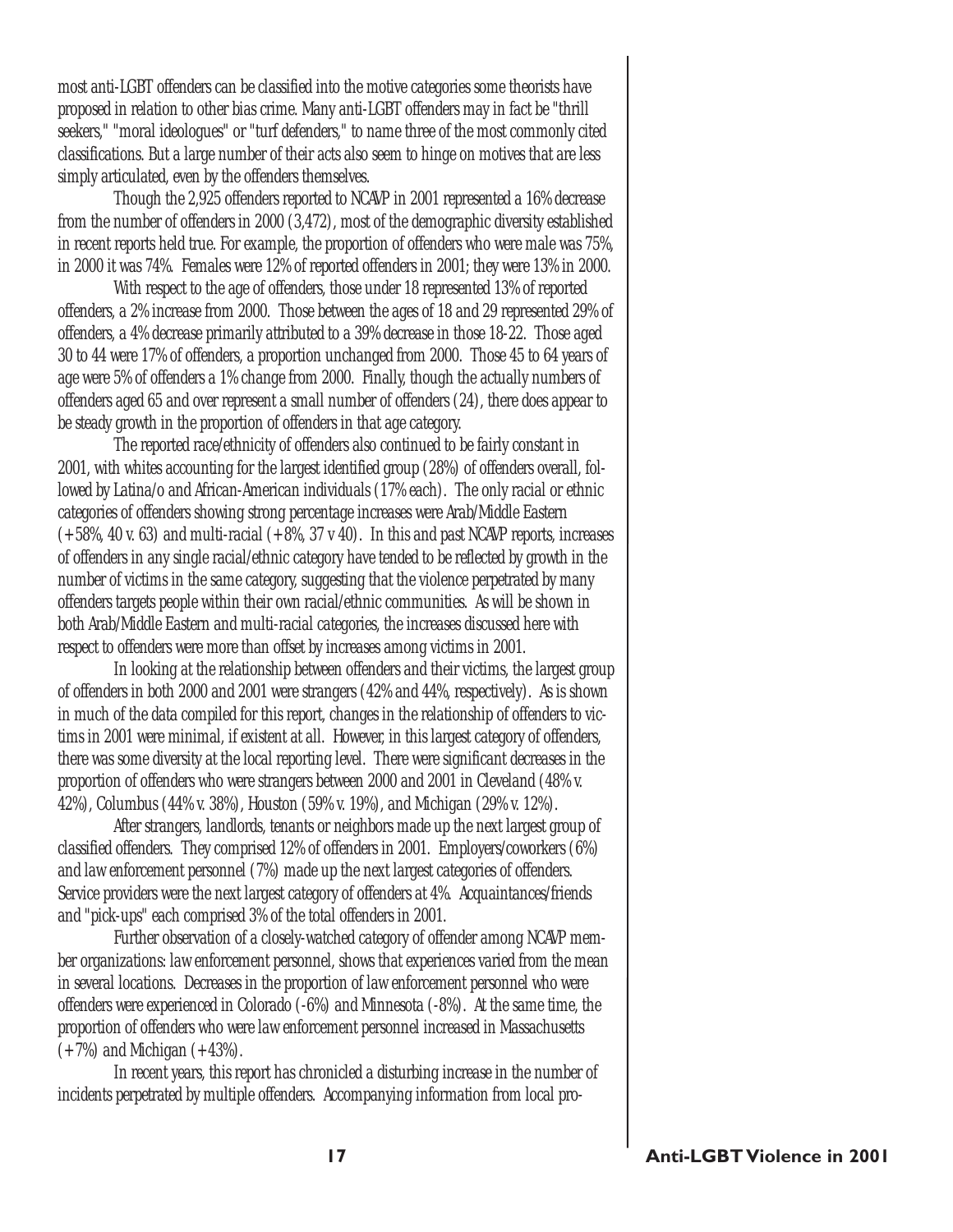most anti-LGBT offenders can be classified into the motive categories some theorists have proposed in relation to other bias crime. Many anti-LGBT offenders may in fact be "thrill seekers," "moral ideologues" or "turf defenders," to name three of the most commonly cited classifications. But a large number of their acts also seem to hinge on motives that are less simply articulated, even by the offenders themselves.

Though the 2,925 offenders reported to NCAVP in 2001 represented a 16% decrease from the number of offenders in 2000 (3,472), most of the demographic diversity established in recent reports held true. For example, the proportion of offenders who were male was 75%, in 2000 it was 74%. Females were 12% of reported offenders in 2001; they were 13% in 2000.

With respect to the age of offenders, those under 18 represented 13% of reported offenders, a 2% increase from 2000. Those between the ages of 18 and 29 represented 29% of offenders, a 4% decrease primarily attributed to a 39% decrease in those 18-22. Those aged 30 to 44 were 17% of offenders, a proportion unchanged from 2000. Those 45 to 64 years of age were 5% of offenders a 1% change from 2000. Finally, though the actually numbers of offenders aged 65 and over represent a small number of offenders (24), there does appear to be steady growth in the proportion of offenders in that age category.

The reported race/ethnicity of offenders also continued to be fairly constant in 2001, with whites accounting for the largest identified group (28%) of offenders overall, followed by Latina/o and African-American individuals (17% each). The only racial or ethnic categories of offenders showing strong percentage increases were Arab/Middle Eastern (+58%, 40 v. 63) and multi-racial (+8%, 37 v 40). In this and past NCAVP reports, increases of offenders in any single racial/ethnic category have tended to be reflected by growth in the number of victims in the same category, suggesting that the violence perpetrated by many offenders targets people within their own racial/ethnic communities. As will be shown in both Arab/Middle Eastern and multi-racial categories, the increases discussed here with respect to offenders were more than offset by increases among victims in 2001.

In looking at the relationship between offenders and their victims, the largest group of offenders in both 2000 and 2001 were strangers (42% and 44%, respectively). As is shown in much of the data compiled for this report, changes in the relationship of offenders to victims in 2001 were minimal, if existent at all. However, in this largest category of offenders, there was some diversity at the local reporting level. There were significant decreases in the proportion of offenders who were strangers between 2000 and 2001 in Cleveland (48% v. 42%), Columbus (44% v. 38%), Houston (59% v. 19%), and Michigan (29% v. 12%).

After strangers, landlords, tenants or neighbors made up the next largest group of classified offenders. They comprised 12% of offenders in 2001. Employers/coworkers (6%) and law enforcement personnel (7%) made up the next largest categories of offenders. Service providers were the next largest category of offenders at 4%. Acquaintances/friends and "pick-ups" each comprised 3% of the total offenders in 2001.

Further observation of a closely-watched category of offender among NCAVP member organizations: law enforcement personnel, shows that experiences varied from the mean in several locations. Decreases in the proportion of law enforcement personnel who were offenders were experienced in Colorado (-6%) and Minnesota (-8%). At the same time, the proportion of offenders who were law enforcement personnel increased in Massachusetts (+7%) and Michigan (+43%).

In recent years, this report has chronicled a disturbing increase in the number of incidents perpetrated by multiple offenders. Accompanying information from local pro-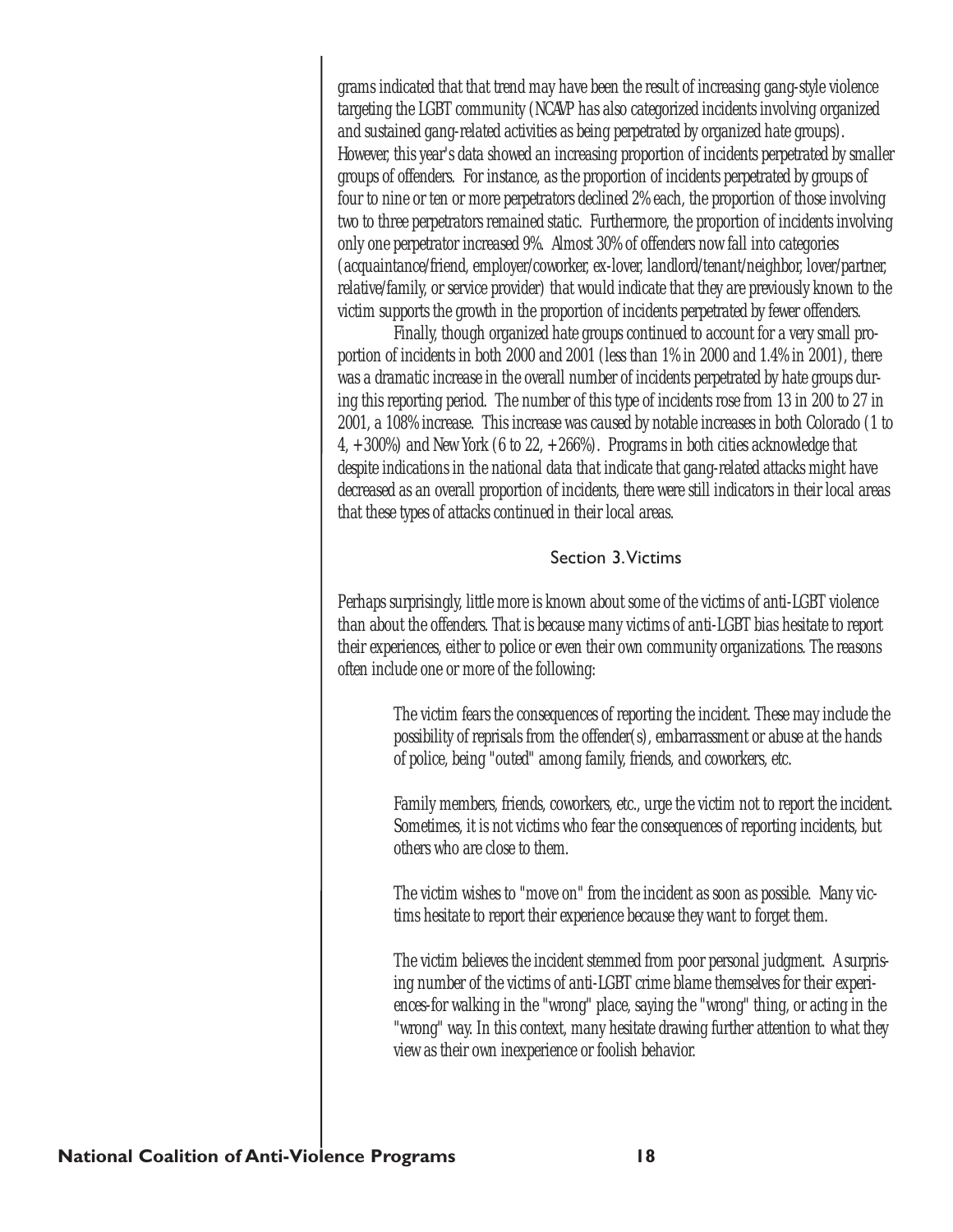grams indicated that that trend may have been the result of increasing gang-style violence targeting the LGBT community (NCAVP has also categorized incidents involving organized and sustained gang-related activities as being perpetrated by organized hate groups). However, this year's data showed an increasing proportion of incidents perpetrated by smaller groups of offenders. For instance, as the proportion of incidents perpetrated by groups of four to nine or ten or more perpetrators declined 2% each, the proportion of those involving two to three perpetrators remained static. Furthermore, the proportion of incidents involving only one perpetrator increased 9%. Almost 30% of offenders now fall into categories (acquaintance/friend, employer/coworker, ex-lover, landlord/tenant/neighbor, lover/partner, relative/family, or service provider) that would indicate that they are previously known to the victim supports the growth in the proportion of incidents perpetrated by fewer offenders.

Finally, though organized hate groups continued to account for a very small proportion of incidents in both 2000 and 2001 (less than 1% in 2000 and 1.4% in 2001), there was a dramatic increase in the overall number of incidents perpetrated by hate groups during this reporting period. The number of this type of incidents rose from 13 in 200 to 27 in 2001, a 108% increase. This increase was caused by notable increases in both Colorado (1 to 4, +300%) and New York (6 to 22, +266%). Programs in both cities acknowledge that despite indications in the national data that indicate that gang-related attacks might have decreased as an overall proportion of incidents, there were still indicators in their local areas that these types of attacks continued in their local areas.

## Section 3. Victims

Perhaps surprisingly, little more is known about some of the victims of anti-LGBT violence than about the offenders. That is because many victims of anti-LGBT bias hesitate to report their experiences, either to police or even their own community organizations. The reasons often include one or more of the following:

> The victim fears the consequences of reporting the incident. These may include the possibility of reprisals from the offender(s), embarrassment or abuse at the hands of police, being "outed" among family, friends, and coworkers, etc.
>
> Family members, friends, coworkers, etc., urge the victim not to report the incident. Sometimes, it is not victims who fear the consequences of reporting incidents, but others who are close to them.
>
> The victim wishes to "move on" from the incident as soon as possible. Many victims hesitate to report their experience because they want to forget them.
>
> The victim believes the incident stemmed from poor personal judgment. A surprising number of the victims of anti-LGBT crime blame themselves for their experiences-for walking in the "wrong" place, saying the "wrong" thing, or acting in the "wrong" way. In this context, many hesitate drawing further attention to what they view as their own inexperience or foolish behavior.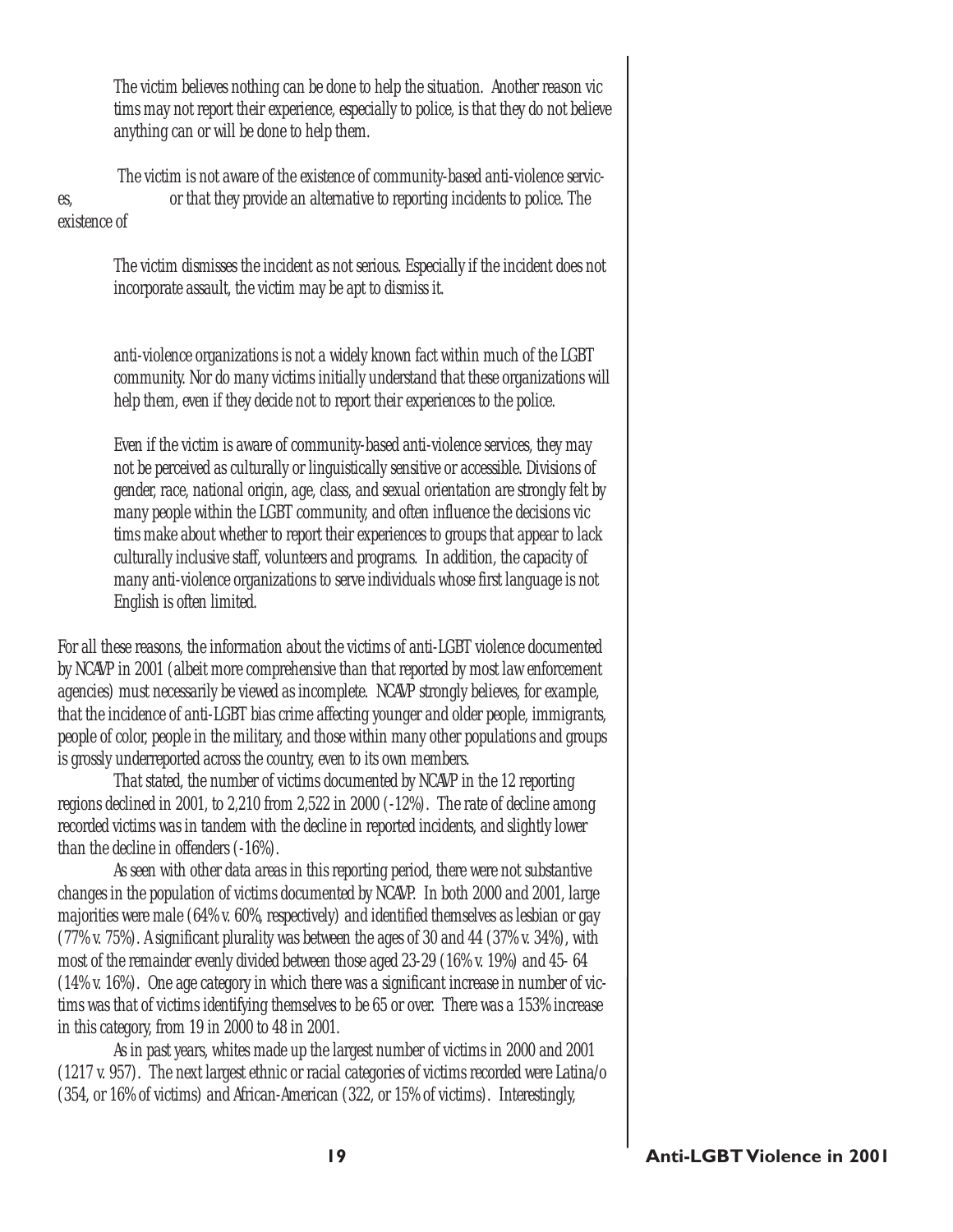The victim believes nothing can be done to help the situation. Another reason victims may not report their experience, especially to police, is that they do not believe anything can or will be done to help them.

The victim is not aware of the existence of community-based anti-violence services, or that they provide an alternative to reporting incidents to police. The existence of

The victim dismisses the incident as not serious. Especially if the incident does not incorporate assault, the victim may be apt to dismiss it.

anti-violence organizations is not a widely known fact within much of the LGBT community. Nor do many victims initially understand that these organizations will help them, even if they decide not to report their experiences to the police.

Even if the victim is aware of community-based anti-violence services, they may not be perceived as culturally or linguistically sensitive or accessible. Divisions of gender, race, national origin, age, class, and sexual orientation are strongly felt by many people within the LGBT community, and often influence the decisions victims make about whether to report their experiences to groups that appear to lack culturally inclusive staff, volunteers and programs. In addition, the capacity of many anti-violence organizations to serve individuals whose first language is not English is often limited.

For all these reasons, the information about the victims of anti-LGBT violence documented by NCAVP in 2001 (albeit more comprehensive than that reported by most law enforcement agencies) must necessarily be viewed as incomplete. NCAVP strongly believes, for example, that the incidence of anti-LGBT bias crime affecting younger and older people, immigrants, people of color, people in the military, and those within many other populations and groups is grossly underreported across the country, even to its own members.

That stated, the number of victims documented by NCAVP in the 12 reporting regions declined in 2001, to 2,210 from 2,522 in 2000 (-12%). The rate of decline among recorded victims was in tandem with the decline in reported incidents, and slightly lower than the decline in offenders (-16%).

As seen with other data areas in this reporting period, there were not substantive changes in the population of victims documented by NCAVP. In both 2000 and 2001, large majorities were male (64% v. 60%, respectively) and identified themselves as lesbian or gay (77% v. 75%). A significant plurality was between the ages of 30 and 44 (37% v. 34%), with most of the remainder evenly divided between those aged 23-29 (16% v. 19%) and 45- 64 (14% v. 16%). One age category in which there was a significant increase in number of victims was that of victims identifying themselves to be 65 or over. There was a 153% increase in this category, from 19 in 2000 to 48 in 2001.

As in past years, whites made up the largest number of victims in 2000 and 2001 (1217 v. 957). The next largest ethnic or racial categories of victims recorded were Latina/o (354, or 16% of victims) and African-American (322, or 15% of victims). Interestingly,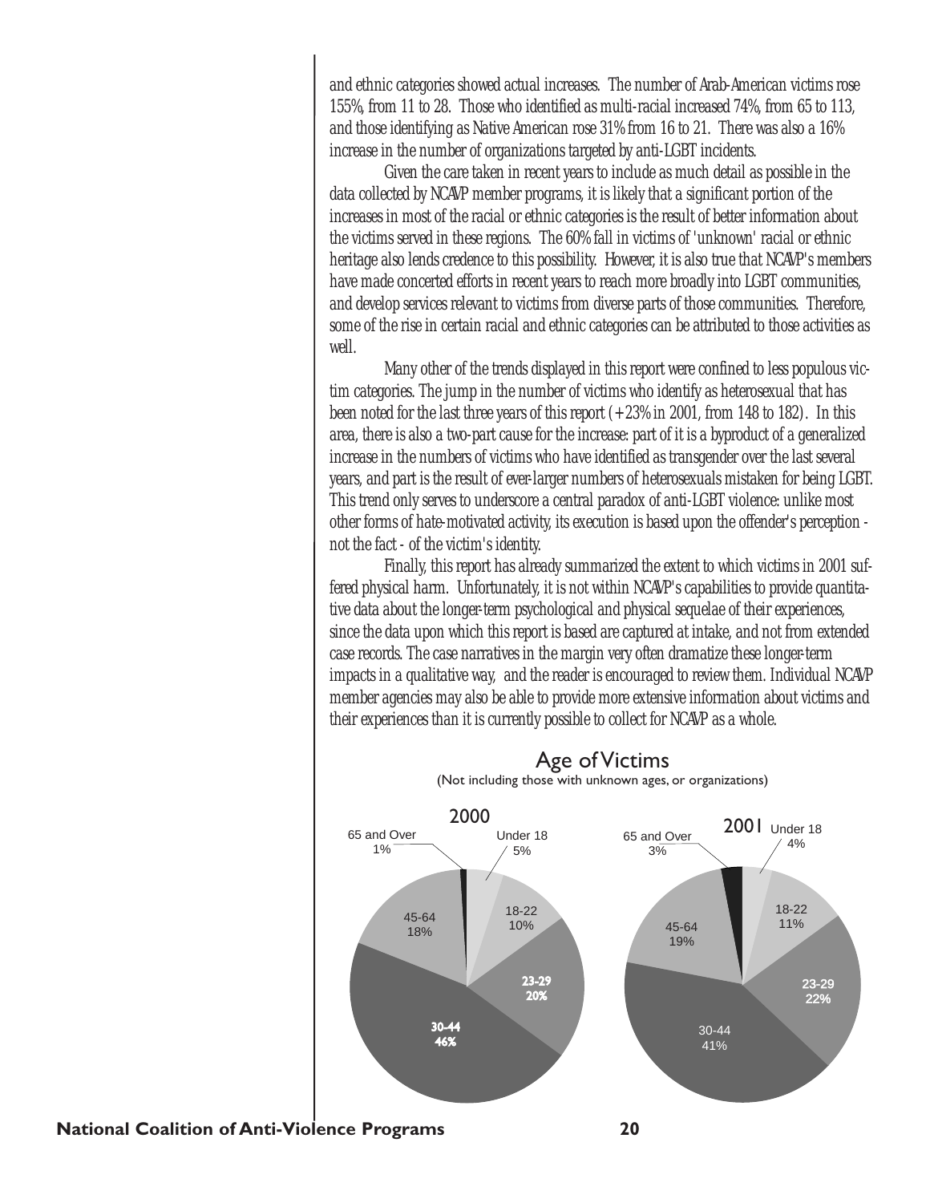and ethnic categories showed actual increases. The number of Arab-American victims rose 155%, from 11 to 28. Those who identified as multi-racial increased 74%, from 65 to 113, and those identifying as Native American rose 31% from 16 to 21. There was also a 16% increase in the number of organizations targeted by anti-LGBT incidents.

Given the care taken in recent years to include as much detail as possible in the data collected by NCAVP member programs, it is likely that a significant portion of the increases in most of the racial or ethnic categories is the result of better information about the victims served in these regions. The 60% fall in victims of 'unknown' racial or ethnic heritage also lends credence to this possibility. However, it is also true that NCAVP's members have made concerted efforts in recent years to reach more broadly into LGBT communities, and develop services relevant to victims from diverse parts of those communities. Therefore, some of the rise in certain racial and ethnic categories can be attributed to those activities as well.

Many other of the trends displayed in this report were confined to less populous victim categories. The jump in the number of victims who identify as heterosexual that has been noted for the last three years of this report (+23% in 2001, from 148 to 182). In this area, there is also a two-part cause for the increase: part of it is a byproduct of a generalized increase in the numbers of victims who have identified as transgender over the last several years, and part is the result of ever-larger numbers of heterosexuals mistaken for being LGBT. This trend only serves to underscore a central paradox of anti-LGBT violence: unlike most other forms of hate-motivated activity, its execution is based upon the offender's perception - not the fact - of the victim's identity.

Finally, this report has already summarized the extent to which victims in 2001 suffered physical harm. Unfortunately, it is not within NCAVP's capabilities to provide quantitative data about the longer-term psychological and physical sequelae of their experiences, since the data upon which this report is based are captured at intake, and not from extended case records. The case narratives in the margin very often dramatize these longer-term impacts in a qualitative way, and the reader is encouraged to review them. Individual NCAVP member agencies may also be able to provide more extensive information about victims and their experiences than it is currently possible to collect for NCAVP as a whole.

## Age of Victims

(Not including those with unknown ages, or organizations)

| Age | 2000 | 2001 |
|---|---|---|
| Under 18 | 5% | 4% |
| 18-22 | 10% | 11% |
| 23-29 | 20% | 22% |
| 30-44 | 46% | 41% |
| 45-64 | 18% | 19% |
| 65 and Over | 1% | 3% |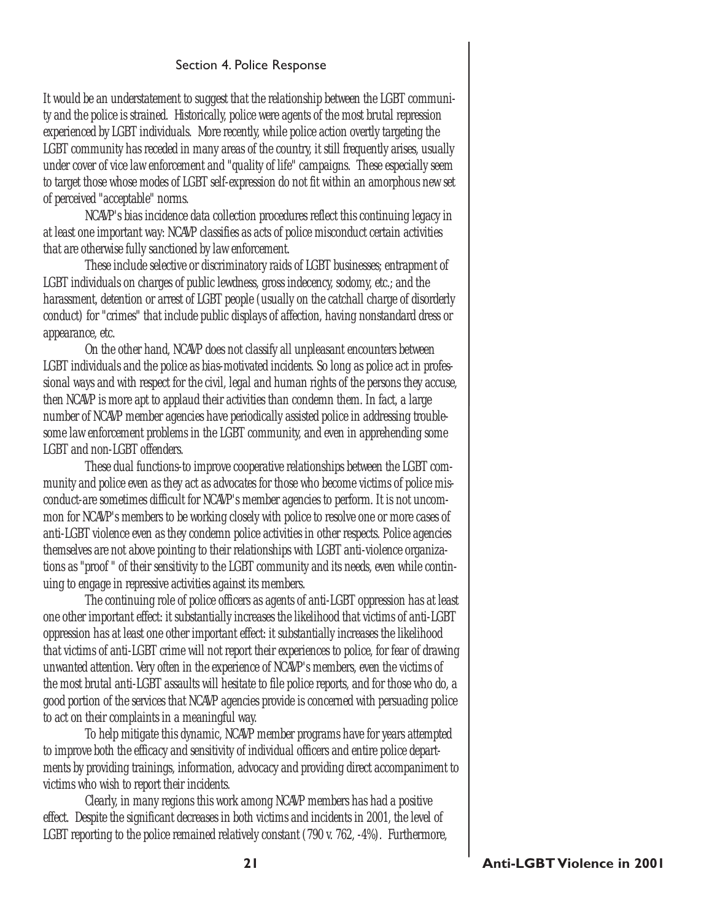## Section 4. Police Response

It would be an understatement to suggest that the relationship between the LGBT community and the police is strained. Historically, police were agents of the most brutal repression experienced by LGBT individuals. More recently, while police action overtly targeting the LGBT community has receded in many areas of the country, it still frequently arises, usually under cover of vice law enforcement and "quality of life" campaigns. These especially seem to target those whose modes of LGBT self-expression do not fit within an amorphous new set of perceived "acceptable" norms.

NCAVP's bias incidence data collection procedures reflect this continuing legacy in at least one important way: NCAVP classifies as acts of police misconduct certain activities that are otherwise fully sanctioned by law enforcement.

These include selective or discriminatory raids of LGBT businesses; entrapment of LGBT individuals on charges of public lewdness, gross indecency, sodomy, etc.; and the harassment, detention or arrest of LGBT people (usually on the catchall charge of disorderly conduct) for "crimes" that include public displays of affection, having nonstandard dress or appearance, etc.

On the other hand, NCAVP does not classify all unpleasant encounters between LGBT individuals and the police as bias-motivated incidents. So long as police act in professional ways and with respect for the civil, legal and human rights of the persons they accuse, then NCAVP is more apt to applaud their activities than condemn them. In fact, a large number of NCAVP member agencies have periodically assisted police in addressing troublesome law enforcement problems in the LGBT community, and even in apprehending some LGBT and non-LGBT offenders.

These dual functions-to improve cooperative relationships between the LGBT community and police even as they act as advocates for those who become victims of police misconduct-are sometimes difficult for NCAVP's member agencies to perform. It is not uncommon for NCAVP's members to be working closely with police to resolve one or more cases of anti-LGBT violence even as they condemn police activities in other respects. Police agencies themselves are not above pointing to their relationships with LGBT anti-violence organizations as "proof " of their sensitivity to the LGBT community and its needs, even while continuing to engage in repressive activities against its members.

The continuing role of police officers as agents of anti-LGBT oppression has at least one other important effect: it substantially increases the likelihood that victims of anti-LGBT oppression has at least one other important effect: it substantially increases the likelihood that victims of anti-LGBT crime will not report their experiences to police, for fear of drawing unwanted attention. Very often in the experience of NCAVP's members, even the victims of the most brutal anti-LGBT assaults will hesitate to file police reports, and for those who do, a good portion of the services that NCAVP agencies provide is concerned with persuading police to act on their complaints in a meaningful way.

To help mitigate this dynamic, NCAVP member programs have for years attempted to improve both the efficacy and sensitivity of individual officers and entire police departments by providing trainings, information, advocacy and providing direct accompaniment to victims who wish to report their incidents.

Clearly, in many regions this work among NCAVP members has had a positive effect. Despite the significant decreases in both victims and incidents in 2001, the level of LGBT reporting to the police remained relatively constant (790 v. 762, -4%). Furthermore,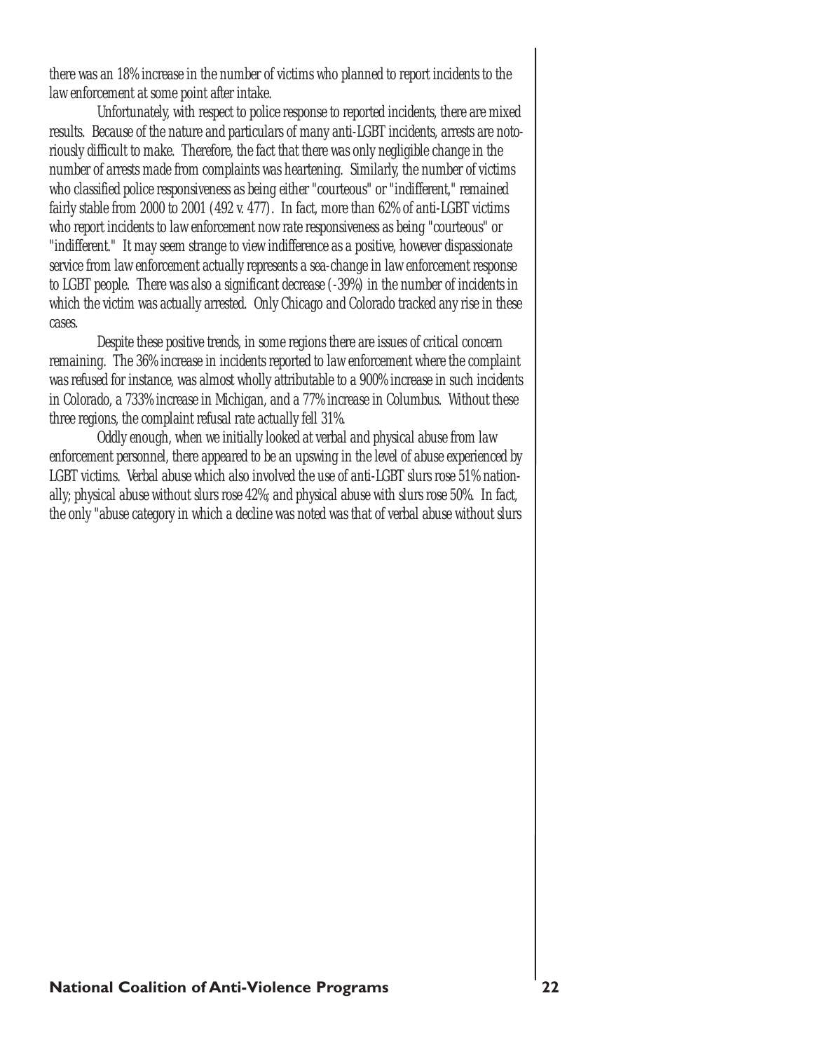there was an 18% increase in the number of victims who planned to report incidents to the law enforcement at some point after intake.

Unfortunately, with respect to police response to reported incidents, there are mixed results. Because of the nature and particulars of many anti-LGBT incidents, arrests are notoriously difficult to make. Therefore, the fact that there was only negligible change in the number of arrests made from complaints was heartening. Similarly, the number of victims who classified police responsiveness as being either "courteous" or "indifferent," remained fairly stable from 2000 to 2001 (492 v. 477). In fact, more than 62% of anti-LGBT victims who report incidents to law enforcement now rate responsiveness as being "courteous" or "indifferent." It may seem strange to view indifference as a positive, however dispassionate service from law enforcement actually represents a sea-change in law enforcement response to LGBT people. There was also a significant decrease (-39%) in the number of incidents in which the victim was actually arrested. Only Chicago and Colorado tracked any rise in these cases.

Despite these positive trends, in some regions there are issues of critical concern remaining. The 36% increase in incidents reported to law enforcement where the complaint was refused for instance, was almost wholly attributable to a 900% increase in such incidents in Colorado, a 733% increase in Michigan, and a 77% increase in Columbus. Without these three regions, the complaint refusal rate actually fell 31%.

Oddly enough, when we initially looked at verbal and physical abuse from law enforcement personnel, there appeared to be an upswing in the level of abuse experienced by LGBT victims. Verbal abuse which also involved the use of anti-LGBT slurs rose 51% nationally; physical abuse without slurs rose 42%; and physical abuse with slurs rose 50%. In fact, the only "abuse category in which a decline was noted was that of verbal abuse without slurs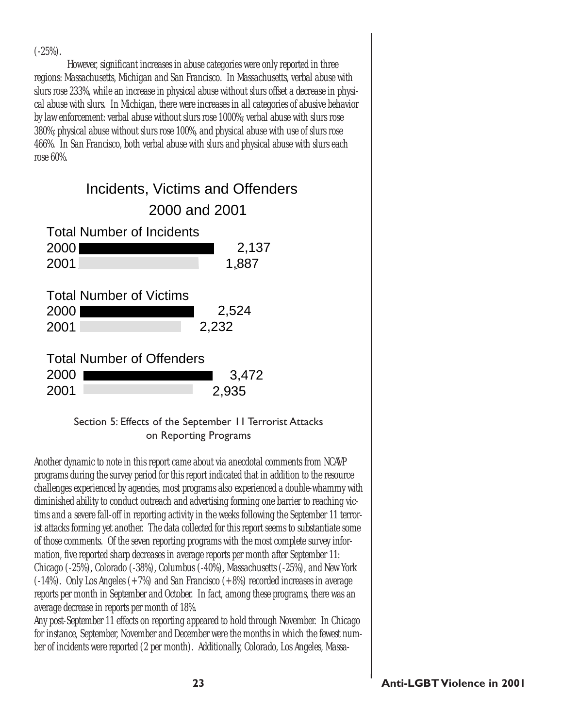(-25%).

However, significant increases in abuse categories were only reported in three regions: Massachusetts, Michigan and San Francisco. In Massachusetts, verbal abuse with slurs rose 233%, while an increase in physical abuse without slurs offset a decrease in physical abuse with slurs. In Michigan, there were increases in all categories of abusive behavior by law enforcement: verbal abuse without slurs rose 1000%; verbal abuse with slurs rose 380%; physical abuse without slurs rose 100%, and physical abuse with use of slurs rose 466%. In San Francisco, both verbal abuse with slurs and physical abuse with slurs each rose 60%.

**Incidents, Victims and Offenders 2000 and 2001**

| | 2000 | 2001 |
|---|---|---|
| Total Number of Incidents | 2,137 | 1,887 |
| Total Number of Victims | 2,524 | 2,232 |
| Total Number of Offenders | 3,472 | 2,935 |

## Section 5: Effects of the September 11 Terrorist Attacks on Reporting Programs

Another dynamic to note in this report came about via anecdotal comments from NCAVP programs during the survey period for this report indicated that in addition to the resource challenges experienced by agencies, most programs also experienced a double-whammy with diminished ability to conduct outreach and advertising forming one barrier to reaching victims and a severe fall-off in reporting activity in the weeks following the September 11 terrorist attacks forming yet another. The data collected for this report seems to substantiate some of those comments. Of the seven reporting programs with the most complete survey information, five reported sharp decreases in average reports per month after September 11: Chicago (-25%), Colorado (-38%), Columbus (-40%), Massachusetts (-25%), and New York (-14%). Only Los Angeles (+7%) and San Francisco (+8%) recorded increases in average reports per month in September and October. In fact, among these programs, there was an average decrease in reports per month of 18%.

Any post-September 11 effects on reporting appeared to hold through November. In Chicago for instance, September, November and December were the months in which the fewest number of incidents were reported (2 per month). Additionally, Colorado, Los Angeles, Massa-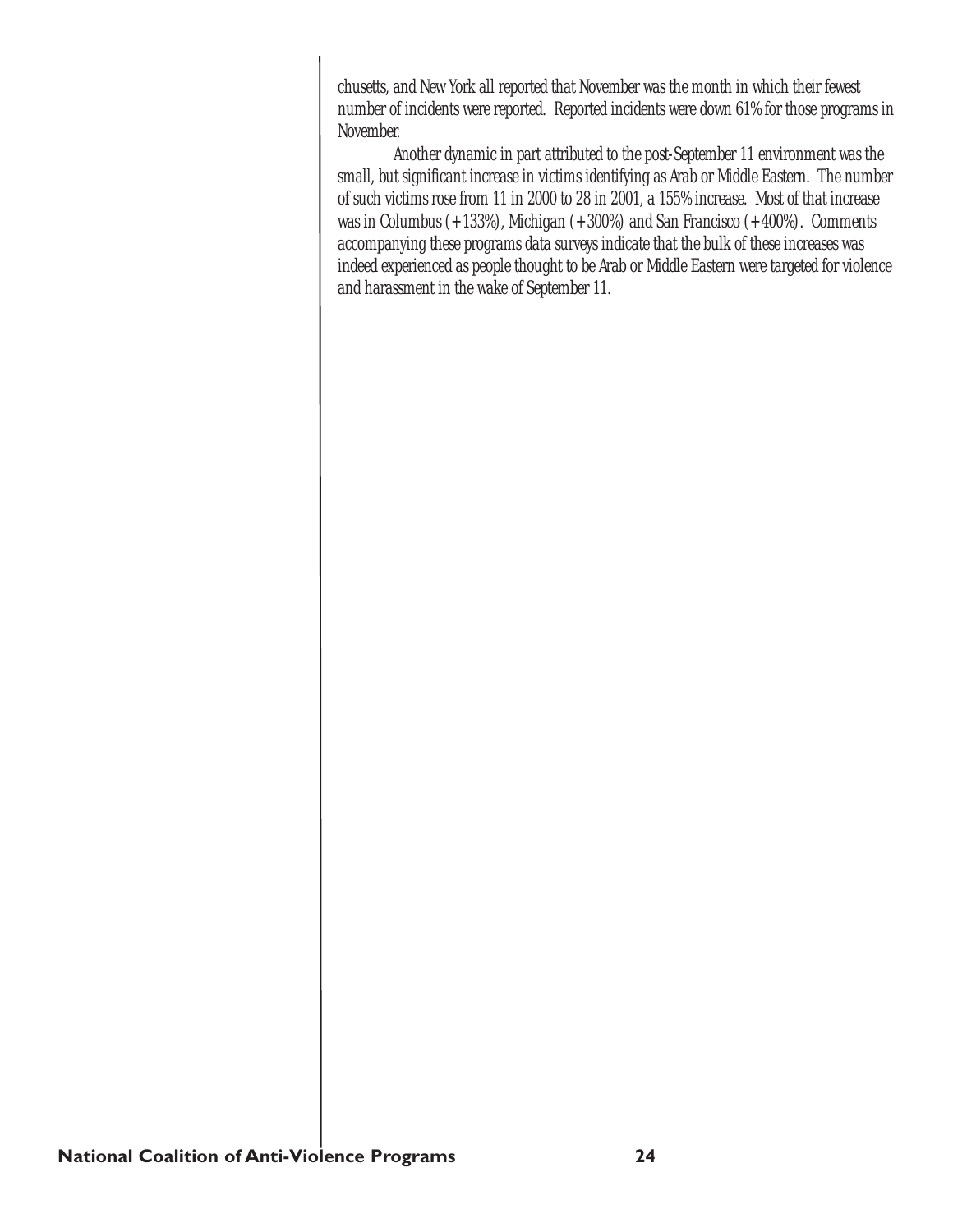chusetts, and New York all reported that November was the month in which their fewest number of incidents were reported. Reported incidents were down 61% for those programs in November.

Another dynamic in part attributed to the post-September 11 environment was the small, but significant increase in victims identifying as Arab or Middle Eastern. The number of such victims rose from 11 in 2000 to 28 in 2001, a 155% increase. Most of that increase was in Columbus (+133%), Michigan (+300%) and San Francisco (+400%). Comments accompanying these programs data surveys indicate that the bulk of these increases was indeed experienced as people thought to be Arab or Middle Eastern were targeted for violence and harassment in the wake of September 11.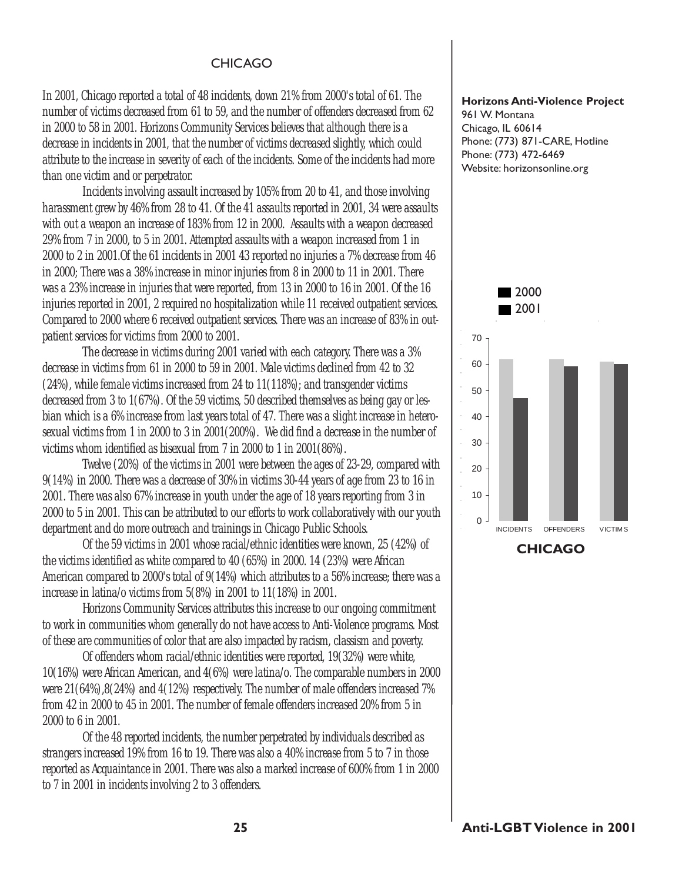# CHICAGO

In 2001, Chicago reported a total of 48 incidents, down 21% from 2000's total of 61. The number of victims decreased from 61 to 59, and the number of offenders decreased from 62 in 2000 to 58 in 2001. Horizons Community Services believes that although there is a decrease in incidents in 2001, that the number of victims decreased slightly, which could attribute to the increase in severity of each of the incidents. Some of the incidents had more than one victim and or perpetrator.

Incidents involving assault increased by 105% from 20 to 41, and those involving harassment grew by 46% from 28 to 41. Of the 41 assaults reported in 2001, 34 were assaults with out a weapon an increase of 183% from 12 in 2000. Assaults with a weapon decreased 29% from 7 in 2000, to 5 in 2001. Attempted assaults with a weapon increased from 1 in 2000 to 2 in 2001.Of the 61 incidents in 2001 43 reported no injuries a 7% decrease from 46 in 2000; There was a 38% increase in minor injuries from 8 in 2000 to 11 in 2001. There was a 23% increase in injuries that were reported, from 13 in 2000 to 16 in 2001. Of the 16 injuries reported in 2001, 2 required no hospitalization while 11 received outpatient services. Compared to 2000 where 6 received outpatient services. There was an increase of 83% in outpatient services for victims from 2000 to 2001.

The decrease in victims during 2001 varied with each category. There was a 3% decrease in victims from 61 in 2000 to 59 in 2001. Male victims declined from 42 to 32 (24%), while female victims increased from 24 to 11(118%); and transgender victims decreased from 3 to 1(67%). Of the 59 victims, 50 described themselves as being gay or lesbian which is a 6% increase from last years total of 47. There was a slight increase in heterosexual victims from 1 in 2000 to 3 in 2001(200%). We did find a decrease in the number of victims whom identified as bisexual from 7 in 2000 to 1 in 2001(86%).

Twelve (20%) of the victims in 2001 were between the ages of 23-29, compared with 9(14%) in 2000. There was a decrease of 30% in victims 30-44 years of age from 23 to 16 in 2001. There was also 67% increase in youth under the age of 18 years reporting from 3 in 2000 to 5 in 2001. This can be attributed to our efforts to work collaboratively with our youth department and do more outreach and trainings in Chicago Public Schools.

Of the 59 victims in 2001 whose racial/ethnic identities were known, 25 (42%) of the victims identified as white compared to 40 (65%) in 2000. 14 (23%) were African American compared to 2000's total of 9(14%) which attributes to a 56% increase; there was a increase in latina/o victims from 5(8%) in 2001 to 11(18%) in 2001.

Horizons Community Services attributes this increase to our ongoing commitment to work in communities whom generally do not have access to Anti-Violence programs. Most of these are communities of color that are also impacted by racism, classism and poverty.

Of offenders whom racial/ethnic identities were reported, 19(32%) were white, 10(16%) were African American, and 4(6%) were latina/o. The comparable numbers in 2000 were 21(64%),8(24%) and 4(12%) respectively. The number of male offenders increased 7% from 42 in 2000 to 45 in 2001. The number of female offenders increased 20% from 5 in 2000 to 6 in 2001.

Of the 48 reported incidents, the number perpetrated by individuals described as strangers increased 19% from 16 to 19. There was also a 40% increase from 5 to 7 in those reported as Acquaintance in 2001. There was also a marked increase of 600% from 1 in 2000 to 7 in 2001 in incidents involving 2 to 3 offenders.

**Horizons Anti-Violence Project**
961 W. Montana
Chicago, IL 60614
Phone: (773) 871-CARE, Hotline
Phone: (773) 472-6469
Website: horizonsonline.org

2000
2001

70
60
50
40
30
20
10
0
INCIDENTS OFFENDERS VICTIMS

**CHICAGO**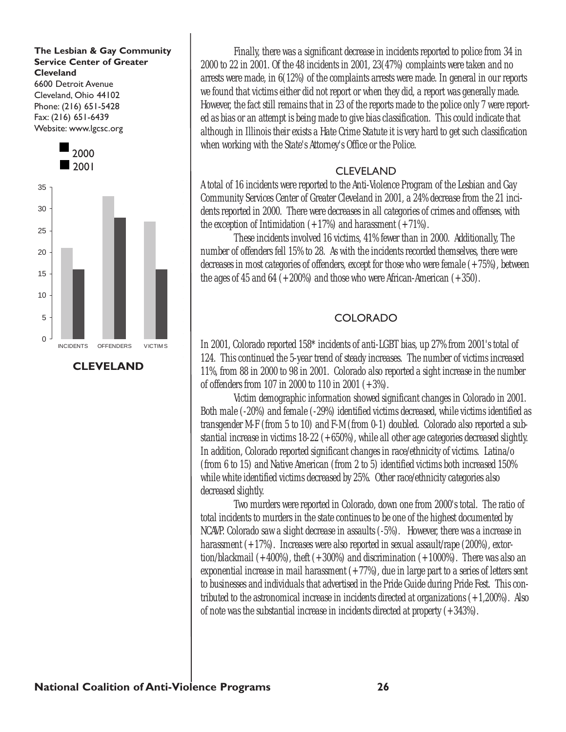**The Lesbian & Gay Community Service Center of Greater Cleveland**
6600 Detroit Avenue
Cleveland, Ohio 44102
Phone: (216) 651-5428
Fax: (216) 651-6439
Website: www.lgcsc.org

| | 2000 | 2001 |
|---|---|---|
| INCIDENTS | 21 | 16 |
| OFFENDERS | 33 | 28 |
| VICTIMS | 27 | 16 |

**CLEVELAND**

Finally, there was a significant decrease in incidents reported to police from 34 in 2000 to 22 in 2001. Of the 48 incidents in 2001, 23(47%) complaints were taken and no arrests were made, in 6(12%) of the complaints arrests were made. In general in our reports we found that victims either did not report or when they did, a report was generally made. However, the fact still remains that in 23 of the reports made to the police only 7 were reported as bias or an attempt is being made to give bias classification. This could indicate that although in Illinois their exists a Hate Crime Statute it is very hard to get such classification when working with the State's Attorney's Office or the Police.

## CLEVELAND

A total of 16 incidents were reported to the Anti-Violence Program of the Lesbian and Gay Community Services Center of Greater Cleveland in 2001, a 24% decrease from the 21 incidents reported in 2000. There were decreases in all categories of crimes and offenses, with the exception of Intimidation (+17%) and harassment (+71%).

These incidents involved 16 victims, 41% fewer than in 2000. Additionally, The number of offenders fell 15% to 28. As with the incidents recorded themselves, there were decreases in most categories of offenders, except for those who were female (+75%), between the ages of 45 and 64 (+200%) and those who were African-American (+350).

## COLORADO

In 2001, Colorado reported 158* incidents of anti-LGBT bias, up 27% from 2001's total of 124. This continued the 5-year trend of steady increases. The number of victims increased 11%, from 88 in 2000 to 98 in 2001. Colorado also reported a sight increase in the number of offenders from 107 in 2000 to 110 in 2001 (+3%).

Victim demographic information showed significant changes in Colorado in 2001. Both male (-20%) and female (-29%) identified victims decreased, while victims identified as transgender M-F (from 5 to 10) and F-M (from 0-1) doubled. Colorado also reported a substantial increase in victims 18-22 (+650%), while all other age categories decreased slightly. In addition, Colorado reported significant changes in race/ethnicity of victims. Latina/o (from 6 to 15) and Native American (from 2 to 5) identified victims both increased 150% while white identified victims decreased by 25%. Other race/ethnicity categories also decreased slightly.

Two murders were reported in Colorado, down one from 2000's total. The ratio of total incidents to murders in the state continues to be one of the highest documented by NCAVP. Colorado saw a slight decrease in assaults (-5%). However, there was a increase in harassment (+17%). Increases were also reported in sexual assault/rape (200%), extortion/blackmail (+400%), theft (+300%) and discrimination (+1000%). There was also an exponential increase in mail harassment (+77%), due in large part to a series of letters sent to businesses and individuals that advertised in the Pride Guide during Pride Fest. This contributed to the astronomical increase in incidents directed at organizations (+1,200%). Also of note was the substantial increase in incidents directed at property (+343%).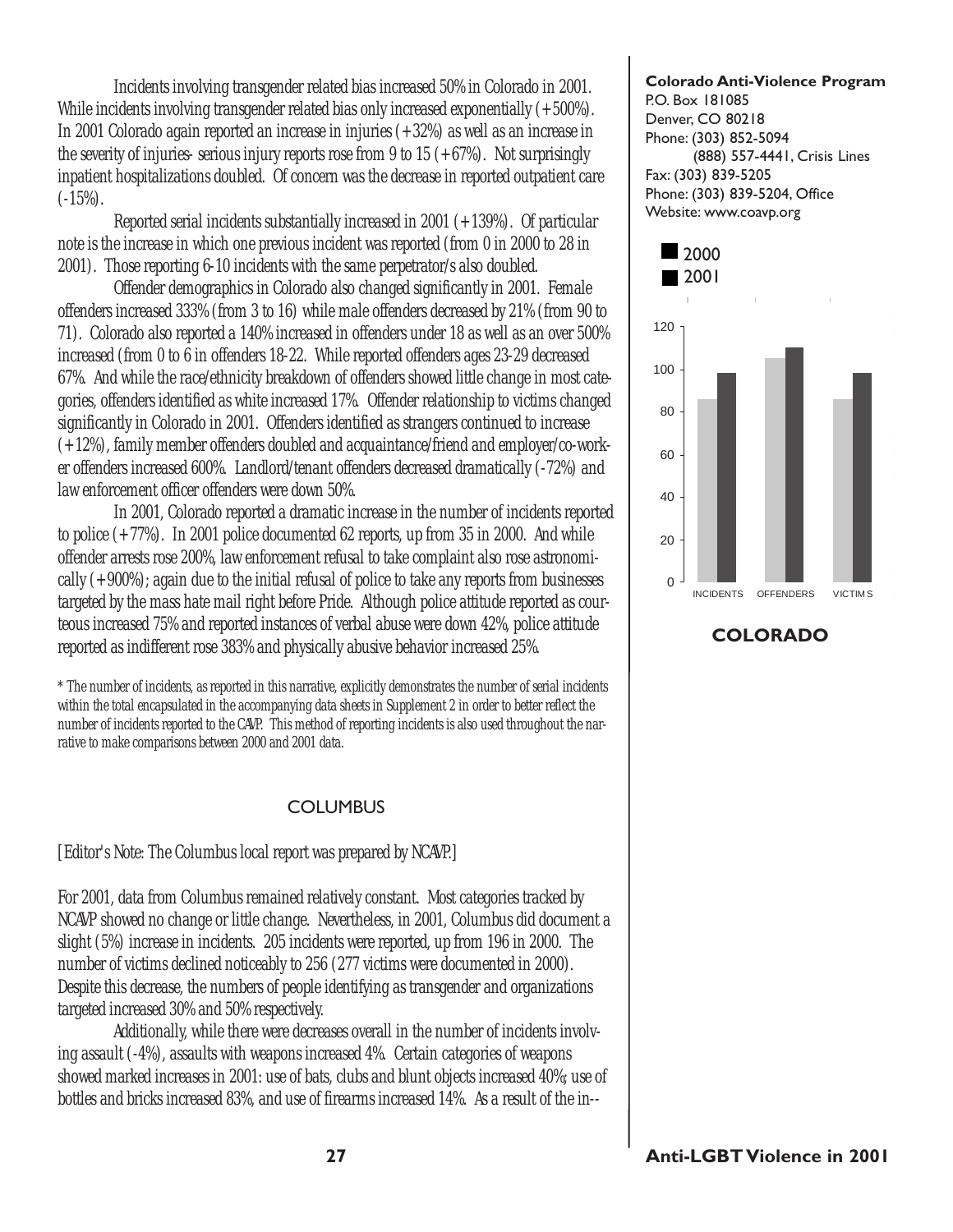Incidents involving transgender related bias increased 50% in Colorado in 2001. While incidents involving transgender related bias only increased exponentially (+500%). In 2001 Colorado again reported an increase in injuries (+32%) as well as an increase in the severity of injuries- serious injury reports rose from 9 to 15 (+67%). Not surprisingly inpatient hospitalizations doubled. Of concern was the decrease in reported outpatient care (-15%).

Reported serial incidents substantially increased in 2001 (+139%). Of particular note is the increase in which one previous incident was reported (from 0 in 2000 to 28 in 2001). Those reporting 6-10 incidents with the same perpetrator/s also doubled.

Offender demographics in Colorado also changed significantly in 2001. Female offenders increased 333% (from 3 to 16) while male offenders decreased by 21% (from 90 to 71). Colorado also reported a 140% increased in offenders under 18 as well as an over 500% increased (from 0 to 6 in offenders 18-22. While reported offenders ages 23-29 decreased 67%. And while the race/ethnicity breakdown of offenders showed little change in most categories, offenders identified as white increased 17%. Offender relationship to victims changed significantly in Colorado in 2001. Offenders identified as strangers continued to increase (+12%), family member offenders doubled and acquaintance/friend and employer/co-worker offenders increased 600%. Landlord/tenant offenders decreased dramatically (-72%) and law enforcement officer offenders were down 50%.

In 2001, Colorado reported a dramatic increase in the number of incidents reported to police (+77%). In 2001 police documented 62 reports, up from 35 in 2000. And while offender arrests rose 200%, law enforcement refusal to take complaint also rose astronomically (+900%); again due to the initial refusal of police to take any reports from businesses targeted by the mass hate mail right before Pride. Although police attitude reported as courteous increased 75% and reported instances of verbal abuse were down 42%, police attitude reported as indifferent rose 383% and physically abusive behavior increased 25%.

\* The number of incidents, as reported in this narrative, explicitly demonstrates the number of serial incidents within the total encapsulated in the accompanying data sheets in Supplement 2 in order to better reflect the number of incidents reported to the CAVP. This method of reporting incidents is also used throughout the narrative to make comparisons between 2000 and 2001 data.

**Colorado Anti-Violence Program**
P.O. Box 181085
Denver, CO 80218
Phone: (303) 852-5094
(888) 557-4441, Crisis Lines
Fax: (303) 839-5205
Phone: (303) 839-5204, Office
Website: www.coavp.org

| | 2000 | 2001 |
|---|---|---|
| INCIDENTS | 86 | 98 |
| OFFENDERS | 105 | 110 |
| VICTIMS | 86 | 98 |

**COLORADO**

## COLUMBUS

[Editor's Note: The Columbus local report was prepared by NCAVP.]

For 2001, data from Columbus remained relatively constant. Most categories tracked by NCAVP showed no change or little change. Nevertheless, in 2001, Columbus did document a slight (5%) increase in incidents. 205 incidents were reported, up from 196 in 2000. The number of victims declined noticeably to 256 (277 victims were documented in 2000). Despite this decrease, the numbers of people identifying as transgender and organizations targeted increased 30% and 50% respectively.

Additionally, while there were decreases overall in the number of incidents involving assault (-4%), assaults with weapons increased 4%. Certain categories of weapons showed marked increases in 2001: use of bats, clubs and blunt objects increased 40%; use of bottles and bricks increased 83%, and use of firearms increased 14%. As a result of the in--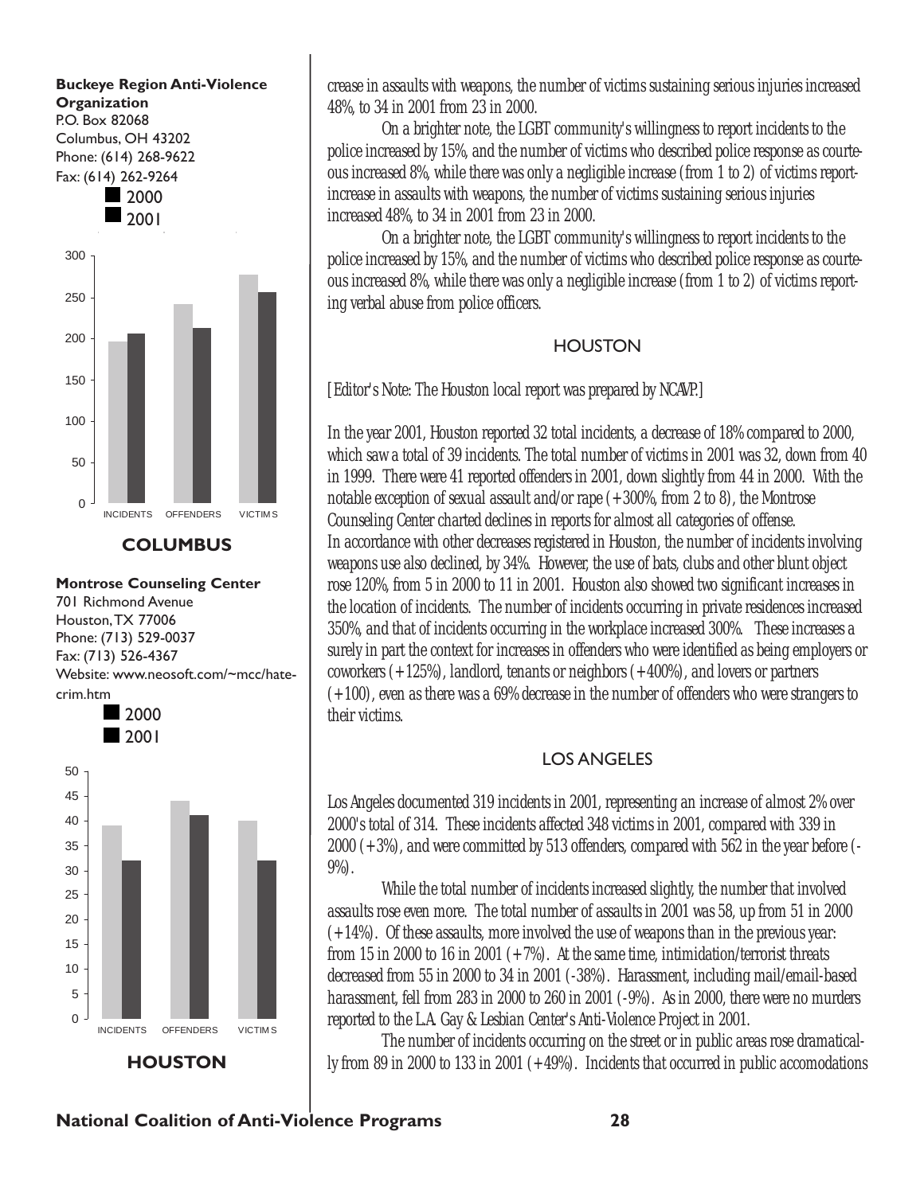**Buckeye Region Anti-Violence Organization**
P.O. Box 82068
Columbus, OH 43202
Phone: (614) 268-9622
Fax: (614) 262-9264

| | 2000 | 2001 |
|---|---|---|
| INCIDENTS | | |
| OFFENDERS | | |
| VICTIMS | | |

**COLUMBUS**

**Montrose Counseling Center**
701 Richmond Avenue
Houston, TX 77006
Phone: (713) 529-0037
Fax: (713) 526-4367
Website: www.neosoft.com/~mcc/hatecrim.htm

| | 2000 | 2001 |
|---|---|---|
| INCIDENTS | 39 | 32 |
| OFFENDERS | 44 | 41 |
| VICTIMS | 40 | 32 |

**HOUSTON**

*crease in assaults with weapons, the number of victims sustaining serious injuries increased 48%, to 34 in 2001 from 23 in 2000.*

*On a brighter note, the LGBT community's willingness to report incidents to the police increased by 15%, and the number of victims who described police response as courteous increased 8%, while there was only a negligible increase (from 1 to 2) of victims report-increase in assaults with weapons, the number of victims sustaining serious injuries increased 48%, to 34 in 2001 from 23 in 2000.*

*On a brighter note, the LGBT community's willingness to report incidents to the police increased by 15%, and the number of victims who described police response as courteous increased 8%, while there was only a negligible increase (from 1 to 2) of victims reporting verbal abuse from police officers.*

## HOUSTON

*[Editor's Note: The Houston local report was prepared by NCAVP.]*

*In the year 2001, Houston reported 32 total incidents, a decrease of 18% compared to 2000, which saw a total of 39 incidents. The total number of victims in 2001 was 32, down from 40 in 1999. There were 41 reported offenders in 2001, down slightly from 44 in 2000. With the notable exception of sexual assault and/or rape (+300%, from 2 to 8), the Montrose Counseling Center charted declines in reports for almost all categories of offense.*
*In accordance with other decreases registered in Houston, the number of incidents involving weapons use also declined, by 34%. However, the use of bats, clubs and other blunt object rose 120%, from 5 in 2000 to 11 in 2001. Houston also showed two significant increases in the location of incidents. The number of incidents occurring in private residences increased 350%, and that of incidents occurring in the workplace increased 300%. These increases a surely in part the context for increases in offenders who were identified as being employers or coworkers (+125%), landlord, tenants or neighbors (+400%), and lovers or partners (+100), even as there was a 69% decrease in the number of offenders who were strangers to their victims.*

## LOS ANGELES

*Los Angeles documented 319 incidents in 2001, representing an increase of almost 2% over 2000's total of 314. These incidents affected 348 victims in 2001, compared with 339 in 2000 (+3%), and were committed by 513 offenders, compared with 562 in the year before (-9%).*

*While the total number of incidents increased slightly, the number that involved assaults rose even more. The total number of assaults in 2001 was 58, up from 51 in 2000 (+14%). Of these assaults, more involved the use of weapons than in the previous year: from 15 in 2000 to 16 in 2001 (+7%). At the same time, intimidation/terrorist threats decreased from 55 in 2000 to 34 in 2001 (-38%). Harassment, including mail/email-based harassment, fell from 283 in 2000 to 260 in 2001 (-9%). As in 2000, there were no murders reported to the L.A. Gay & Lesbian Center's Anti-Violence Project in 2001.*

*The number of incidents occurring on the street or in public areas rose dramatically from 89 in 2000 to 133 in 2001 (+49%). Incidents that occurred in public accomodations*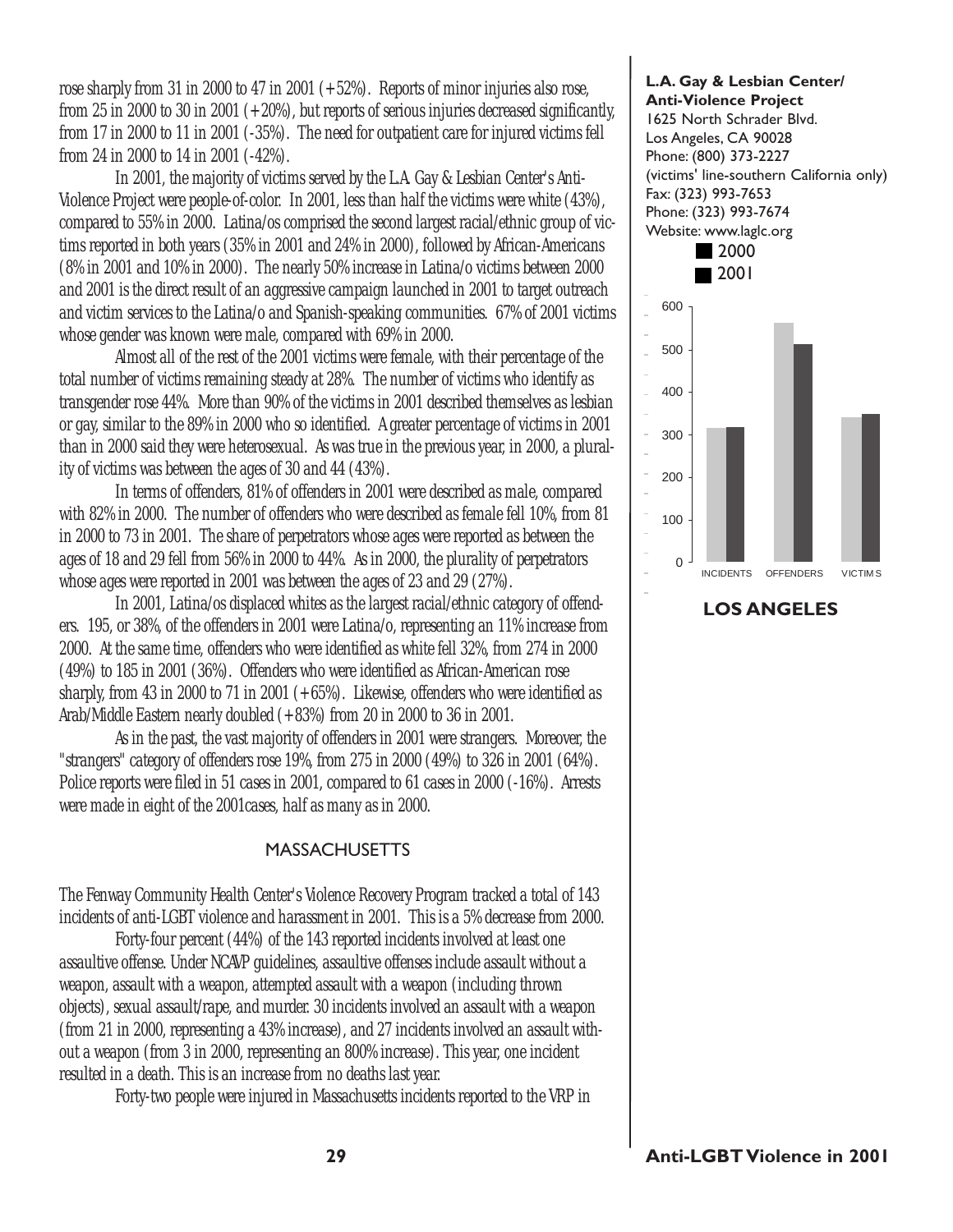rose sharply from 31 in 2000 to 47 in 2001 (+52%). Reports of minor injuries also rose, from 25 in 2000 to 30 in 2001 (+20%), but reports of serious injuries decreased significantly, from 17 in 2000 to 11 in 2001 (-35%). The need for outpatient care for injured victims fell from 24 in 2000 to 14 in 2001 (-42%).

In 2001, the majority of victims served by the L.A. Gay & Lesbian Center's Anti-Violence Project were people-of-color. In 2001, less than half the victims were white (43%), compared to 55% in 2000. Latina/os comprised the second largest racial/ethnic group of victims reported in both years (35% in 2001 and 24% in 2000), followed by African-Americans (8% in 2001 and 10% in 2000). The nearly 50% increase in Latina/o victims between 2000 and 2001 is the direct result of an aggressive campaign launched in 2001 to target outreach and victim services to the Latina/o and Spanish-speaking communities. 67% of 2001 victims whose gender was known were male, compared with 69% in 2000.

Almost all of the rest of the 2001 victims were female, with their percentage of the total number of victims remaining steady at 28%. The number of victims who identify as transgender rose 44%. More than 90% of the victims in 2001 described themselves as lesbian or gay, similar to the 89% in 2000 who so identified. A greater percentage of victims in 2001 than in 2000 said they were heterosexual. As was true in the previous year, in 2000, a plurality of victims was between the ages of 30 and 44 (43%).

In terms of offenders, 81% of offenders in 2001 were described as male, compared with 82% in 2000. The number of offenders who were described as female fell 10%, from 81 in 2000 to 73 in 2001. The share of perpetrators whose ages were reported as between the ages of 18 and 29 fell from 56% in 2000 to 44%. As in 2000, the plurality of perpetrators whose ages were reported in 2001 was between the ages of 23 and 29 (27%).

In 2001, Latina/os displaced whites as the largest racial/ethnic category of offenders. 195, or 38%, of the offenders in 2001 were Latina/o, representing an 11% increase from 2000. At the same time, offenders who were identified as white fell 32%, from 274 in 2000 (49%) to 185 in 2001 (36%). Offenders who were identified as African-American rose sharply, from 43 in 2000 to 71 in 2001 (+65%). Likewise, offenders who were identified as Arab/Middle Eastern nearly doubled (+83%) from 20 in 2000 to 36 in 2001.

As in the past, the vast majority of offenders in 2001 were strangers. Moreover, the "strangers" category of offenders rose 19%, from 275 in 2000 (49%) to 326 in 2001 (64%). Police reports were filed in 51 cases in 2001, compared to 61 cases in 2000 (-16%). Arrests were made in eight of the 2001cases, half as many as in 2000.

## MASSACHUSETTS

The Fenway Community Health Center's Violence Recovery Program tracked a total of 143 incidents of anti-LGBT violence and harassment in 2001. This is a 5% decrease from 2000.

Forty-four percent (44%) of the 143 reported incidents involved at least one assaultive offense. Under NCAVP guidelines, assaultive offenses include assault without a weapon, assault with a weapon, attempted assault with a weapon (including thrown objects), sexual assault/rape, and murder. 30 incidents involved an assault with a weapon (from 21 in 2000, representing a 43% increase), and 27 incidents involved an assault without a weapon (from 3 in 2000, representing an 800% increase). This year, one incident resulted in a death. This is an increase from no deaths last year.

Forty-two people were injured in Massachusetts incidents reported to the VRP in

**L.A. Gay & Lesbian Center/ Anti-Violence Project**
1625 North Schrader Blvd.
Los Angeles, CA 90028
Phone: (800) 373-2227
(victims' line-southern California only)
Fax: (323) 993-7653
Phone: (323) 993-7674
Website: www.laglc.org

| | INCIDENTS | OFFENDERS | VICTIMS |
|---|---|---|---|
| 2000 | ~315 | ~560 | ~340 |
| 2001 | ~318 | ~512 | ~348 |

**LOS ANGELES**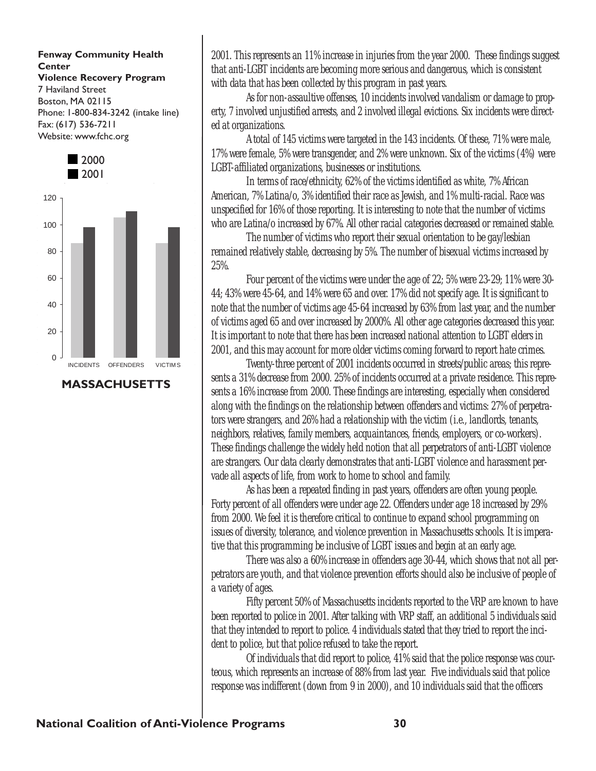**Fenway Community Health Center**
**Violence Recovery Program**
7 Haviland Street
Boston, MA 02115
Phone: 1-800-834-3242 (intake line)
Fax: (617) 536-7211
Website: www.fchc.org

2000
2001

120
100
80
60
40
20
0
INCIDENTS OFFENDERS VICTIMS

**MASSACHUSETTS**

2001. This represents an 11% increase in injuries from the year 2000. These findings suggest that anti-LGBT incidents are becoming more serious and dangerous, which is consistent with data that has been collected by this program in past years.

As for non-assaultive offenses, 10 incidents involved vandalism or damage to property, 7 involved unjustified arrests, and 2 involved illegal evictions. Six incidents were directed at organizations.

A total of 145 victims were targeted in the 143 incidents. Of these, 71% were male, 17% were female, 5% were transgender, and 2% were unknown. Six of the victims (4%) were LGBT-affiliated organizations, businesses or institutions.

In terms of race/ethnicity, 62% of the victims identified as white, 7% African American, 7% Latina/o, 3% identified their race as Jewish, and 1% multi-racial. Race was unspecified for 16% of those reporting. It is interesting to note that the number of victims who are Latina/o increased by 67%. All other racial categories decreased or remained stable.

The number of victims who report their sexual orientation to be gay/lesbian remained relatively stable, decreasing by 5%. The number of bisexual victims increased by 25%.

Four percent of the victims were under the age of 22; 5% were 23-29; 11% were 30-44; 43% were 45-64, and 14% were 65 and over. 17% did not specify age. It is significant to note that the number of victims age 45-64 increased by 63% from last year, and the number of victims aged 65 and over increased by 2000%. All other age categories decreased this year. It is important to note that there has been increased national attention to LGBT elders in 2001, and this may account for more older victims coming forward to report hate crimes.

Twenty-three percent of 2001 incidents occurred in streets/public areas; this represents a 31% decrease from 2000. 25% of incidents occurred at a private residence. This represents a 16% increase from 2000. These findings are interesting, especially when considered along with the findings on the relationship between offenders and victims: 27% of perpetrators were strangers, and 26% had a relationship with the victim (i.e., landlords, tenants, neighbors, relatives, family members, acquaintances, friends, employers, or co-workers). These findings challenge the widely held notion that all perpetrators of anti-LGBT violence are strangers. Our data clearly demonstrates that anti-LGBT violence and harassment pervade all aspects of life, from work to home to school and family.

As has been a repeated finding in past years, offenders are often young people. Forty percent of all offenders were under age 22. Offenders under age 18 increased by 29% from 2000. We feel it is therefore critical to continue to expand school programming on issues of diversity, tolerance, and violence prevention in Massachusetts schools. It is imperative that this programming be inclusive of LGBT issues and begin at an early age.

There was also a 60% increase in offenders age 30-44, which shows that not all perpetrators are youth, and that violence prevention efforts should also be inclusive of people of a variety of ages.

Fifty percent 50% of Massachusetts incidents reported to the VRP are known to have been reported to police in 2001. After talking with VRP staff, an additional 5 individuals said that they intended to report to police. 4 individuals stated that they tried to report the incident to police, but that police refused to take the report.

Of individuals that did report to police, 41% said that the police response was courteous, which represents an increase of 88% from last year. Five individuals said that police response was indifferent (down from 9 in 2000), and 10 individuals said that the officers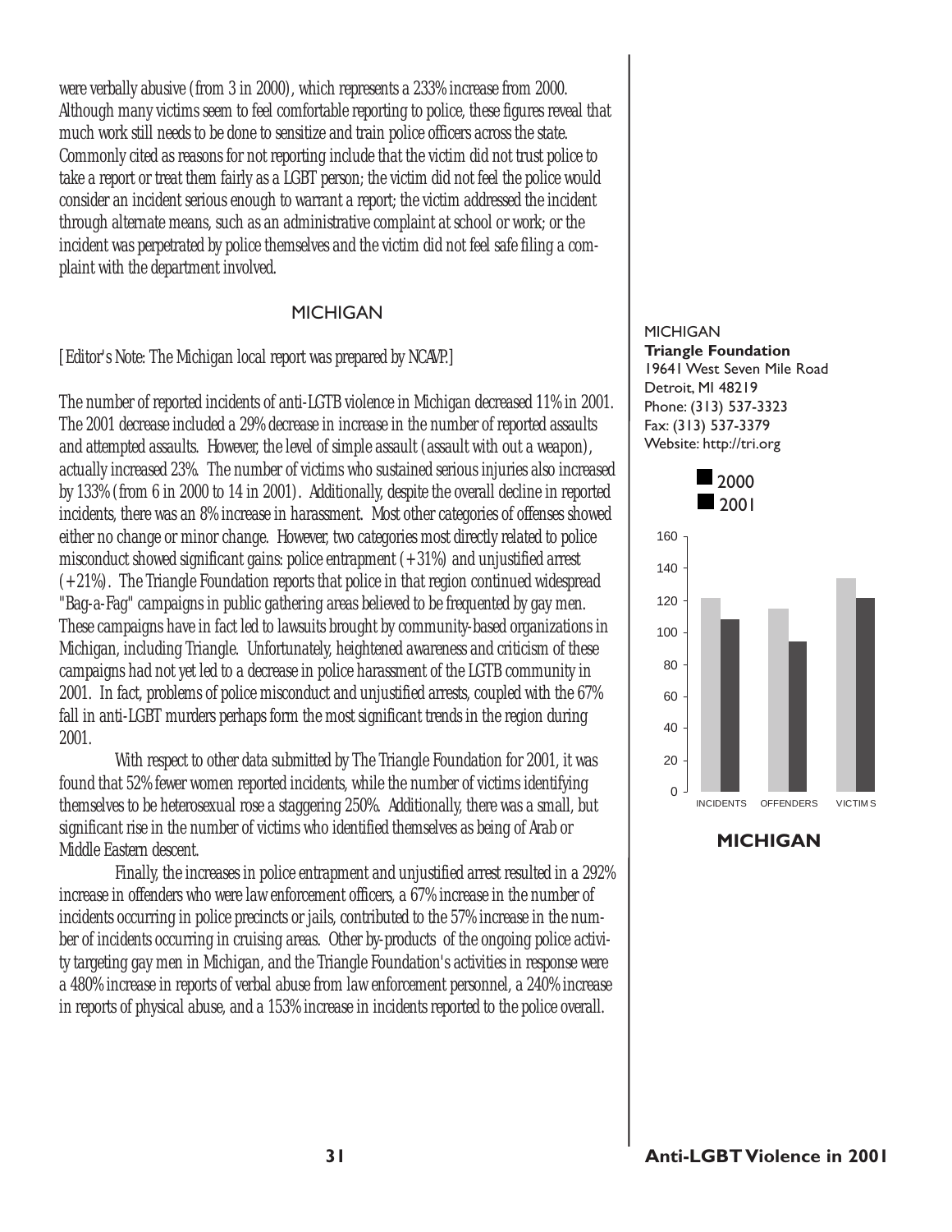were verbally abusive (from 3 in 2000), which represents a 233% increase from 2000. Although many victims seem to feel comfortable reporting to police, these figures reveal that much work still needs to be done to sensitize and train police officers across the state. Commonly cited as reasons for not reporting include that the victim did not trust police to take a report or treat them fairly as a LGBT person; the victim did not feel the police would consider an incident serious enough to warrant a report; the victim addressed the incident through alternate means, such as an administrative complaint at school or work; or the incident was perpetrated by police themselves and the victim did not feel safe filing a complaint with the department involved.

## MICHIGAN

*[Editor's Note: The Michigan local report was prepared by NCAVP.]*

The number of reported incidents of anti-LGTB violence in Michigan decreased 11% in 2001. The 2001 decrease included a 29% decrease in increase in the number of reported assaults and attempted assaults. However, the level of simple assault (assault with out a weapon), actually increased 23%. The number of victims who sustained serious injuries also increased by 133% (from 6 in 2000 to 14 in 2001). Additionally, despite the overall decline in reported incidents, there was an 8% increase in harassment. Most other categories of offenses showed either no change or minor change. However, two categories most directly related to police misconduct showed significant gains: police entrapment (+31%) and unjustified arrest (+21%). The Triangle Foundation reports that police in that region continued widespread "Bag-a-Fag" campaigns in public gathering areas believed to be frequented by gay men. These campaigns have in fact led to lawsuits brought by community-based organizations in Michigan, including Triangle. Unfortunately, heightened awareness and criticism of these campaigns had not yet led to a decrease in police harassment of the LGTB community in 2001. In fact, problems of police misconduct and unjustified arrests, coupled with the 67% fall in anti-LGBT murders perhaps form the most significant trends in the region during 2001.

With respect to other data submitted by The Triangle Foundation for 2001, it was found that 52% fewer women reported incidents, while the number of victims identifying themselves to be heterosexual rose a staggering 250%. Additionally, there was a small, but significant rise in the number of victims who identified themselves as being of Arab or Middle Eastern descent.

Finally, the increases in police entrapment and unjustified arrest resulted in a 292% increase in offenders who were law enforcement officers, a 67% increase in the number of incidents occurring in police precincts or jails, contributed to the 57% increase in the number of incidents occurring in cruising areas. Other by-products of the ongoing police activity targeting gay men in Michigan, and the Triangle Foundation's activities in response were a 480% increase in reports of verbal abuse from law enforcement personnel, a 240% increase in reports of physical abuse, and a 153% increase in incidents reported to the police overall.

MICHIGAN
**Triangle Foundation**
19641 West Seven Mile Road
Detroit, MI 48219
Phone: (313) 537-3323
Fax: (313) 537-3379
Website: http://tri.org

**MICHIGAN**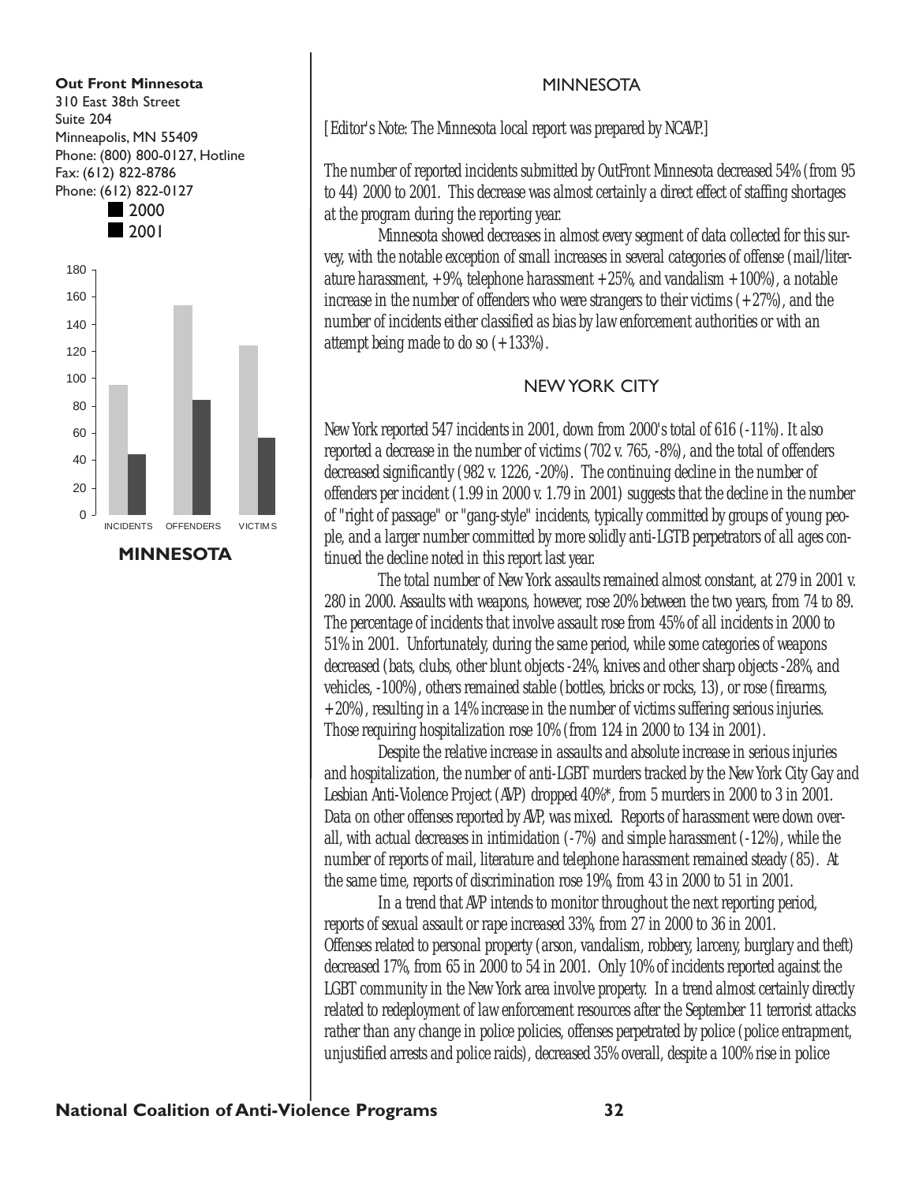**Out Front Minnesota**
310 East 38th Street
Suite 204
Minneapolis, MN 55409
Phone: (800) 800-0127, Hotline
Fax: (612) 822-8786
Phone: (612) 822-0127

| | INCIDENTS | OFFENDERS | VICTIMS |
|---|---|---|---|
| 2000 | 95 | 153 | 124 |
| 2001 | 44 | 84 | 56 |

**MINNESOTA**

## MINNESOTA

[Editor's Note: The Minnesota local report was prepared by NCAVP.]

The number of reported incidents submitted by OutFront Minnesota decreased 54% (from 95 to 44) 2000 to 2001. This decrease was almost certainly a direct effect of staffing shortages at the program during the reporting year.

Minnesota showed decreases in almost every segment of data collected for this survey, with the notable exception of small increases in several categories of offense (mail/literature harassment, +9%, telephone harassment +25%, and vandalism +100%), a notable increase in the number of offenders who were strangers to their victims (+27%), and the number of incidents either classified as bias by law enforcement authorities or with an attempt being made to do so (+133%).

## NEW YORK CITY

New York reported 547 incidents in 2001, down from 2000's total of 616 (-11%). It also reported a decrease in the number of victims (702 v. 765, -8%), and the total of offenders decreased significantly (982 v. 1226, -20%). The continuing decline in the number of offenders per incident (1.99 in 2000 v. 1.79 in 2001) suggests that the decline in the number of "right of passage" or "gang-style" incidents, typically committed by groups of young people, and a larger number committed by more solidly anti-LGTB perpetrators of all ages continued the decline noted in this report last year.

The total number of New York assaults remained almost constant, at 279 in 2001 v. 280 in 2000. Assaults with weapons, however, rose 20% between the two years, from 74 to 89. The percentage of incidents that involve assault rose from 45% of all incidents in 2000 to 51% in 2001. Unfortunately, during the same period, while some categories of weapons decreased (bats, clubs, other blunt objects -24%, knives and other sharp objects -28%, and vehicles, -100%), others remained stable (bottles, bricks or rocks, 13), or rose (firearms, +20%), resulting in a 14% increase in the number of victims suffering serious injuries. Those requiring hospitalization rose 10% (from 124 in 2000 to 134 in 2001).

Despite the relative increase in assaults and absolute increase in serious injuries and hospitalization, the number of anti-LGBT murders tracked by the New York City Gay and Lesbian Anti-Violence Project (AVP) dropped 40%*, from 5 murders in 2000 to 3 in 2001. Data on other offenses reported by AVP, was mixed. Reports of harassment were down overall, with actual decreases in intimidation (-7%) and simple harassment (-12%), while the number of reports of mail, literature and telephone harassment remained steady (85). At the same time, reports of discrimination rose 19%, from 43 in 2000 to 51 in 2001.

In a trend that AVP intends to monitor throughout the next reporting period, reports of sexual assault or rape increased 33%, from 27 in 2000 to 36 in 2001. Offenses related to personal property (arson, vandalism, robbery, larceny, burglary and theft) decreased 17%, from 65 in 2000 to 54 in 2001. Only 10% of incidents reported against the LGBT community in the New York area involve property. In a trend almost certainly directly related to redeployment of law enforcement resources after the September 11 terrorist attacks rather than any change in police policies, offenses perpetrated by police (police entrapment, unjustified arrests and police raids), decreased 35% overall, despite a 100% rise in police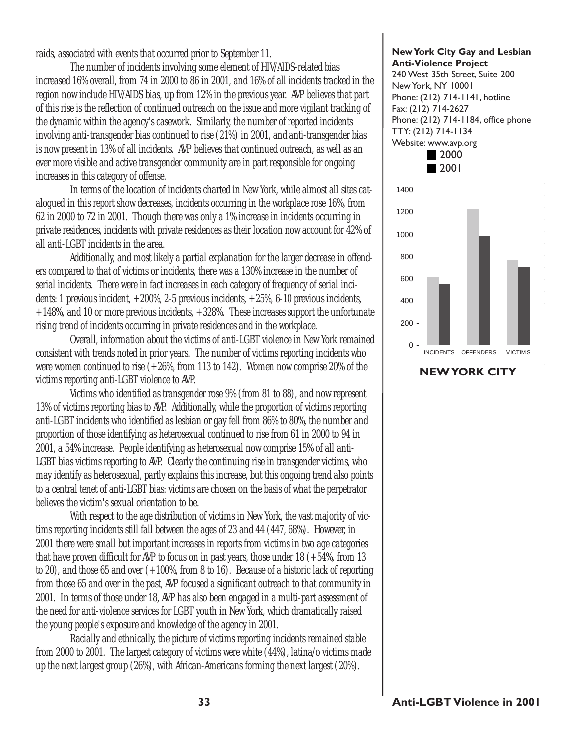raids, associated with events that occurred prior to September 11.

The number of incidents involving some element of HIV/AIDS-related bias increased 16% overall, from 74 in 2000 to 86 in 2001, and 16% of all incidents tracked in the region now include HIV/AIDS bias, up from 12% in the previous year. AVP believes that part of this rise is the reflection of continued outreach on the issue and more vigilant tracking of the dynamic within the agency's casework. Similarly, the number of reported incidents involving anti-transgender bias continued to rise (21%) in 2001, and anti-transgender bias is now present in 13% of all incidents. AVP believes that continued outreach, as well as an ever more visible and active transgender community are in part responsible for ongoing increases in this category of offense.

In terms of the location of incidents charted in New York, while almost all sites catalogued in this report show decreases, incidents occurring in the workplace rose 16%, from 62 in 2000 to 72 in 2001. Though there was only a 1% increase in incidents occurring in private residences, incidents with private residences as their location now account for 42% of all anti-LGBT incidents in the area.

Additionally, and most likely a partial explanation for the larger decrease in offenders compared to that of victims or incidents, there was a 130% increase in the number of serial incidents. There were in fact increases in each category of frequency of serial incidents: 1 previous incident, +200%, 2-5 previous incidents, +25%, 6-10 previous incidents, +148%, and 10 or more previous incidents, +328%. These increases support the unfortunate rising trend of incidents occurring in private residences and in the workplace.

Overall, information about the victims of anti-LGBT violence in New York remained consistent with trends noted in prior years. The number of victims reporting incidents who were women continued to rise (+26%, from 113 to 142). Women now comprise 20% of the victims reporting anti-LGBT violence to AVP.

Victims who identified as transgender rose 9% (from 81 to 88), and now represent 13% of victims reporting bias to AVP. Additionally, while the proportion of victims reporting anti-LGBT incidents who identified as lesbian or gay fell from 86% to 80%, the number and proportion of those identifying as heterosexual continued to rise from 61 in 2000 to 94 in 2001, a 54% increase. People identifying as heterosexual now comprise 15% of all anti-LGBT bias victims reporting to AVP. Clearly the continuing rise in transgender victims, who may identify as heterosexual, partly explains this increase, but this ongoing trend also points to a central tenet of anti-LGBT bias: victims are chosen on the basis of what the perpetrator believes the victim's sexual orientation to be.

With respect to the age distribution of victims in New York, the vast majority of victims reporting incidents still fall between the ages of 23 and 44 (447, 68%). However, in 2001 there were small but important increases in reports from victims in two age categories that have proven difficult for AVP to focus on in past years, those under 18 (+54%, from 13 to 20), and those 65 and over (+100%, from 8 to 16). Because of a historic lack of reporting from those 65 and over in the past, AVP focused a significant outreach to that community in 2001. In terms of those under 18, AVP has also been engaged in a multi-part assessment of the need for anti-violence services for LGBT youth in New York, which dramatically raised the young people's exposure and knowledge of the agency in 2001.

Racially and ethnically, the picture of victims reporting incidents remained stable from 2000 to 2001. The largest category of victims were white (44%), latina/o victims made up the next largest group (26%), with African-Americans forming the next largest (20%).

**New York City Gay and Lesbian Anti-Violence Project**
240 West 35th Street, Suite 200
New York, NY 10001
Phone: (212) 714-1141, hotline
Fax: (212) 714-2627
Phone: (212) 714-1184, office phone
TTY: (212) 714-1134
Website: www.avp.org

2000
2001

1400
1200
1000
800
600
400
200
0

INCIDENTS OFFENDERS VICTIMS

**NEW YORK CITY**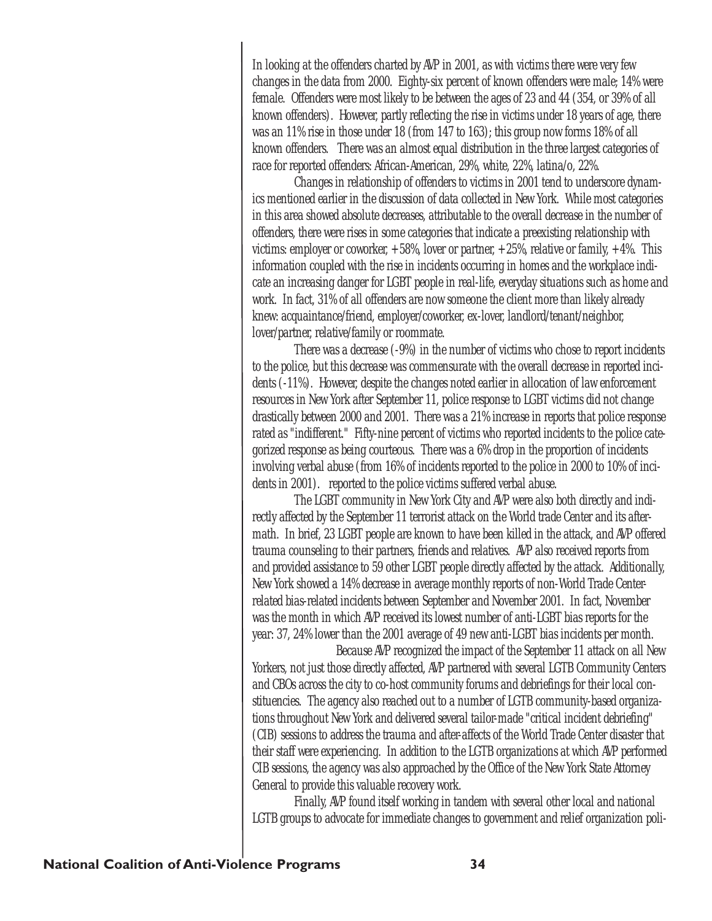In looking at the offenders charted by AVP in 2001, as with victims there were very few changes in the data from 2000. Eighty-six percent of known offenders were male; 14% were female. Offenders were most likely to be between the ages of 23 and 44 (354, or 39% of all known offenders). However, partly reflecting the rise in victims under 18 years of age, there was an 11% rise in those under 18 (from 147 to 163); this group now forms 18% of all known offenders. There was an almost equal distribution in the three largest categories of race for reported offenders: African-American, 29%, white, 22%, latina/o, 22%.

Changes in relationship of offenders to victims in 2001 tend to underscore dynamics mentioned earlier in the discussion of data collected in New York. While most categories in this area showed absolute decreases, attributable to the overall decrease in the number of offenders, there were rises in some categories that indicate a preexisting relationship with victims: employer or coworker, +58%, lover or partner, +25%, relative or family, +4%. This information coupled with the rise in incidents occurring in homes and the workplace indicate an increasing danger for LGBT people in real-life, everyday situations such as home and work. In fact, 31% of all offenders are now someone the client more than likely already knew: acquaintance/friend, employer/coworker, ex-lover, landlord/tenant/neighbor, lover/partner, relative/family or roommate.

There was a decrease (-9%) in the number of victims who chose to report incidents to the police, but this decrease was commensurate with the overall decrease in reported incidents (-11%). However, despite the changes noted earlier in allocation of law enforcement resources in New York after September 11, police response to LGBT victims did not change drastically between 2000 and 2001. There was a 21% increase in reports that police response rated as "indifferent." Fifty-nine percent of victims who reported incidents to the police categorized response as being courteous. There was a 6% drop in the proportion of incidents involving verbal abuse (from 16% of incidents reported to the police in 2000 to 10% of incidents in 2001). reported to the police victims suffered verbal abuse.

The LGBT community in New York City and AVP were also both directly and indirectly affected by the September 11 terrorist attack on the World trade Center and its aftermath. In brief, 23 LGBT people are known to have been killed in the attack, and AVP offered trauma counseling to their partners, friends and relatives. AVP also received reports from and provided assistance to 59 other LGBT people directly affected by the attack. Additionally, New York showed a 14% decrease in average monthly reports of non-World Trade Center-related bias-related incidents between September and November 2001. In fact, November was the month in which AVP received its lowest number of anti-LGBT bias reports for the year: 37, 24% lower than the 2001 average of 49 new anti-LGBT bias incidents per month.

Because AVP recognized the impact of the September 11 attack on all New Yorkers, not just those directly affected, AVP partnered with several LGTB Community Centers and CBOs across the city to co-host community forums and debriefings for their local constituencies. The agency also reached out to a number of LGTB community-based organizations throughout New York and delivered several tailor-made "critical incident debriefing" (CIB) sessions to address the trauma and after-affects of the World Trade Center disaster that their staff were experiencing. In addition to the LGTB organizations at which AVP performed CIB sessions, the agency was also approached by the Office of the New York State Attorney General to provide this valuable recovery work.

Finally, AVP found itself working in tandem with several other local and national LGTB groups to advocate for immediate changes to government and relief organization poli-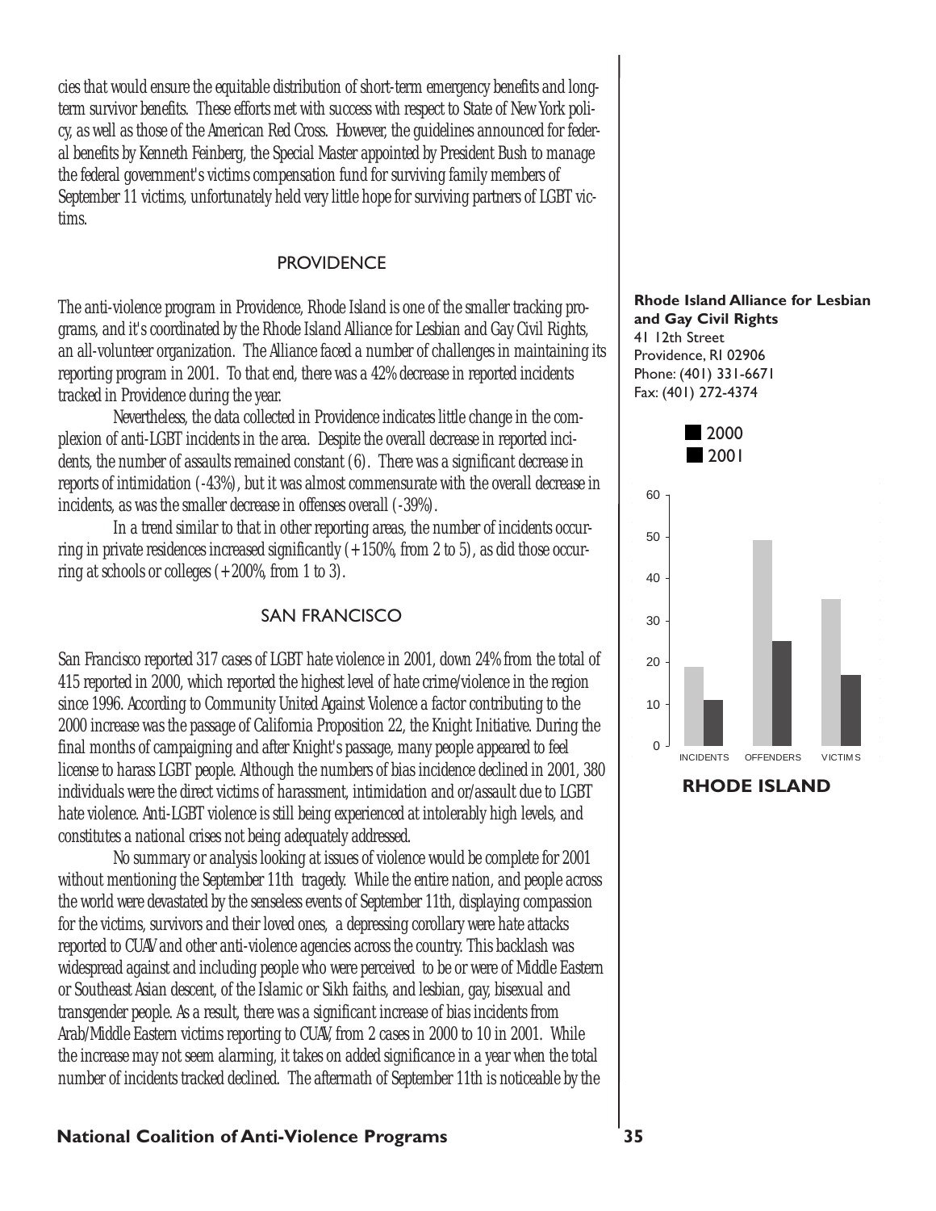cies that would ensure the equitable distribution of short-term emergency benefits and long-term survivor benefits. These efforts met with success with respect to State of New York policy, as well as those of the American Red Cross. However, the guidelines announced for federal benefits by Kenneth Feinberg, the Special Master appointed by President Bush to manage the federal government's victims compensation fund for surviving family members of September 11 victims, unfortunately held very little hope for surviving partners of LGBT victims.

## PROVIDENCE

The anti-violence program in Providence, Rhode Island is one of the smaller tracking programs, and it's coordinated by the Rhode Island Alliance for Lesbian and Gay Civil Rights, an all-volunteer organization. The Alliance faced a number of challenges in maintaining its reporting program in 2001. To that end, there was a 42% decrease in reported incidents tracked in Providence during the year.

Nevertheless, the data collected in Providence indicates little change in the complexion of anti-LGBT incidents in the area. Despite the overall decrease in reported incidents, the number of assaults remained constant (6). There was a significant decrease in reports of intimidation (-43%), but it was almost commensurate with the overall decrease in incidents, as was the smaller decrease in offenses overall (-39%).

In a trend similar to that in other reporting areas, the number of incidents occurring in private residences increased significantly (+150%, from 2 to 5), as did those occurring at schools or colleges (+200%, from 1 to 3).

**Rhode Island Alliance for Lesbian and Gay Civil Rights**
41 12th Street
Providence, RI 02906
Phone: (401) 331-6671
Fax: (401) 272-4374

**RHODE ISLAND**

## SAN FRANCISCO

San Francisco reported 317 cases of LGBT hate violence in 2001, down 24% from the total of 415 reported in 2000, which reported the highest level of hate crime/violence in the region since 1996. According to Community United Against Violence a factor contributing to the 2000 increase was the passage of California Proposition 22, the Knight Initiative. During the final months of campaigning and after Knight's passage, many people appeared to feel license to harass LGBT people. Although the numbers of bias incidence declined in 2001, 380 individuals were the direct victims of harassment, intimidation and or/assault due to LGBT hate violence. Anti-LGBT violence is still being experienced at intolerably high levels, and constitutes a national crises not being adequately addressed.

No summary or analysis looking at issues of violence would be complete for 2001 without mentioning the September 11th tragedy. While the entire nation, and people across the world were devastated by the senseless events of September 11th, displaying compassion for the victims, survivors and their loved ones, a depressing corollary were hate attacks reported to CUAV and other anti-violence agencies across the country. This backlash was widespread against and including people who were perceived to be or were of Middle Eastern or Southeast Asian descent, of the Islamic or Sikh faiths, and lesbian, gay, bisexual and transgender people. As a result, there was a significant increase of bias incidents from Arab/Middle Eastern victims reporting to CUAV, from 2 cases in 2000 to 10 in 2001. While the increase may not seem alarming, it takes on added significance in a year when the total number of incidents tracked declined. The aftermath of September 11th is noticeable by the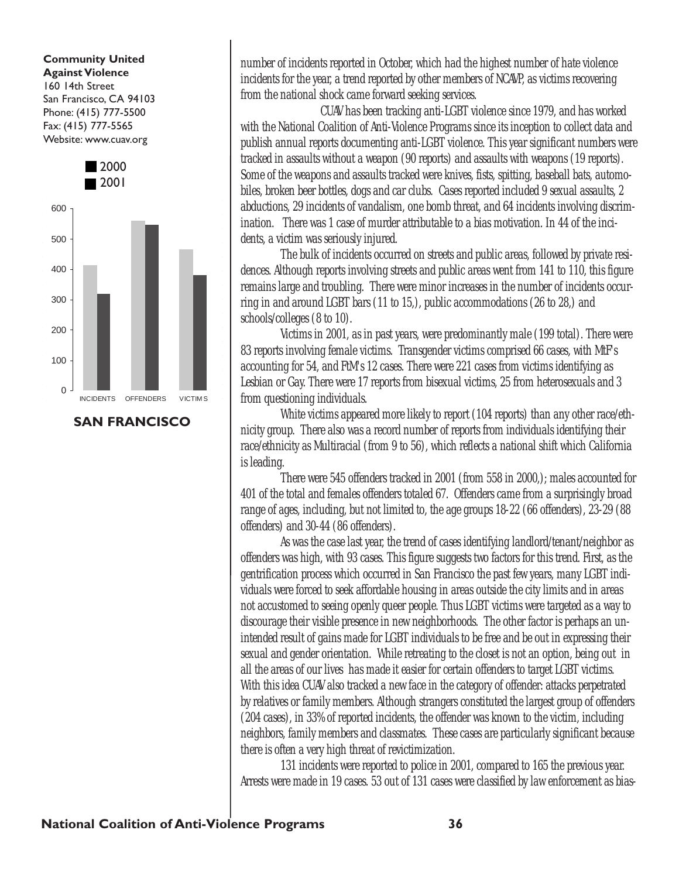**Community United Against Violence**
160 14th Street
San Francisco, CA 94103
Phone: (415) 777-5500
Fax: (415) 777-5565
Website: www.cuav.org

■ 2000
■ 2001

600
500
400
300
200
100
0

INCIDENTS OFFENDERS VICTIMS

**SAN FRANCISCO**

number of incidents reported in October, which had the highest number of hate violence incidents for the year, a trend reported by other members of NCAVP, as victims recovering from the national shock came forward seeking services.

CUAV has been tracking anti-LGBT violence since 1979, and has worked with the National Coalition of Anti-Violence Programs since its inception to collect data and publish annual reports documenting anti-LGBT violence. This year significant numbers were tracked in assaults without a weapon (90 reports) and assaults with weapons (19 reports). Some of the weapons and assaults tracked were knives, fists, spitting, baseball bats, automobiles, broken beer bottles, dogs and car clubs. Cases reported included 9 sexual assaults, 2 abductions, 29 incidents of vandalism, one bomb threat, and 64 incidents involving discrimination. There was 1 case of murder attributable to a bias motivation. In 44 of the incidents, a victim was seriously injured.

The bulk of incidents occurred on streets and public areas, followed by private residences. Although reports involving streets and public areas went from 141 to 110, this figure remains large and troubling. There were minor increases in the number of incidents occurring in and around LGBT bars (11 to 15,), public accommodations (26 to 28,) and schools/colleges (8 to 10).

Victims in 2001, as in past years, were predominantly male (199 total). There were 83 reports involving female victims. Transgender victims comprised 66 cases, with MtF's accounting for 54, and FtM's 12 cases. There were 221 cases from victims identifying as Lesbian or Gay. There were 17 reports from bisexual victims, 25 from heterosexuals and 3 from questioning individuals.

White victims appeared more likely to report (104 reports) than any other race/ethnicity group. There also was a record number of reports from individuals identifying their race/ethnicity as Multiracial (from 9 to 56), which reflects a national shift which California is leading.

There were 545 offenders tracked in 2001 (from 558 in 2000,); males accounted for 401 of the total and females offenders totaled 67. Offenders came from a surprisingly broad range of ages, including, but not limited to, the age groups 18-22 (66 offenders), 23-29 (88 offenders) and 30-44 (86 offenders).

As was the case last year, the trend of cases identifying landlord/tenant/neighbor as offenders was high, with 93 cases. This figure suggests two factors for this trend. First, as the gentrification process which occurred in San Francisco the past few years, many LGBT individuals were forced to seek affordable housing in areas outside the city limits and in areas not accustomed to seeing openly queer people. Thus LGBT victims were targeted as a way to discourage their visible presence in new neighborhoods. The other factor is perhaps an unintended result of gains made for LGBT individuals to be free and be out in expressing their sexual and gender orientation. While retreating to the closet is not an option, being out in all the areas of our lives has made it easier for certain offenders to target LGBT victims. With this idea CUAV also tracked a new face in the category of offender: attacks perpetrated by relatives or family members. Although strangers constituted the largest group of offenders (204 cases), in 33% of reported incidents, the offender was known to the victim, including neighbors, family members and classmates. These cases are particularly significant because there is often a very high threat of revictimization.

131 incidents were reported to police in 2001, compared to 165 the previous year. Arrests were made in 19 cases. 53 out of 131 cases were classified by law enforcement as bias-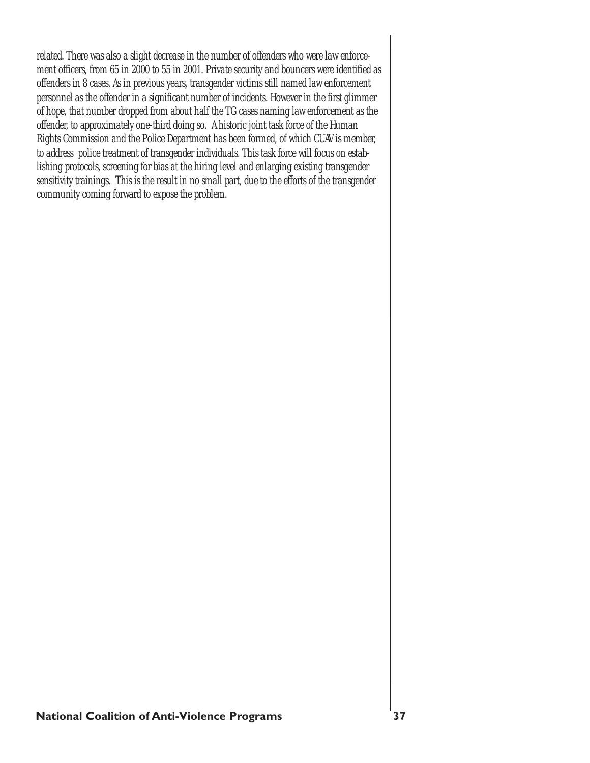*related. There was also a slight decrease in the number of offenders who were law enforcement officers, from 65 in 2000 to 55 in 2001. Private security and bouncers were identified as offenders in 8 cases. As in previous years, transgender victims still named law enforcement personnel as the offender in a significant number of incidents. However in the first glimmer of hope, that number dropped from about half the TG cases naming law enforcement as the offender, to approximately one-third doing so. A historic joint task force of the Human Rights Commission and the Police Department has been formed, of which CUAV is member, to address police treatment of transgender individuals. This task force will focus on establishing protocols, screening for bias at the hiring level and enlarging existing transgender sensitivity trainings. This is the result in no small part, due to the efforts of the transgender community coming forward to expose the problem.*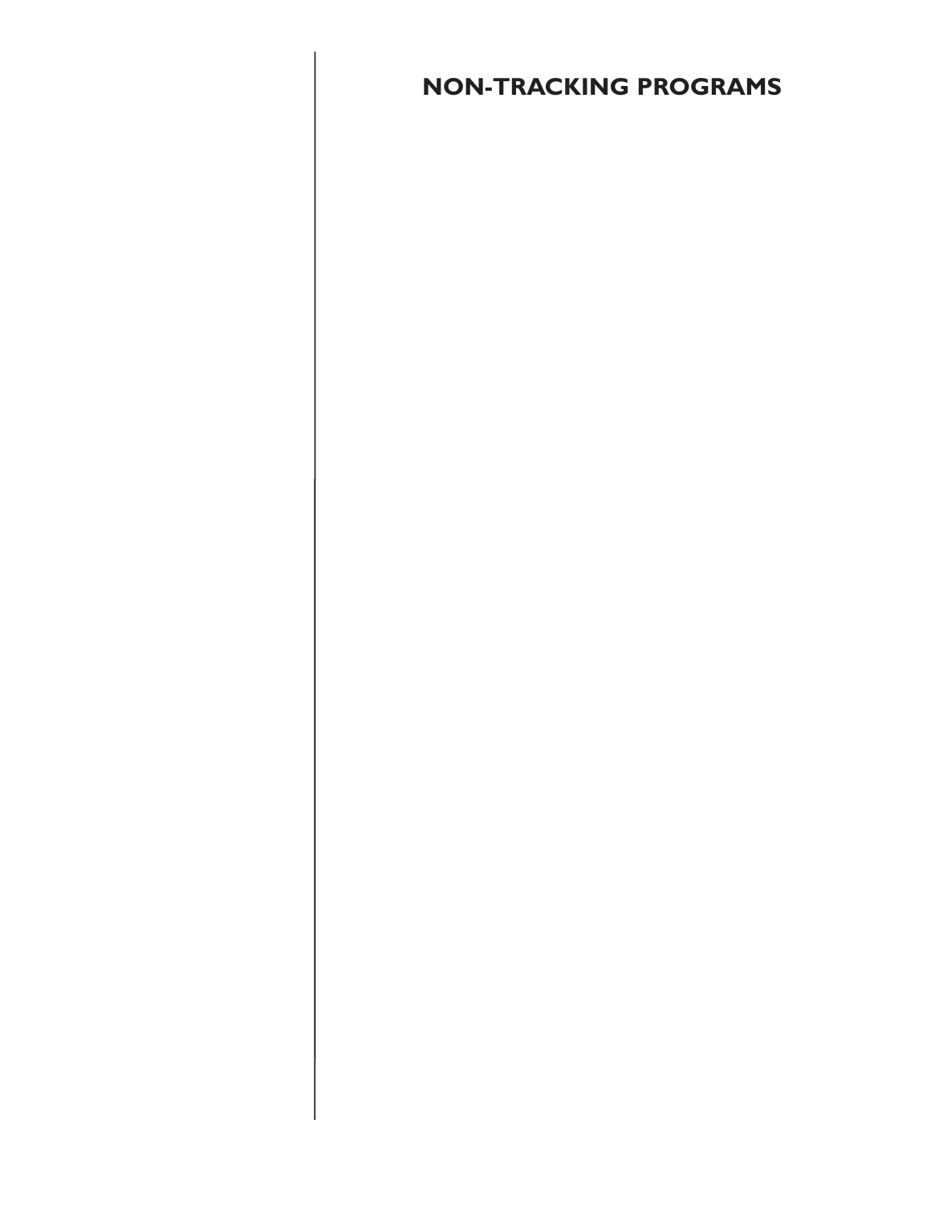# NON-TRACKING PROGRAMS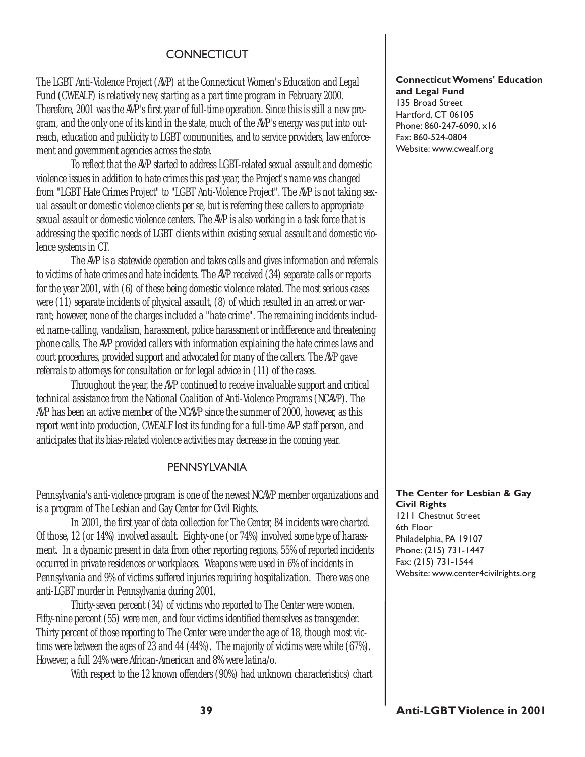## CONNECTICUT

**Connecticut Womens' Education and Legal Fund**
135 Broad Street
Hartford, CT 06105
Phone: 860-247-6090, x16
Fax: 860-524-0804
Website: www.cwealf.org

The LGBT Anti-Violence Project (AVP) at the Connecticut Women's Education and Legal Fund (CWEALF) is relatively new, starting as a part time program in February 2000. Therefore, 2001 was the AVP's first year of full-time operation. Since this is still a new program, and the only one of its kind in the state, much of the AVP's energy was put into outreach, education and publicity to LGBT communities, and to service providers, law enforcement and government agencies across the state.

To reflect that the AVP started to address LGBT-related sexual assault and domestic violence issues in addition to hate crimes this past year, the Project's name was changed from "LGBT Hate Crimes Project" to "LGBT Anti-Violence Project". The AVP is not taking sexual assault or domestic violence clients per se, but is referring these callers to appropriate sexual assault or domestic violence centers. The AVP is also working in a task force that is addressing the specific needs of LGBT clients within existing sexual assault and domestic violence systems in CT.

The AVP is a statewide operation and takes calls and gives information and referrals to victims of hate crimes and hate incidents. The AVP received (34) separate calls or reports for the year 2001, with (6) of these being domestic violence related. The most serious cases were (11) separate incidents of physical assault, (8) of which resulted in an arrest or warrant; however, none of the charges included a "hate crime". The remaining incidents included name-calling, vandalism, harassment, police harassment or indifference and threatening phone calls. The AVP provided callers with information explaining the hate crimes laws and court procedures, provided support and advocated for many of the callers. The AVP gave referrals to attorneys for consultation or for legal advice in (11) of the cases.

Throughout the year, the AVP continued to receive invaluable support and critical technical assistance from the National Coalition of Anti-Violence Programs (NCAVP). The AVP has been an active member of the NCAVP since the summer of 2000, however, as this report went into production, CWEALF lost its funding for a full-time AVP staff person, and anticipates that its bias-related violence activities may decrease in the coming year.

## PENNSYLVANIA

**The Center for Lesbian & Gay Civil Rights**
1211 Chestnut Street
6th Floor
Philadelphia, PA 19107
Phone: (215) 731-1447
Fax: (215) 731-1544
Website: www.center4civilrights.org

Pennsylvania's anti-violence program is one of the newest NCAVP member organizations and is a program of The Lesbian and Gay Center for Civil Rights.

In 2001, the first year of data collection for The Center, 84 incidents were charted. Of those, 12 (or 14%) involved assault. Eighty-one (or 74%) involved some type of harassment. In a dynamic present in data from other reporting regions, 55% of reported incidents occurred in private residences or workplaces. Weapons were used in 6% of incidents in Pennsylvania and 9% of victims suffered injuries requiring hospitalization. There was one anti-LGBT murder in Pennsylvania during 2001.

Thirty-seven percent (34) of victims who reported to The Center were women. Fifty-nine percent (55) were men, and four victims identified themselves as transgender. Thirty percent of those reporting to The Center were under the age of 18, though most victims were between the ages of 23 and 44 (44%). The majority of victims were white (67%). However, a full 24% were African-American and 8% were latina/o.

With respect to the 12 known offenders (90%) had unknown characteristics) chart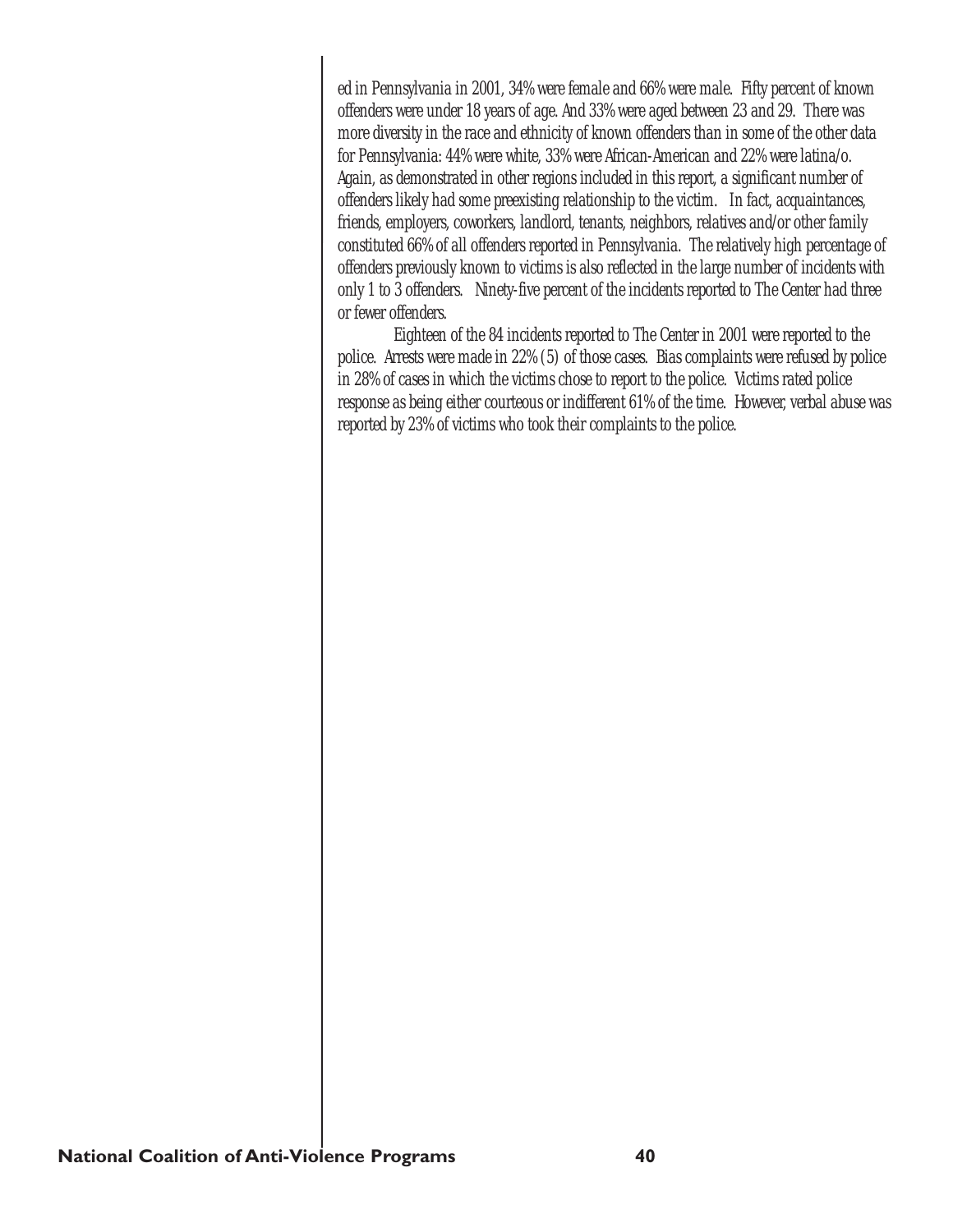ed in Pennsylvania in 2001, 34% were female and 66% were male. Fifty percent of known offenders were under 18 years of age. And 33% were aged between 23 and 29. There was more diversity in the race and ethnicity of known offenders than in some of the other data for Pennsylvania: 44% were white, 33% were African-American and 22% were latina/o. Again, as demonstrated in other regions included in this report, a significant number of offenders likely had some preexisting relationship to the victim. In fact, acquaintances, friends, employers, coworkers, landlord, tenants, neighbors, relatives and/or other family constituted 66% of all offenders reported in Pennsylvania. The relatively high percentage of offenders previously known to victims is also reflected in the large number of incidents with only 1 to 3 offenders. Ninety-five percent of the incidents reported to The Center had three or fewer offenders.

Eighteen of the 84 incidents reported to The Center in 2001 were reported to the police. Arrests were made in 22% (5) of those cases. Bias complaints were refused by police in 28% of cases in which the victims chose to report to the police. Victims rated police response as being either courteous or indifferent 61% of the time. However, verbal abuse was reported by 23% of victims who took their complaints to the police.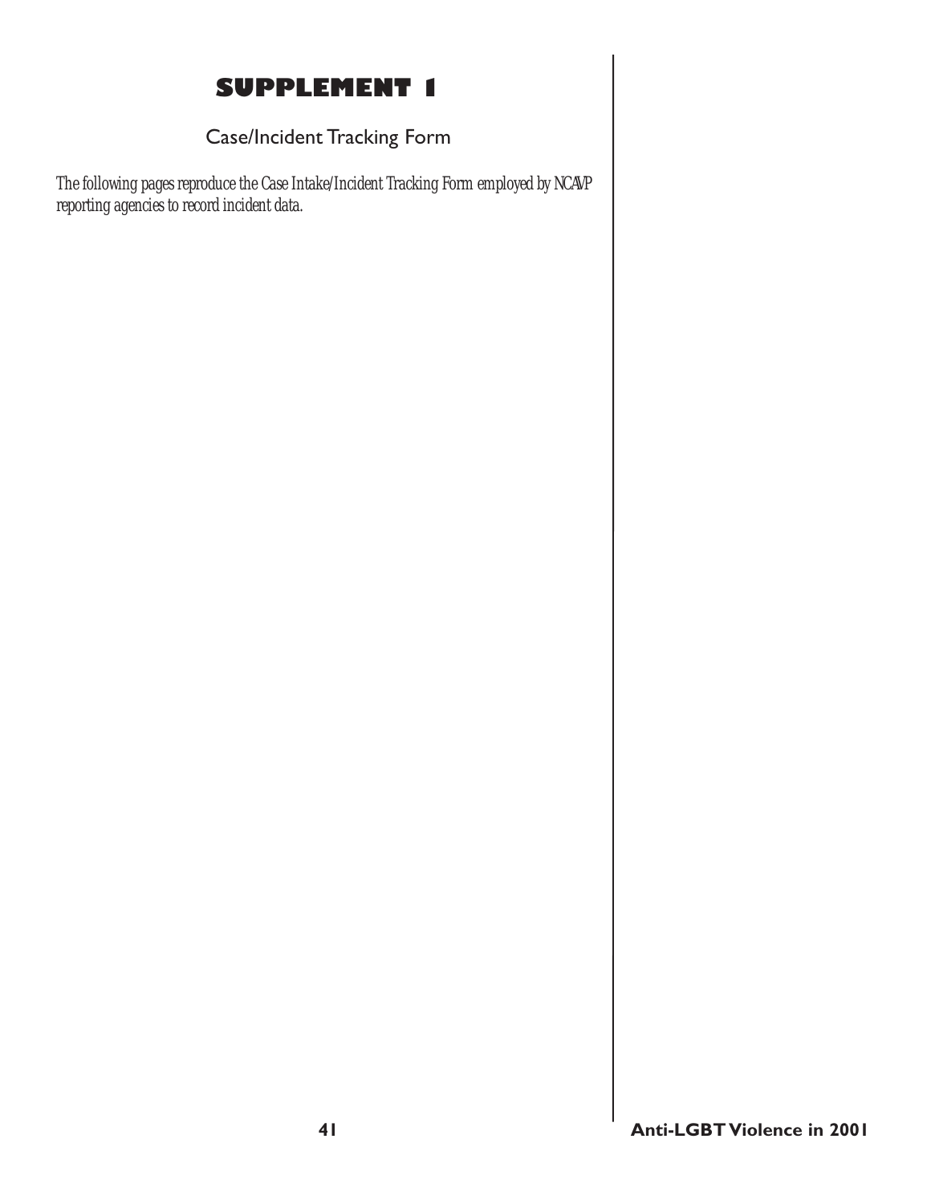# SUPPLEMENT 1

## Case/Incident Tracking Form

*The following pages reproduce the Case Intake/Incident Tracking Form employed by NCAVP reporting agencies to record incident data.*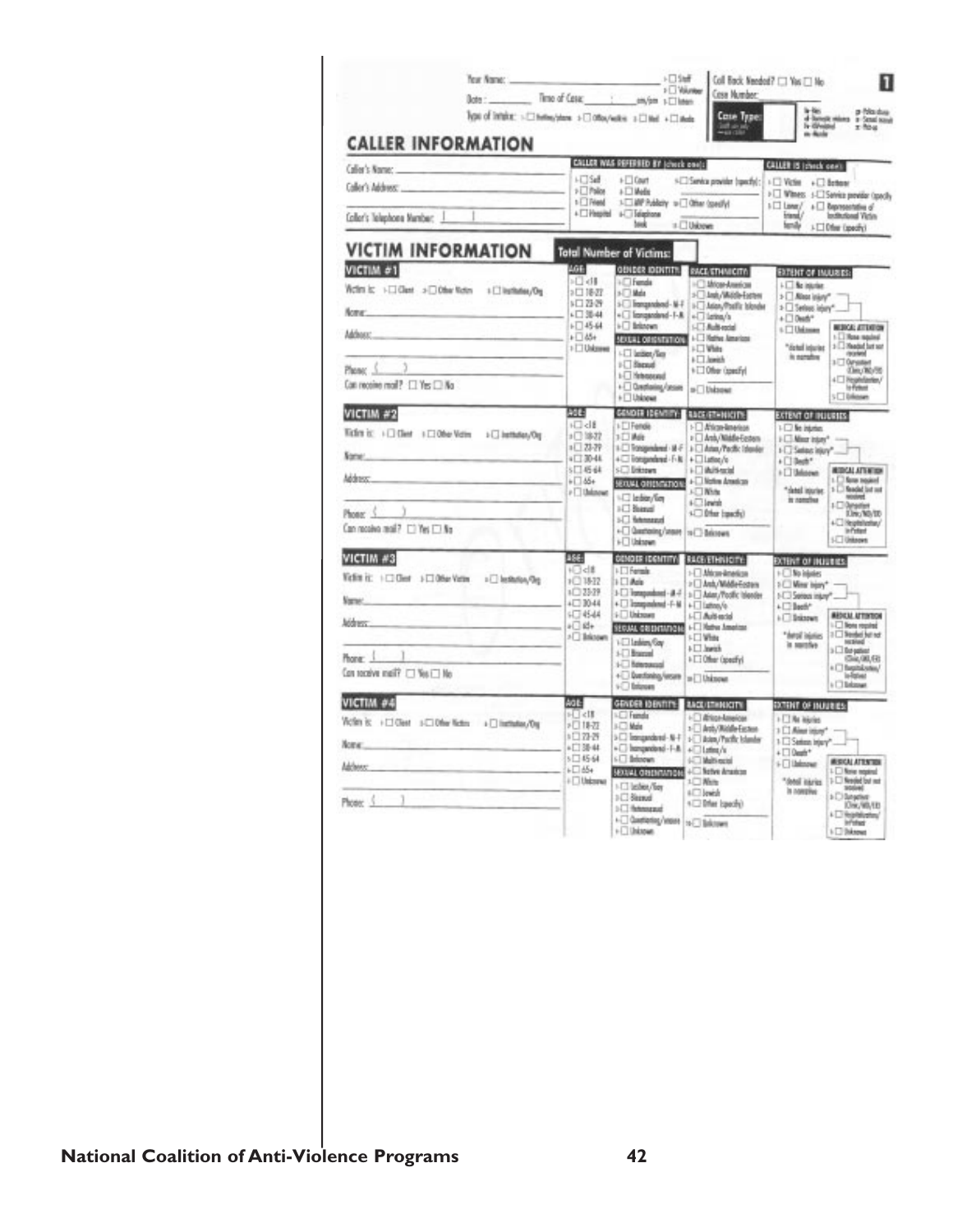Your Name: ____________________ 1☐ Staff 2☐ Volunteer 3☐ Intern

Date: ________ Time of Case: ____ : ____ am/pm

Type of Intake: 1☐ Hotline/phone 2☐ Office/walk-in 3☐ Mail 4☐ Media

Call Back Needed? ☐ Yes ☐ No

Case Number: ________

Case Type:

**1**

## CALLER INFORMATION

Caller's Name: ____________________

Caller's Address: ____________________

Caller's Telephone Number: (   )

**CALLER WAS REFERRED BY (check one):**
1☐ Self 2☐ Police 3☐ Friend 4☐ Hospital 5☐ Court 6☐ Media 7☐ AVP Publicity 8☐ Telephone book 9☐ Service provider (specify): ________ 10☐ Other (specify) ________ 11☐ Unknown

**CALLER IS (check one):**
1☐ Victim 2☐ Witness 3☐ Lover/friend/family 4☐ Batterer 5☐ Service provider (specify) 6☐ Representative of Institutional Victim 7☐ Other (specify)

## VICTIM INFORMATION

**Total Number of Victims:** ____

### VICTIM #1

Victim is: 1☐ Client 2☐ Other Victim 3☐ Institution/Org

Name: ____________________

Address: ____________________

Phone: (   )

Can receive mail? ☐ Yes ☐ No

**AGE:** 1☐ <18 2☐ 18-22 3☐ 23-29 4☐ 30-44 5☐ 45-64 6☐ 65+ 7☐ Unknown

**GENDER IDENTITY:** 1☐ Female 2☐ Male 3☐ Transgendered - M-F 4☐ Transgendered - F-M 5☐ Unknown

**SEXUAL ORIENTATION:** 1☐ Lesbian/Gay 2☐ Bisexual 3☐ Heterosexual 4☐ Questioning/unsure 5☐ Unknown

**RACE/ETHNICITY:** 1☐ African-American 2☐ Arab/Middle-Eastern 3☐ Asian/Pacific Islander 4☐ Latina/o 5☐ Multi-racial 6☐ Native American 7☐ White 8☐ Jewish 9☐ Other (specify) 10☐ Unknown

**EXTENT OF INJURIES:** 1☐ No injuries 2☐ Minor injury* 3☐ Serious injury* 4☐ Death* 5☐ Unknown

*detail injuries in narrative

**MEDICAL ATTENTION:** 1☐ None required 2☐ Needed but not received 3☐ Outpatient (Clinic/MD/ER) 4☐ Hospitalization/In-Patient 5☐ Unknown

### VICTIM #2

Victim is: 1☐ Client 2☐ Other Victim 3☐ Institution/Org

Name: ____________________

Address: ____________________

Phone: (   )

Can receive mail? ☐ Yes ☐ No

**AGE:** 1☐ <18 2☐ 18-22 3☐ 23-29 4☐ 30-44 5☐ 45-64 6☐ 65+ 7☐ Unknown

**GENDER IDENTITY:** 1☐ Female 2☐ Male 3☐ Transgendered - M-F 4☐ Transgendered - F-M 5☐ Unknown

**SEXUAL ORIENTATION:** 1☐ Lesbian/Gay 2☐ Bisexual 3☐ Heterosexual 4☐ Questioning/unsure 5☐ Unknown

**RACE/ETHNICITY:** 1☐ African-American 2☐ Arab/Middle-Eastern 3☐ Asian/Pacific Islander 4☐ Latina/o 5☐ Multi-racial 6☐ Native American 7☐ White 8☐ Jewish 9☐ Other (specify) 10☐ Unknown

**EXTENT OF INJURIES:** 1☐ No injuries 2☐ Minor injury* 3☐ Serious injury* 4☐ Death* 5☐ Unknown

*detail injuries in narrative

**MEDICAL ATTENTION:** 1☐ None required 2☐ Needed but not received 3☐ Outpatient (Clinic/MD/ER) 4☐ Hospitalization/In-Patient 5☐ Unknown

### VICTIM #3

Victim is: 1☐ Client 2☐ Other Victim 3☐ Institution/Org

Name: ____________________

Address: ____________________

Phone: (   )

Can receive mail? ☐ Yes ☐ No

**AGE:** 1☐ <18 2☐ 18-22 3☐ 23-29 4☐ 30-44 5☐ 45-64 6☐ 65+ 7☐ Unknown

**GENDER IDENTITY:** 1☐ Female 2☐ Male 3☐ Transgendered - M-F 4☐ Transgendered - F-M 5☐ Unknown

**SEXUAL ORIENTATION:** 1☐ Lesbian/Gay 2☐ Bisexual 3☐ Heterosexual 4☐ Questioning/unsure 5☐ Unknown

**RACE/ETHNICITY:** 1☐ African-American 2☐ Arab/Middle-Eastern 3☐ Asian/Pacific Islander 4☐ Latina/o 5☐ Multi-racial 6☐ Native American 7☐ White 8☐ Jewish 9☐ Other (specify) 10☐ Unknown

**EXTENT OF INJURIES:** 1☐ No injuries 2☐ Minor injury* 3☐ Serious injury* 4☐ Death* 5☐ Unknown

*detail injuries in narrative

**MEDICAL ATTENTION:** 1☐ None required 2☐ Needed but not received 3☐ Outpatient (Clinic/MD/ER) 4☐ Hospitalization/In-Patient 5☐ Unknown

### VICTIM #4

Victim is: 1☐ Client 2☐ Other Victim 3☐ Institution/Org

Name: ____________________

Address: ____________________

Phone: (   )

**AGE:** 1☐ <18 2☐ 18-22 3☐ 23-29 4☐ 30-44 5☐ 45-64 6☐ 65+ 7☐ Unknown

**GENDER IDENTITY:** 1☐ Female 2☐ Male 3☐ Transgendered - M-F 4☐ Transgendered - F-M 5☐ Unknown

**SEXUAL ORIENTATION:** 1☐ Lesbian/Gay 2☐ Bisexual 3☐ Heterosexual 4☐ Questioning/unsure 5☐ Unknown

**RACE/ETHNICITY:** 1☐ African-American 2☐ Arab/Middle-Eastern 3☐ Asian/Pacific Islander 4☐ Latina/o 5☐ Multi-racial 6☐ Native American 7☐ White 8☐ Jewish 9☐ Other (specify) 10☐ Unknown

**EXTENT OF INJURIES:** 1☐ No injuries 2☐ Minor injury* 3☐ Serious injury* 4☐ Death* 5☐ Unknown

*detail injuries in narrative

**MEDICAL ATTENTION:** 1☐ None required 2☐ Needed but not received 3☐ Outpatient (Clinic/MD/ER) 4☐ Hospitalization/In-Patient 5☐ Unknown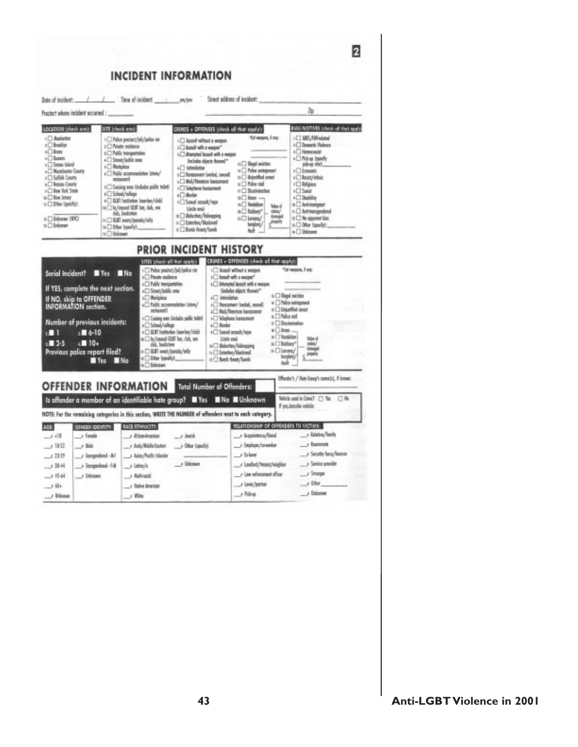2

# INCIDENT INFORMATION

Date of incident: ___/___/___ Time of incident: ___:___ am/pm Street address of incident: ______________________

Precinct where incident occurred: ________ Zip

**LOCATION (check one):**
1. ☐ Manhattan
2. ☐ Brooklyn
3. ☐ Bronx
4. ☐ Queens
5. ☐ Staten Island
6. ☐ Westchester County
7. ☐ Suffolk County
8. ☐ Nassau County
9. ☐ New York State
10. ☐ New Jersey
11. ☐ Other (specify):
12. ☐ Unknown (NYC)
13. ☐ Unknown

**SITE (check one):**
1. ☐ Police precinct/jail/police car
2. ☐ Private residence
3. ☐ Public transportation
4. ☐ Street/public area
5. ☐ Workplace
6. ☐ Public accommodation (store/restaurant)
7. ☐ Cruising area (includes public toilet)
8. ☐ School/college
9. ☐ GLBT Institution (non-bar/club)
10. ☐ In/around GLBT bar, club, sex club, bookstore
11. ☐ GLBT event/parade/rally
12. ☐ Other (specify): ________
13. ☐ Unknown

**CRIMES + OFFENSES (check all that apply):**
1. ☐ Assault without a weapon
2. ☐ Assault with a weapon*
3. ☐ Attempted Assault with a weapon (includes objects thrown)*
4. ☐ Intimidation
5. ☐ Harassment (verbal, sexual)
6. ☐ Mail/literature harassment
7. ☐ Telephone harassment
8. ☐ Murder
9. ☐ Sexual assault/rape (circle one)
10. ☐ Abduction/kidnapping
11. ☐ Extortion/blackmail
12. ☐ Bomb threat/bomb
13. ☐ Illegal eviction
14. ☐ Police entrapment
15. ☐ Unjustified arrest
16. ☐ Police raid
17. ☐ Discrimination
18. ☐ Arson
19. ☐ Vandalism
20. ☐ Robbery*
21. ☐ Larceny/burglary/theft

*List weapons, if any: ________

Value of stolen/damaged property $______

**BIAS/MOTIVES (check all that apply):**
1. ☐ AIDS/HIV-related
2. ☐ Domestic Violence
3. ☐ Heterosexist
4. ☐ Pick-up (specify pick-up site): ________
5. ☐ Economic
6. ☐ Racist/ethnic
7. ☐ Religious
8. ☐ Sexist
9. ☐ Disability
10. ☐ Anti-immigrant
11. ☐ Anti-transgendered
12. ☐ No apparent bias
13. ☐ Other (specify): ________
14. ☐ Unknown

# PRIOR INCIDENT HISTORY

**Serial Incident?** ■ Yes ■ No

If YES, complete the next section.
If NO, skip to OFFENDER INFORMATION section.

**Number of previous incidents:**
1. ■ 1
2. ■ 2-5
3. ■ 6-10
4. ■ 10+

**Previous police report filed?** ■ Yes ■ No

**SITES (check all that apply):**
1. ☐ Police precinct/jail/police car
2. ☐ Private residence
3. ☐ Public transportation
4. ☐ Street/public area
5. ☐ Workplace
6. ☐ Public accommodation (store/restaurant)
7. ☐ Cruising area (includes public toilet)
8. ☐ School/college
9. ☐ GLBT Institution (non-bar/club)
10. ☐ In/around GLBT bar, club, sex club, bookstore
11. ☐ GLBT event/parade/rally
12. ☐ Other (specify): ________
13. ☐ Unknown

**CRIMES + OFFENSES (check all that apply):**
1. ☐ Assault without a weapon
2. ☐ Assault with a weapon*
3. ☐ Attempted Assault with a weapon (includes objects thrown)*
4. ☐ Intimidation
5. ☐ Harassment (verbal, sexual)
6. ☐ Mail/literature harassment
7. ☐ Telephone harassment
8. ☐ Murder
9. ☐ Sexual assault/rape (circle one)
10. ☐ Abduction/kidnapping
11. ☐ Extortion/blackmail
12. ☐ Bomb threat/bomb
13. ☐ Illegal eviction
14. ☐ Police entrapment
15. ☐ Unjustified arrest
16. ☐ Police raid
17. ☐ Discrimination
18. ☐ Arson
19. ☐ Vandalism
20. ☐ Robbery*
21. ☐ Larceny/burglary/theft

*List weapons, if any: ________

Value of stolen/damaged property $______

# OFFENDER INFORMATION

**Total Number of Offenders:** ________

Offender's / Hate Group's name(s), if known: ________

**Is offender a member of an identifiable hate group?** ■ Yes ■ No ■ Unknown

Vehicle used in Crime? ☐ Yes ☐ No
If yes, describe vehicle: ________

**NOTE: For the remaining categories in this section, WRITE THE NUMBER of offenders next to each category.**

**AGE:**
- ___1 <18
- ___2 18-22
- ___3 23-29
- ___4 30-44
- ___5 45-64
- ___6 65+
- ___7 Unknown

**GENDER IDENTITY:**
- ___1 Female
- ___2 Male
- ___3 Transgendered - M-F
- ___4 Transgendered - F-M
- ___5 Unknown

**RACE/ETHNICITY:**
- ___1 African-American
- ___2 Arab/Middle-Eastern
- ___3 Asian/Pacific Islander
- ___4 Latino/a
- ___5 Multi-racial
- ___6 Native American
- ___7 White
- ___8 Jewish
- ___9 Other (specify) ________
- ___10 Unknown

**RELATIONSHIP OF OFFENDERS TO VICTIMS:**
- ___1 Acquaintance/friend
- ___2 Employer/co-worker
- ___3 Ex-lover
- ___4 Landlord/tenant/neighbor
- ___5 Law enforcement officer
- ___6 Lover/partner
- ___7 Pick-up
- ___8 Relative/family
- ___9 Roommate
- ___10 Security force/bouncer
- ___11 Service provider
- ___12 Stranger
- ___13 Other ________
- ___14 Unknown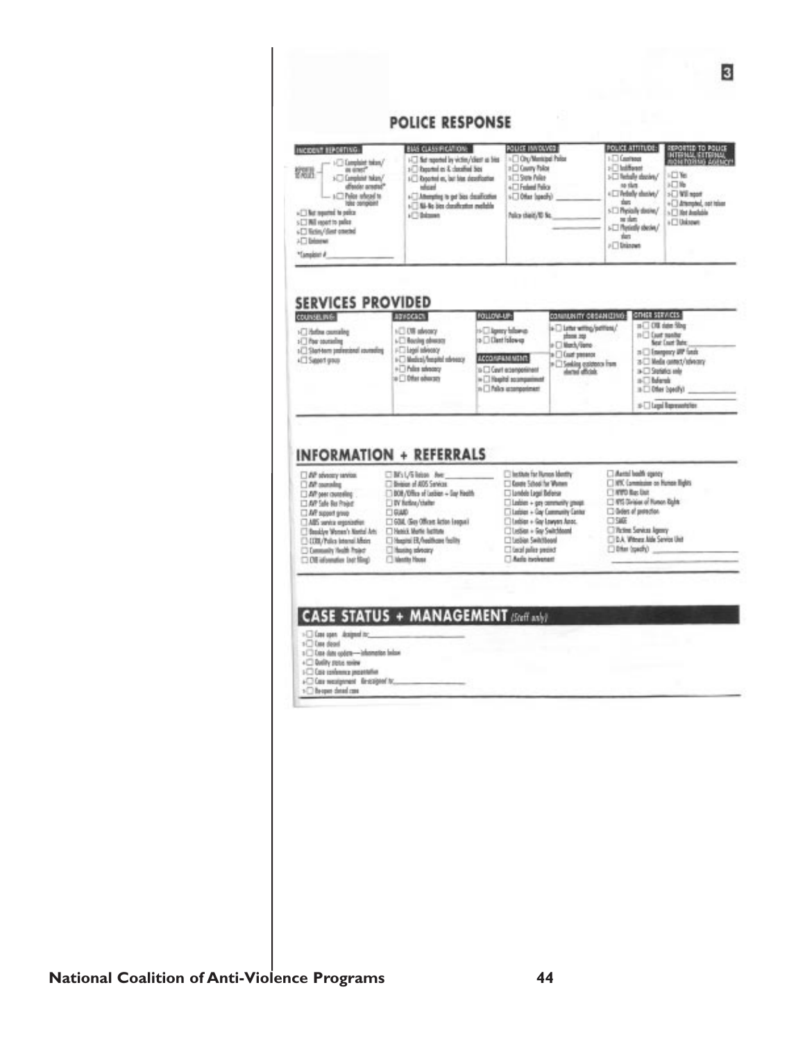## POLICE RESPONSE

| INCIDENT REPORTING: | BIAS CLASSIFICATION: | POLICE INVOLVED: | POLICE ATTITUDE: | REPORTED TO POLICE INTERNAL EXTERNAL MONITORING AGENCY? |
|---|---|---|---|---|
| REPORTED TO POLICE: ☐ Complaint taken/ no arrest* ☐ Complaint taken/ offender arrested* ☐ Police refused to take complaint | ☐ Not reported by victim/client as bias | ☐ City/Municipal Police | ☐ Courteous | ☐ Yes |
| ☐ Not reported to police | ☐ Reported as & classified bias | ☐ County Police | ☐ Indifferent | ☐ No |
| ☐ Will report to police | ☐ Reported as, but bias classification refused | ☐ State Police | ☐ Verbally abusive/ no slurs | ☐ Will report |
| ☐ Victim/client arrested | ☐ Attempting to get bias classification | ☐ Federal Police | ☐ Verbally abusive/ slurs | ☐ Attempted, not taken |
| ☐ Unknown | ☐ NA-No bias classification available | ☐ Other (specify) ______ | ☐ Physically abusive/ no slurs | ☐ Not Available |
| *Complaint # ______ | ☐ Unknown | Police shield/ID No. ______ | ☐ Physically abusive/ slurs | ☐ Unknown |
| | | | ☐ Unknown | |

## SERVICES PROVIDED

| COUNSELING: | ADVOCACY: | FOLLOW-UP: | COMMUNITY ORGANIZING: | OTHER SERVICES: |
|---|---|---|---|---|
| ☐ Hotline counseling | ☐ CVB advocacy | ☐ Agency follow-up | ☐ Letter writing/petitions/ phone zap | ☐ CVB claim filing |
| ☐ Peer counseling | ☐ Housing advocacy | ☐ Client follow-up | ☐ March/demo | ☐ Court monitor Next Court Date: ______ |
| ☐ Short-term professional counseling | ☐ Legal advocacy | ACCOMPANIMENT: | ☐ Court presence | ☐ Emergency AVP funds |
| ☐ Support group | ☐ Medical/hospital advocacy | ☐ Court accompaniment | ☐ Seeking assistance from elected officials | ☐ Media contact/advocacy |
| | ☐ Police advocacy | ☐ Hospital accompaniment | | ☐ Statistics only |
| | ☐ Other advocacy | ☐ Police accompaniment | | ☐ Referrals |
| | | | | ☐ Other (specify) ______ |
| | | | | ☐ Legal Representation |

## INFORMATION + REFERRALS

| | | | |
|---|---|---|---|
| ☐ AVP advocacy services | ☐ BP's L/G liaison Boro ______ | ☐ Institute for Human Identity | ☐ Mental health agency |
| ☐ AVP counseling | ☐ Division of AIDS Services | ☐ Kenne School for Women | ☐ NYC Commission on Human Rights |
| ☐ AVP peer counseling | ☐ DOH/Office of Lesbian + Gay Health | ☐ Lambda Legal Defense | ☐ NYPD Bias Unit |
| ☐ AVP Safe Bar Project | ☐ DV Hotline/shelter | ☐ Lesbian + gay community group | ☐ NYS Division of Human Rights |
| ☐ AVP support group | ☐ GLAAD | ☐ Lesbian + Gay Community Center | ☐ Orders of protection |
| ☐ AIDS service organization | ☐ GOAL (Gay Officers Action League) | ☐ Lesbian + Gay Lawyers Assoc. | ☐ SAGE |
| ☐ Brooklyn Women's Martial Arts | ☐ Hetrick Martin Institute | ☐ Lesbian + Gay Switchboard | ☐ Victims Services Agency |
| ☐ CCRB/Police Internal Affairs | ☐ Hospital ER/healthcare facility | ☐ Lesbian Switchboard | ☐ D.A. Witness Aide Service Unit |
| ☐ Community Health Project | ☐ Housing advocacy | ☐ Local police precinct | ☐ Other (specify) ______ |
| ☐ CVB information (not filing) | ☐ Identity House | ☐ Media involvement | |

## CASE STATUS + MANAGEMENT *(Staff only)*

- ☐ Case open Assigned to: ______
- ☐ Case closed
- ☐ Case data update—information below
- ☐ Quality status review
- ☐ Case conference presentation
- ☐ Case reassignment Re-assigned to: ______
- ☐ Re-open closed case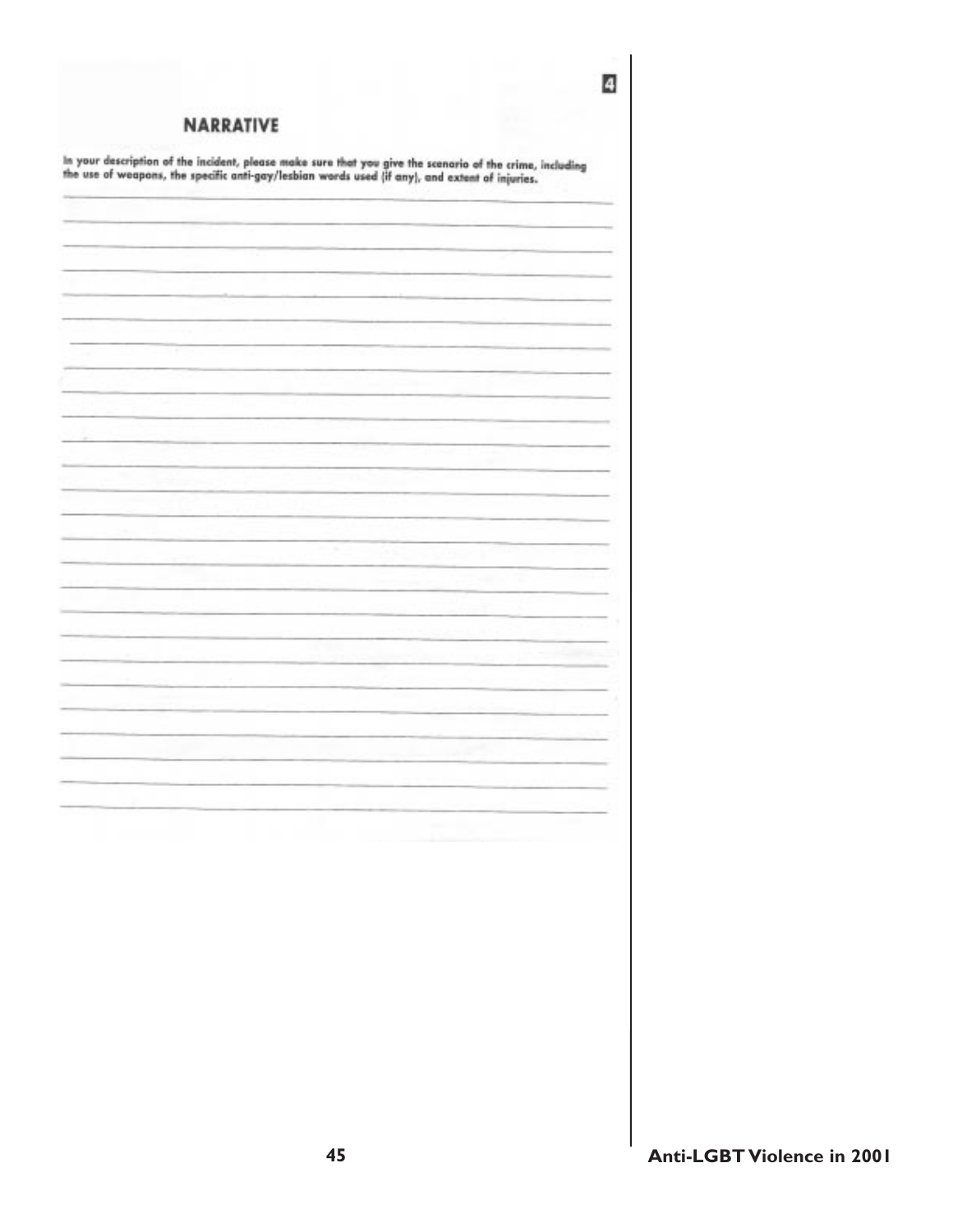4

## NARRATIVE

In your description of the incident, please make sure that you give the scenario of the crime, including the use of weapons, the specific anti-gay/lesbian words used (if any), and extent of injuries.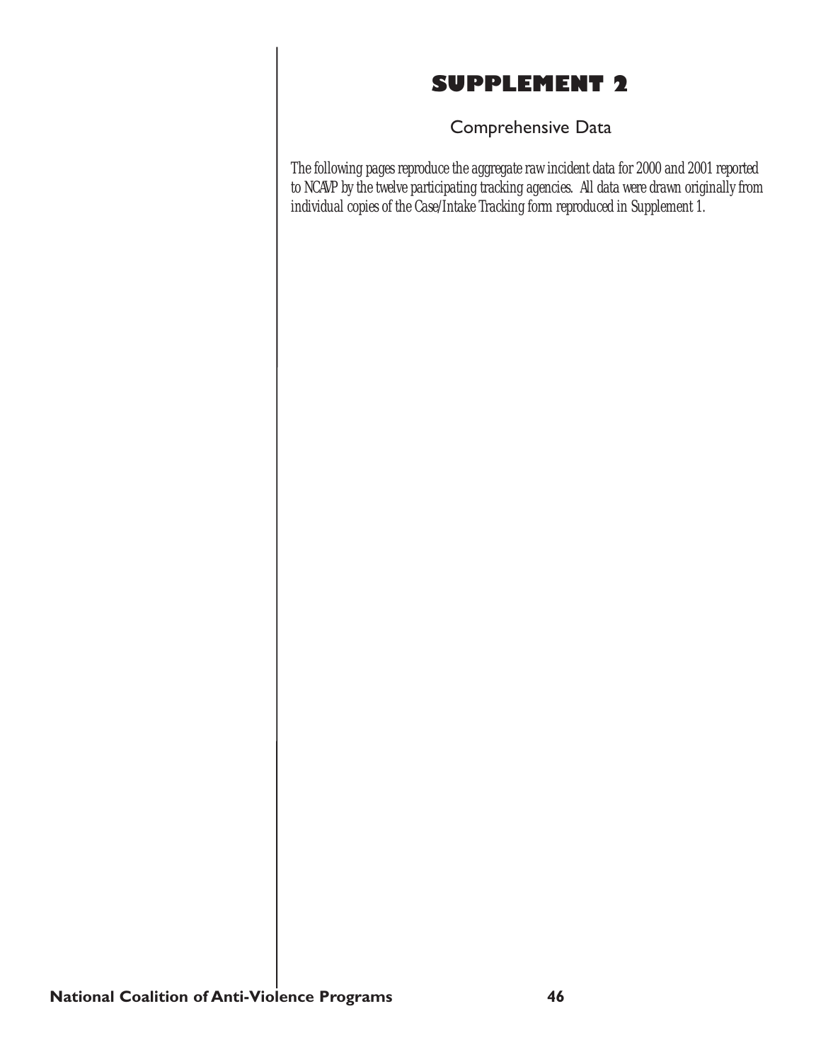# SUPPLEMENT 2

## Comprehensive Data

*The following pages reproduce the aggregate raw incident data for 2000 and 2001 reported to NCAVP by the twelve participating tracking agencies. All data were drawn originally from individual copies of the Case/Intake Tracking form reproduced in Supplement 1.*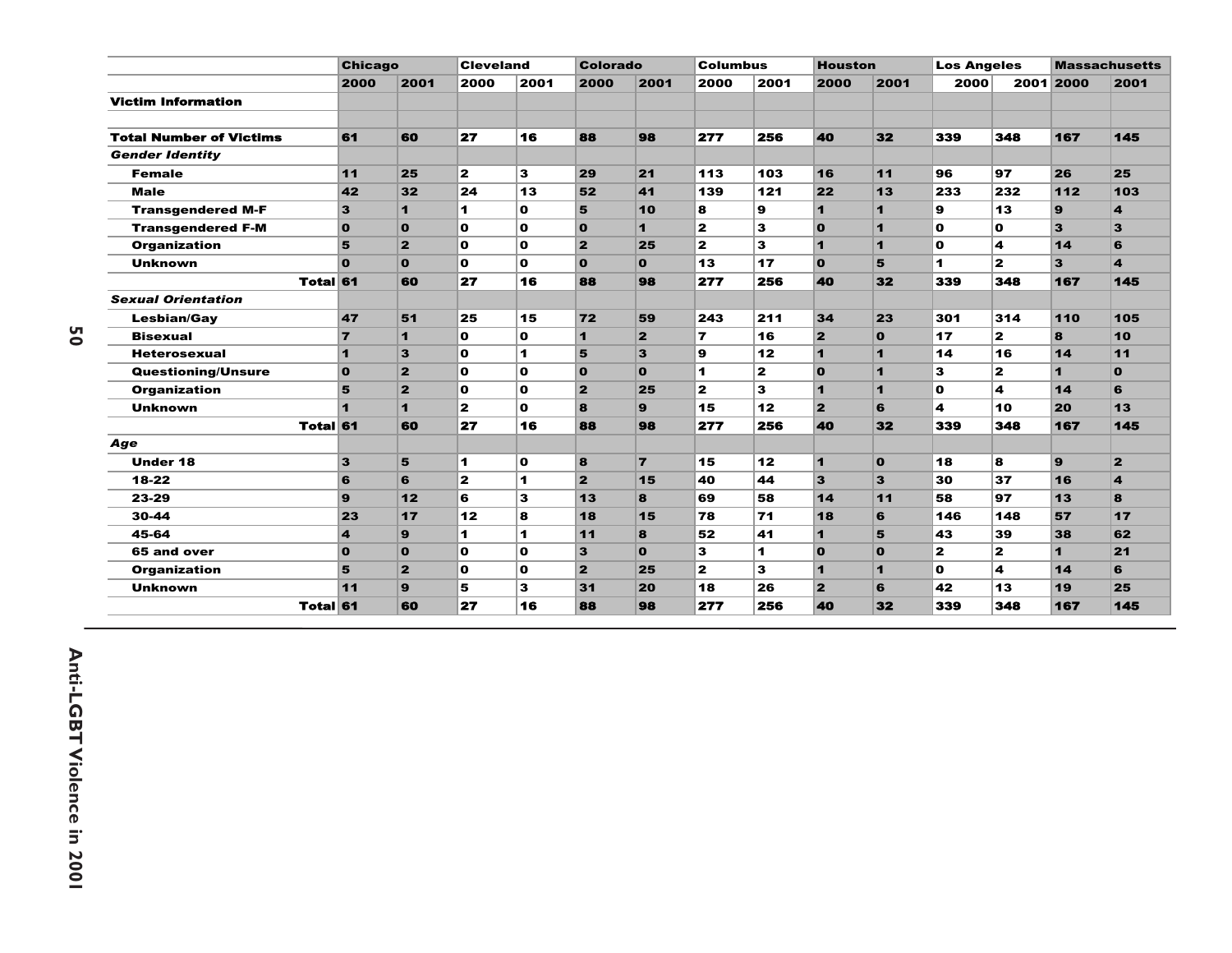| | Chicago | | Cleveland | | Colorado | | Columbus | | Houston | | Los Angeles | | Massachusetts | |
|---|---|---|---|---|---|---|---|---|---|---|---|---|---|---|
| | 2000 | 2001 | 2000 | 2001 | 2000 | 2001 | 2000 | 2001 | 2000 | 2001 | 2000 | 2001 | 2000 | 2001 |
| **Victim Information** | | | | | | | | | | | | | | |
| **Total Number of Victims** | 61 | 60 | 27 | 16 | 88 | 98 | 277 | 256 | 40 | 32 | 339 | 348 | 167 | 145 |
| ***Gender Identity*** | | | | | | | | | | | | | | |
| Female | 11 | 25 | 2 | 3 | 29 | 21 | 113 | 103 | 16 | 11 | 96 | 97 | 26 | 25 |
| Male | 42 | 32 | 24 | 13 | 52 | 41 | 139 | 121 | 22 | 13 | 233 | 232 | 112 | 103 |
| Transgendered M-F | 3 | 1 | 1 | 0 | 5 | 10 | 8 | 9 | 1 | 1 | 9 | 13 | 9 | 4 |
| Transgendered F-M | 0 | 0 | 0 | 0 | 0 | 1 | 2 | 3 | 0 | 1 | 0 | 0 | 3 | 3 |
| Organization | 5 | 2 | 0 | 0 | 2 | 25 | 2 | 3 | 1 | 1 | 0 | 4 | 14 | 6 |
| Unknown | 0 | 0 | 0 | 0 | 0 | 0 | 13 | 17 | 0 | 5 | 1 | 2 | 3 | 4 |
| **Total** | 61 | 60 | 27 | 16 | 88 | 98 | 277 | 256 | 40 | 32 | 339 | 348 | 167 | 145 |
| ***Sexual Orientation*** | | | | | | | | | | | | | | |
| Lesbian/Gay | 47 | 51 | 25 | 15 | 72 | 59 | 243 | 211 | 34 | 23 | 301 | 314 | 110 | 105 |
| Bisexual | 7 | 1 | 0 | 0 | 1 | 2 | 7 | 16 | 2 | 0 | 17 | 2 | 8 | 10 |
| Heterosexual | 1 | 3 | 0 | 1 | 5 | 3 | 9 | 12 | 1 | 1 | 14 | 16 | 14 | 11 |
| Questioning/Unsure | 0 | 2 | 0 | 0 | 0 | 0 | 1 | 2 | 0 | 1 | 3 | 2 | 1 | 0 |
| Organization | 5 | 2 | 0 | 0 | 2 | 25 | 2 | 3 | 1 | 1 | 0 | 4 | 14 | 6 |
| Unknown | 1 | 1 | 2 | 0 | 8 | 9 | 15 | 12 | 2 | 6 | 4 | 10 | 20 | 13 |
| **Total** | 61 | 60 | 27 | 16 | 88 | 98 | 277 | 256 | 40 | 32 | 339 | 348 | 167 | 145 |
| ***Age*** | | | | | | | | | | | | | | |
| Under 18 | 3 | 5 | 1 | 0 | 8 | 7 | 15 | 12 | 1 | 0 | 18 | 8 | 9 | 2 |
| 18-22 | 6 | 6 | 2 | 1 | 2 | 15 | 40 | 44 | 3 | 3 | 30 | 37 | 16 | 4 |
| 23-29 | 9 | 12 | 6 | 3 | 13 | 8 | 69 | 58 | 14 | 11 | 58 | 97 | 13 | 8 |
| 30-44 | 23 | 17 | 12 | 8 | 18 | 15 | 78 | 71 | 18 | 6 | 146 | 148 | 57 | 17 |
| 45-64 | 4 | 9 | 1 | 1 | 11 | 8 | 52 | 41 | 1 | 5 | 43 | 39 | 38 | 62 |
| 65 and over | 0 | 0 | 0 | 0 | 3 | 0 | 3 | 1 | 0 | 0 | 2 | 2 | 1 | 21 |
| Organization | 5 | 2 | 0 | 0 | 2 | 25 | 2 | 3 | 1 | 1 | 0 | 4 | 14 | 6 |
| Unknown | 11 | 9 | 5 | 3 | 31 | 20 | 18 | 26 | 2 | 6 | 42 | 13 | 19 | 25 |
| **Total** | 61 | 60 | 27 | 16 | 88 | 98 | 277 | 256 | 40 | 32 | 339 | 348 | 167 | 145 |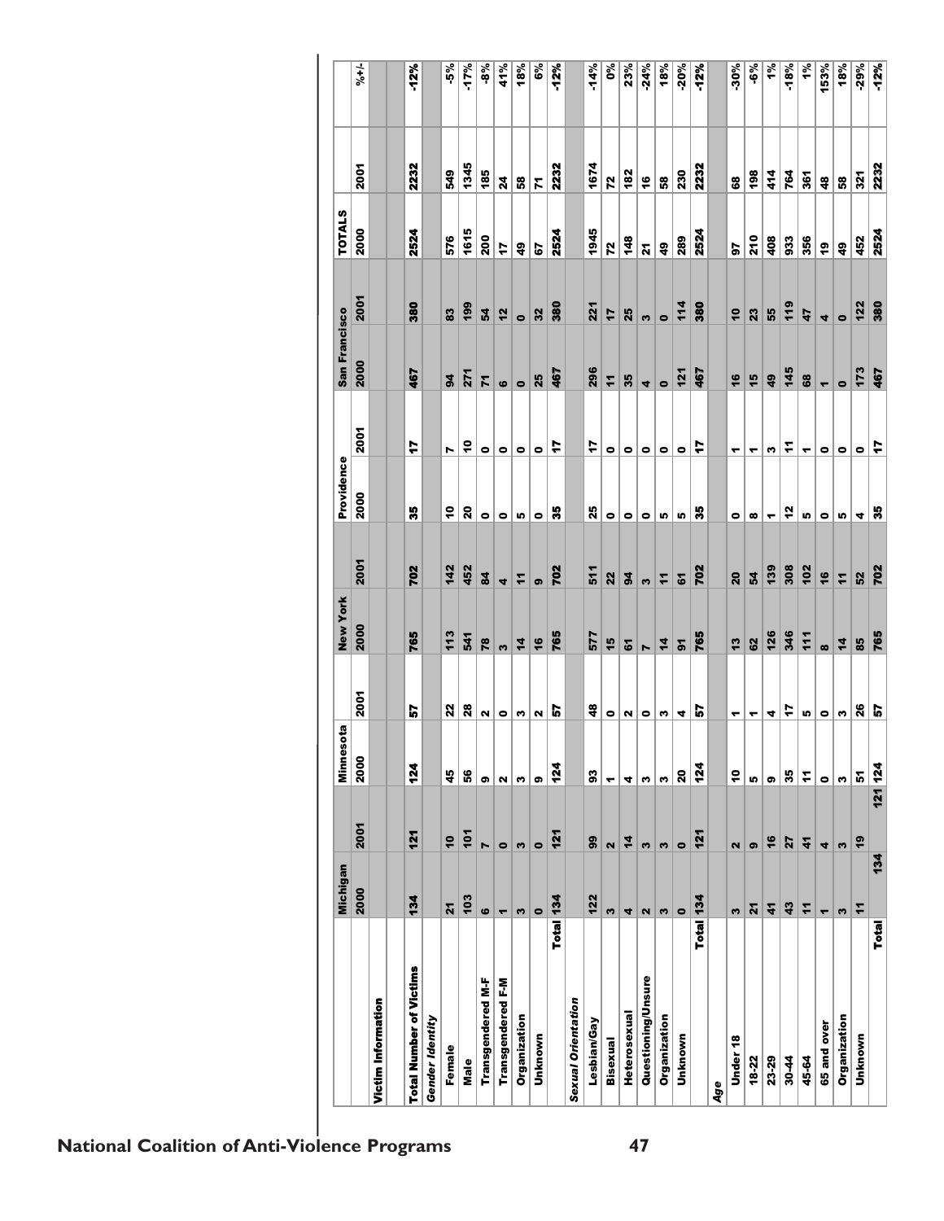| | Michigan | | Minnesota | | New York | | Providence | | San Francisco | | TOTALS | | |
|---|---|---|---|---|---|---|---|---|---|---|---|---|---|
| | 2000 | 2001 | 2000 | 2001 | 2000 | 2001 | 2000 | 2001 | 2000 | 2001 | 2000 | 2001 | %+/- |
| **Victim Information** | | | | | | | | | | | | | |
| **Total Number of Victims** | 134 | 121 | 124 | 57 | 765 | 702 | 35 | 17 | 467 | 380 | 2524 | 2232 | -12% |
| ***Gender Identity*** | | | | | | | | | | | | | |
| Female | 21 | 10 | 45 | 22 | 113 | 142 | 10 | 7 | 94 | 83 | 576 | 549 | -5% |
| Male | 103 | 101 | 56 | 28 | 541 | 452 | 20 | 10 | 271 | 199 | 1615 | 1345 | -17% |
| Transgendered M-F | 6 | 7 | 9 | 2 | 78 | 84 | 0 | 0 | 71 | 54 | 200 | 185 | -8% |
| Transgendered F-M | 1 | 0 | 2 | 0 | 3 | 4 | 0 | 0 | 6 | 12 | 17 | 24 | 41% |
| Organization | 3 | 3 | 3 | 3 | 14 | 11 | 5 | 0 | 0 | 0 | 49 | 58 | 18% |
| Unknown | 0 | 0 | 9 | 2 | 16 | 9 | 0 | 0 | 25 | 32 | 67 | 71 | 6% |
| Total | 134 | 121 | 124 | 57 | 765 | 702 | 35 | 17 | 467 | 380 | 2524 | 2232 | -12% |
| ***Sexual Orientation*** | | | | | | | | | | | | | |
| Lesbian/Gay | 122 | 99 | 93 | 48 | 577 | 511 | 25 | 17 | 296 | 221 | 1945 | 1674 | -14% |
| Bisexual | 3 | 2 | 1 | 0 | 15 | 22 | 0 | 0 | 11 | 17 | 72 | 72 | 0% |
| Heterosexual | 4 | 14 | 4 | 2 | 61 | 94 | 0 | 0 | 35 | 25 | 148 | 182 | 23% |
| Questioning/Unsure | 2 | 3 | 3 | 0 | 7 | 3 | 0 | 0 | 4 | 3 | 21 | 16 | -24% |
| Organization | 3 | 3 | 3 | 3 | 14 | 11 | 5 | 0 | 0 | 0 | 49 | 58 | 18% |
| Unknown | 0 | 0 | 20 | 4 | 91 | 61 | 5 | 0 | 121 | 114 | 289 | 230 | -20% |
| Total | 134 | 121 | 124 | 57 | 765 | 702 | 35 | 17 | 467 | 380 | 2524 | 2232 | -12% |
| ***Age*** | | | | | | | | | | | | | |
| Under 18 | 3 | 2 | 10 | 1 | 13 | 20 | 0 | 1 | 16 | 10 | 97 | 68 | -30% |
| 18-22 | 21 | 9 | 5 | 1 | 62 | 54 | 8 | 1 | 15 | 23 | 210 | 198 | -6% |
| 23-29 | 41 | 16 | 9 | 4 | 126 | 139 | 1 | 3 | 49 | 55 | 408 | 414 | 1% |
| 30-44 | 43 | 27 | 35 | 17 | 346 | 308 | 12 | 11 | 145 | 119 | 933 | 764 | -18% |
| 45-64 | 11 | 41 | 11 | 5 | 111 | 102 | 5 | 1 | 68 | 47 | 356 | 361 | 1% |
| 65 and over | 1 | 4 | 0 | 0 | 8 | 16 | 0 | 0 | 1 | 4 | 19 | 48 | 153% |
| Organization | 3 | 3 | 3 | 3 | 14 | 11 | 5 | 0 | 0 | 0 | 49 | 58 | 18% |
| Unknown | 11 | 19 | 51 | 26 | 85 | 52 | 4 | 0 | 173 | 122 | 452 | 321 | -29% |
| Total | 134 | 121 | 124 | 57 | 765 | 702 | 35 | 17 | 467 | 380 | 2524 | 2232 | -12% |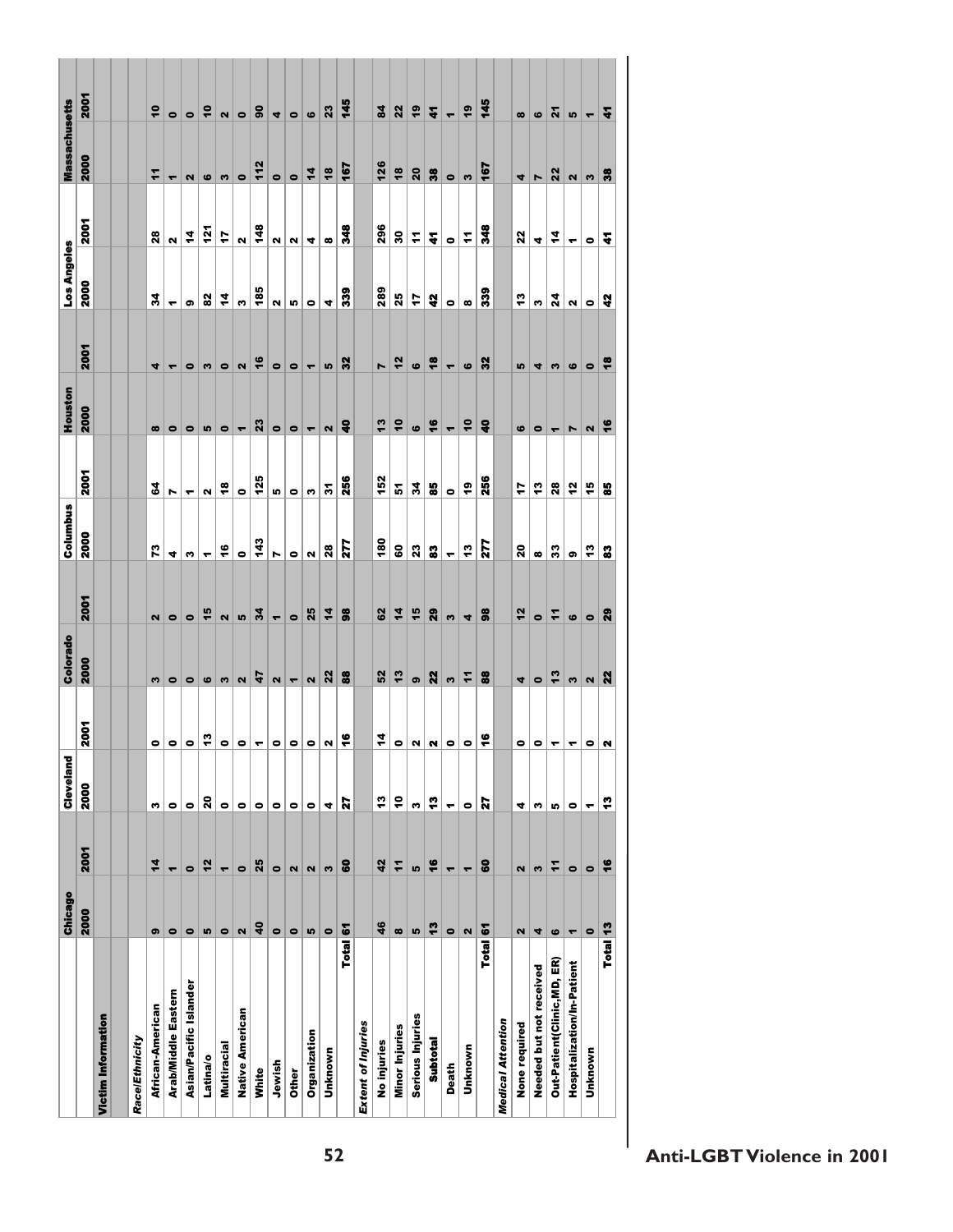| | Chicago | | Cleveland | | Colorado | | Columbus | | Houston | | Los Angeles | | Massachusetts | |
|---|---|---|---|---|---|---|---|---|---|---|---|---|---|---|
| | 2000 | 2001 | 2000 | 2001 | 2000 | 2001 | 2000 | 2001 | 2000 | 2001 | 2000 | 2001 | 2000 | 2001 |
| **Victim Information** | | | | | | | | | | | | | | |
| ***Race/Ethnicity*** | | | | | | | | | | | | | | |
| African-American | 9 | 14 | 3 | 0 | 3 | 2 | 73 | 64 | 8 | 4 | 34 | 28 | 11 | 10 |
| Arab/Middle Eastern | 0 | 1 | 0 | 0 | 0 | 0 | 4 | 7 | 0 | 1 | 1 | 2 | 1 | 0 |
| Asian/Pacific Islander | 0 | 0 | 0 | 0 | 0 | 0 | 3 | 1 | 0 | 0 | 9 | 14 | 2 | 0 |
| Latina/o | 5 | 12 | 20 | 13 | 6 | 15 | 1 | 2 | 5 | 3 | 82 | 121 | 6 | 10 |
| Multiracial | 0 | 1 | 0 | 0 | 3 | 2 | 16 | 18 | 0 | 0 | 14 | 17 | 3 | 2 |
| Native American | 2 | 0 | 0 | 0 | 2 | 5 | 0 | 0 | 1 | 2 | 3 | 2 | 0 | 0 |
| White | 40 | 25 | 0 | 1 | 47 | 34 | 143 | 125 | 23 | 16 | 185 | 148 | 112 | 90 |
| Jewish | 0 | 0 | 0 | 0 | 2 | 1 | 7 | 5 | 0 | 0 | 2 | 2 | 0 | 4 |
| Other | 0 | 2 | 0 | 0 | 1 | 0 | 0 | 0 | 0 | 0 | 5 | 2 | 0 | 0 |
| Organization | 5 | 2 | 0 | 0 | 2 | 25 | 2 | 3 | 1 | 1 | 0 | 4 | 14 | 6 |
| Unknown | 0 | 3 | 4 | 2 | 22 | 14 | 28 | 31 | 2 | 5 | 4 | 8 | 18 | 23 |
| **Total** | 61 | 60 | 27 | 16 | 88 | 98 | 277 | 256 | 40 | 32 | 339 | 348 | 167 | 145 |
| ***Extent of Injuries*** | | | | | | | | | | | | | | |
| No injuries | 46 | 42 | 13 | 14 | 52 | 62 | 180 | 152 | 13 | 7 | 289 | 296 | 126 | 84 |
| Minor Injuries | 8 | 11 | 10 | 0 | 13 | 14 | 60 | 51 | 10 | 12 | 25 | 30 | 18 | 22 |
| Serious Injuries | 5 | 5 | 3 | 2 | 9 | 15 | 23 | 34 | 6 | 6 | 17 | 11 | 20 | 19 |
| **Subtotal** | 13 | 16 | 13 | 2 | 22 | 29 | 83 | 85 | 16 | 18 | 42 | 41 | 38 | 41 |
| Death | 0 | 1 | 1 | 0 | 3 | 3 | 1 | 0 | 1 | 1 | 0 | 0 | 0 | 1 |
| Unknown | 2 | 1 | 0 | 0 | 11 | 4 | 13 | 19 | 10 | 6 | 8 | 11 | 3 | 19 |
| **Total** | 61 | 60 | 27 | 16 | 88 | 98 | 277 | 256 | 40 | 32 | 339 | 348 | 167 | 145 |
| ***Medical Attention*** | | | | | | | | | | | | | | |
| None required | 2 | 2 | 4 | 0 | 4 | 12 | 20 | 17 | 6 | 5 | 13 | 22 | 4 | 8 |
| Needed but not received | 4 | 3 | 3 | 0 | 0 | 0 | 8 | 13 | 0 | 4 | 3 | 4 | 7 | 6 |
| Out-Patient(Clinic,MD, ER) | 6 | 11 | 5 | 1 | 13 | 11 | 33 | 28 | 1 | 3 | 24 | 14 | 22 | 21 |
| Hospitalization/In-Patient | 1 | 0 | 0 | 1 | 3 | 6 | 9 | 12 | 7 | 6 | 2 | 1 | 2 | 5 |
| Unknown | 0 | 0 | 1 | 0 | 2 | 0 | 13 | 15 | 2 | 0 | 0 | 0 | 3 | 1 |
| **Total** | 13 | 16 | 13 | 2 | 22 | 29 | 83 | 85 | 16 | 18 | 42 | 41 | 38 | 41 |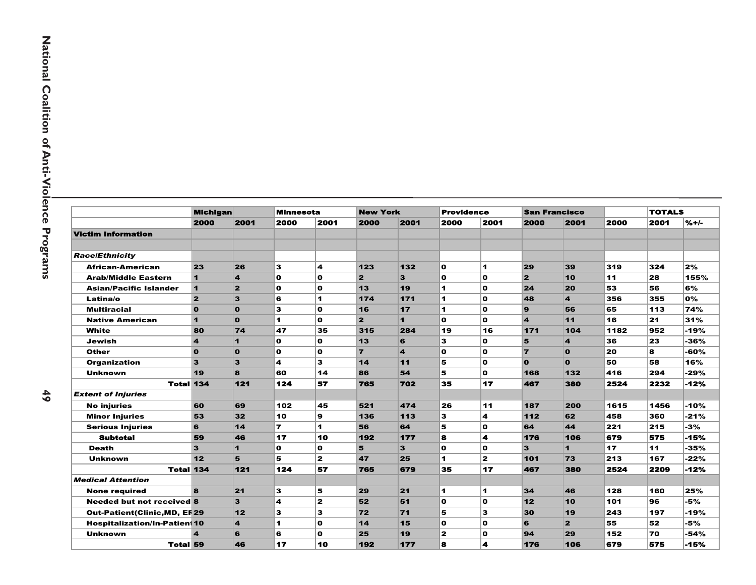| | Michigan | | Minnesota | | New York | | Providence | | San Francisco | | | TOTALS | |
|---|---|---|---|---|---|---|---|---|---|---|---|---|---|
| | 2000 | 2001 | 2000 | 2001 | 2000 | 2001 | 2000 | 2001 | 2000 | 2001 | 2000 | 2001 | %+/- |
| **Victim Information** | | | | | | | | | | | | | |
| | | | | | | | | | | | | | |
| ***Race/Ethnicity*** | | | | | | | | | | | | | |
| African-American | 23 | 26 | 3 | 4 | 123 | 132 | 0 | 1 | 29 | 39 | 319 | 324 | 2% |
| Arab/Middle Eastern | 1 | 4 | 0 | 0 | 2 | 3 | 0 | 0 | 2 | 10 | 11 | 28 | 155% |
| Asian/Pacific Islander | 1 | 2 | 0 | 0 | 13 | 19 | 1 | 0 | 24 | 20 | 53 | 56 | 6% |
| Latina/o | 2 | 3 | 6 | 1 | 174 | 171 | 1 | 0 | 48 | 4 | 356 | 355 | 0% |
| Multiracial | 0 | 0 | 3 | 0 | 16 | 17 | 1 | 0 | 9 | 56 | 65 | 113 | 74% |
| Native American | 1 | 0 | 1 | 0 | 2 | 1 | 0 | 0 | 4 | 11 | 16 | 21 | 31% |
| White | 80 | 74 | 47 | 35 | 315 | 284 | 19 | 16 | 171 | 104 | 1182 | 952 | -19% |
| Jewish | 4 | 1 | 0 | 0 | 13 | 6 | 3 | 0 | 5 | 4 | 36 | 23 | -36% |
| Other | 0 | 0 | 0 | 0 | 7 | 4 | 0 | 0 | 7 | 0 | 20 | 8 | -60% |
| Organization | 3 | 3 | 4 | 3 | 14 | 11 | 5 | 0 | 0 | 0 | 50 | 58 | 16% |
| Unknown | 19 | 8 | 60 | 14 | 86 | 54 | 5 | 0 | 168 | 132 | 416 | 294 | -29% |
| **Total** | 134 | 121 | 124 | 57 | 765 | 702 | 35 | 17 | 467 | 380 | 2524 | 2232 | -12% |
| ***Extent of Injuries*** | | | | | | | | | | | | | |
| No injuries | 60 | 69 | 102 | 45 | 521 | 474 | 26 | 11 | 187 | 200 | 1615 | 1456 | -10% |
| Minor Injuries | 53 | 32 | 10 | 9 | 136 | 113 | 3 | 4 | 112 | 62 | 458 | 360 | -21% |
| Serious Injuries | 6 | 14 | 7 | 1 | 56 | 64 | 5 | 0 | 64 | 44 | 221 | 215 | -3% |
| **Subtotal** | 59 | 46 | 17 | 10 | 192 | 177 | 8 | 4 | 176 | 106 | 679 | 575 | -15% |
| Death | 3 | 1 | 0 | 0 | 5 | 3 | 0 | 0 | 3 | 1 | 17 | 11 | -35% |
| Unknown | 12 | 5 | 5 | 2 | 47 | 25 | 1 | 2 | 101 | 73 | 213 | 167 | -22% |
| **Total** | 134 | 121 | 124 | 57 | 765 | 679 | 35 | 17 | 467 | 380 | 2524 | 2209 | -12% |
| ***Medical Attention*** | | | | | | | | | | | | | |
| None required | 8 | 21 | 3 | 5 | 29 | 21 | 1 | 1 | 34 | 46 | 128 | 160 | 25% |
| Needed but not received | 8 | 3 | 4 | 2 | 52 | 51 | 0 | 0 | 12 | 10 | 101 | 96 | -5% |
| Out-Patient(Clinic,MD, EF | 29 | 12 | 3 | 3 | 72 | 71 | 5 | 3 | 30 | 19 | 243 | 197 | -19% |
| Hospitalization/In-Patient | 10 | 4 | 1 | 0 | 14 | 15 | 0 | 0 | 6 | 2 | 55 | 52 | -5% |
| Unknown | 4 | 6 | 6 | 0 | 25 | 19 | 2 | 0 | 94 | 29 | 152 | 70 | -54% |
| **Total** | 59 | 46 | 17 | 10 | 192 | 177 | 8 | 4 | 176 | 106 | 679 | 575 | -15% |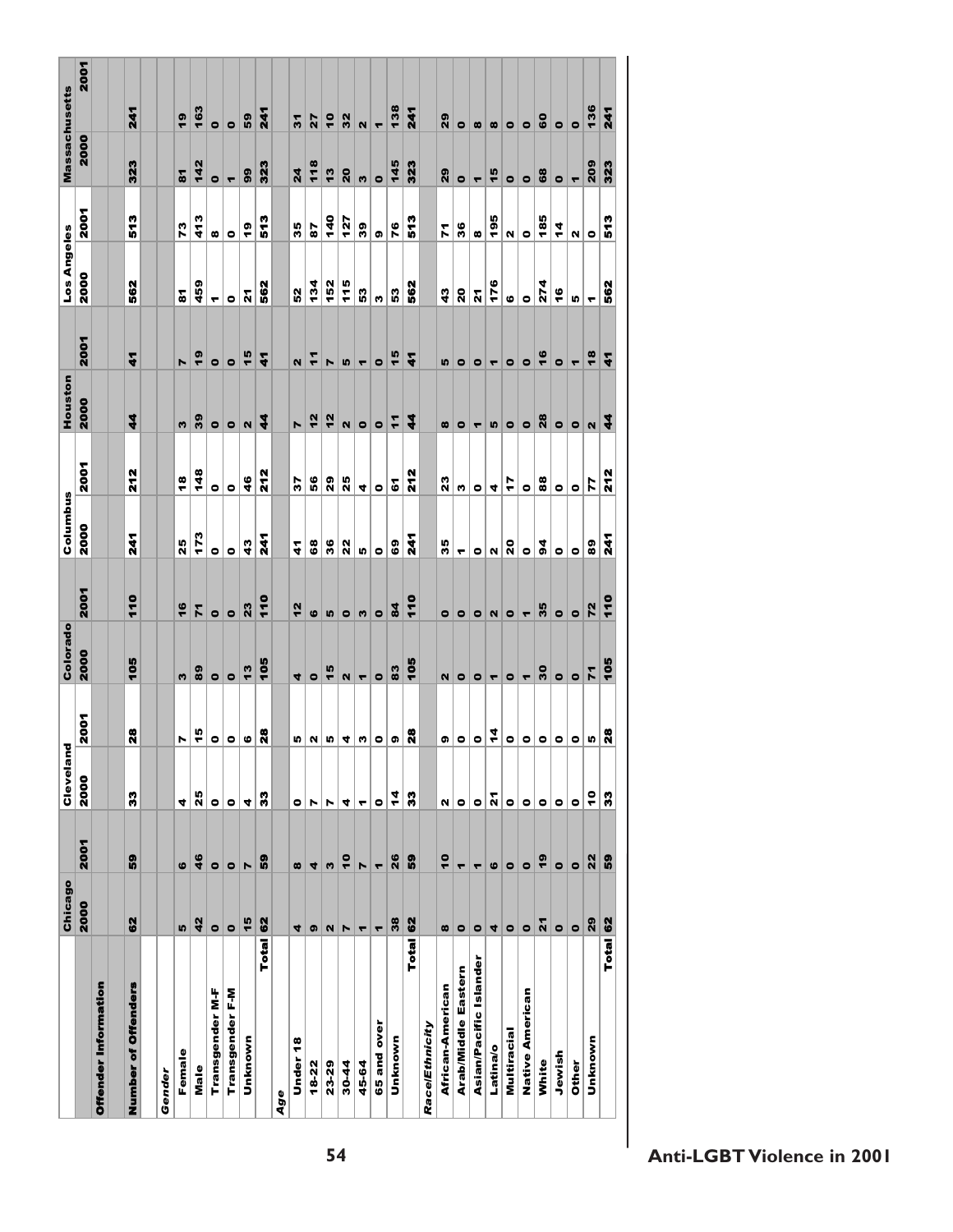| | Chicago | | Cleveland | | Colorado | | Columbus | | Houston | | Los Angeles | | Massachusetts | |
|---|---|---|---|---|---|---|---|---|---|---|---|---|---|---|
| | 2000 | 2001 | 2000 | 2001 | 2000 | 2001 | 2000 | 2001 | 2000 | 2001 | 2000 | 2001 | 2000 | 2001 |
| **Offender Information** | | | | | | | | | | | | | | |
| **Number of Offenders** | 62 | 59 | 33 | 28 | 105 | 110 | 241 | 212 | 44 | 41 | 562 | 513 | 323 | 241 |
| ***Gender*** | | | | | | | | | | | | | | |
| Female | 5 | 6 | 4 | 7 | 3 | 16 | 25 | 18 | 3 | 7 | 81 | 73 | 81 | 19 |
| Male | 42 | 46 | 25 | 15 | 89 | 71 | 173 | 148 | 39 | 19 | 459 | 413 | 142 | 163 |
| Transgender M-F | 0 | 0 | 0 | 0 | 0 | 0 | 0 | 0 | 0 | 0 | 1 | 8 | 0 | 0 |
| Transgender F-M | 0 | 0 | 0 | 0 | 0 | 0 | 0 | 0 | 0 | 0 | 0 | 0 | 1 | 0 |
| Unknown | 15 | 7 | 4 | 6 | 13 | 23 | 43 | 46 | 2 | 15 | 21 | 19 | 99 | 59 |
| Total | 62 | 59 | 33 | 28 | 105 | 110 | 241 | 212 | 44 | 41 | 562 | 513 | 323 | 241 |
| ***Age*** | | | | | | | | | | | | | | |
| Under 18 | 4 | 8 | 0 | 5 | 4 | 12 | 41 | 37 | 7 | 2 | 52 | 35 | 24 | 31 |
| 18-22 | 9 | 4 | 7 | 2 | 0 | 6 | 68 | 56 | 12 | 11 | 134 | 87 | 118 | 27 |
| 23-29 | 2 | 3 | 7 | 5 | 15 | 5 | 36 | 29 | 12 | 7 | 152 | 140 | 13 | 10 |
| 30-44 | 7 | 10 | 4 | 4 | 2 | 0 | 22 | 25 | 2 | 5 | 115 | 127 | 20 | 32 |
| 45-64 | 1 | 7 | 1 | 3 | 1 | 3 | 5 | 4 | 0 | 1 | 53 | 39 | 3 | 2 |
| 65 and over | 1 | 1 | 0 | 0 | 0 | 0 | 0 | 0 | 0 | 0 | 3 | 9 | 0 | 1 |
| Unknown | 38 | 26 | 14 | 9 | 83 | 84 | 69 | 61 | 11 | 15 | 53 | 76 | 145 | 138 |
| Total | 62 | 59 | 33 | 28 | 105 | 110 | 241 | 212 | 44 | 41 | 562 | 513 | 323 | 241 |
| ***Race/Ethnicity*** | | | | | | | | | | | | | | |
| African-American | 8 | 10 | 2 | 9 | 2 | 0 | 35 | 23 | 8 | 5 | 43 | 71 | 29 | 29 |
| Arab/Middle Eastern | 0 | 1 | 0 | 0 | 0 | 0 | 1 | 3 | 0 | 0 | 20 | 36 | 0 | 0 |
| Asian/Pacific Islander | 0 | 1 | 0 | 0 | 0 | 0 | 0 | 0 | 1 | 0 | 21 | 8 | 1 | 8 |
| Latina/o | 4 | 6 | 21 | 14 | 1 | 2 | 2 | 4 | 5 | 1 | 176 | 195 | 15 | 8 |
| Multiracial | 0 | 0 | 0 | 0 | 0 | 0 | 20 | 17 | 0 | 0 | 6 | 2 | 0 | 0 |
| Native American | 0 | 0 | 0 | 0 | 1 | 1 | 0 | 0 | 0 | 0 | 0 | 0 | 0 | 0 |
| White | 21 | 19 | 0 | 0 | 30 | 35 | 94 | 88 | 28 | 16 | 274 | 185 | 68 | 60 |
| Jewish | 0 | 0 | 0 | 0 | 0 | 0 | 0 | 0 | 0 | 0 | 16 | 14 | 0 | 0 |
| Other | 0 | 0 | 0 | 0 | 0 | 0 | 0 | 0 | 0 | 1 | 5 | 2 | 1 | 0 |
| Unknown | 29 | 22 | 10 | 5 | 71 | 72 | 89 | 77 | 2 | 18 | 1 | 0 | 209 | 136 |
| Total | 62 | 59 | 33 | 28 | 105 | 110 | 241 | 212 | 44 | 41 | 562 | 513 | 323 | 241 |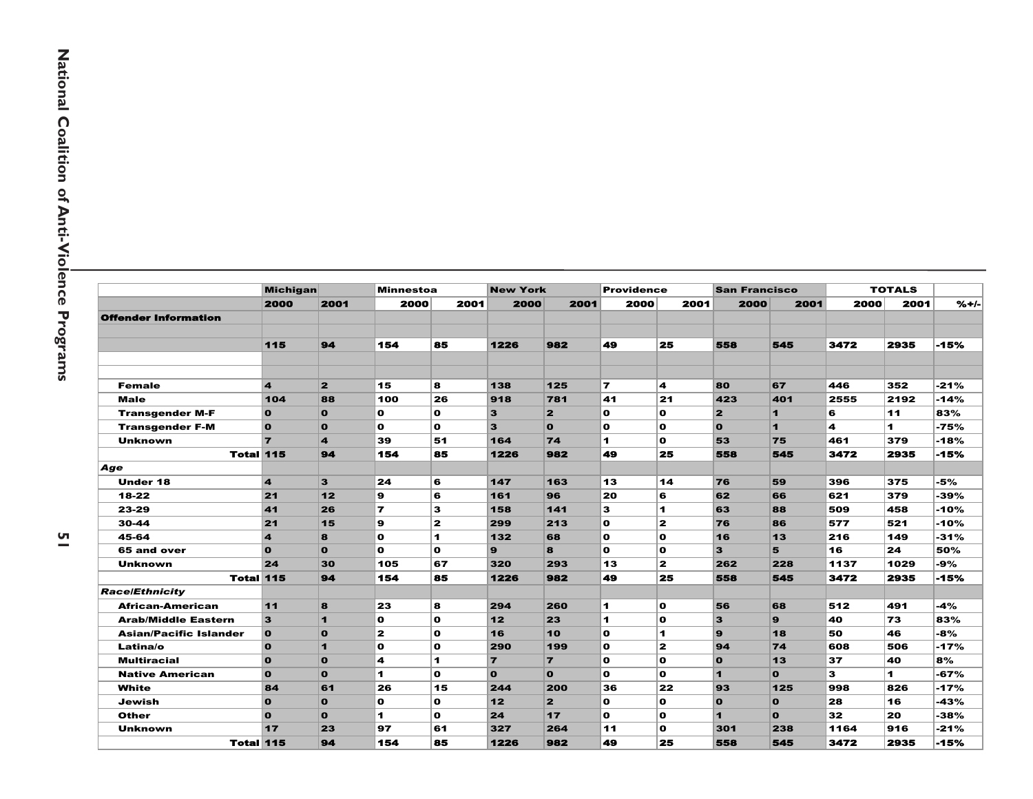| | Michigan | | Minnestoa | | New York | | Providence | | San Francisco | | TOTALS | | |
|---|---|---|---|---|---|---|---|---|---|---|---|---|---|
| | 2000 | 2001 | 2000 | 2001 | 2000 | 2001 | 2000 | 2001 | 2000 | 2001 | 2000 | 2001 | %+/- |
| **Offender Information** | | | | | | | | | | | | | |
| | | | | | | | | | | | | | |
| | 115 | 94 | 154 | 85 | 1226 | 982 | 49 | 25 | 558 | 545 | 3472 | 2935 | -15% |
| | | | | | | | | | | | | | |
| | | | | | | | | | | | | | |
| Female | 4 | 2 | 15 | 8 | 138 | 125 | 7 | 4 | 80 | 67 | 446 | 352 | -21% |
| Male | 104 | 88 | 100 | 26 | 918 | 781 | 41 | 21 | 423 | 401 | 2555 | 2192 | -14% |
| Transgender M-F | 0 | 0 | 0 | 0 | 3 | 2 | 0 | 0 | 2 | 1 | 6 | 11 | 83% |
| Transgender F-M | 0 | 0 | 0 | 0 | 3 | 0 | 0 | 0 | 0 | 1 | 4 | 1 | -75% |
| Unknown | 7 | 4 | 39 | 51 | 164 | 74 | 1 | 0 | 53 | 75 | 461 | 379 | -18% |
| Total | 115 | 94 | 154 | 85 | 1226 | 982 | 49 | 25 | 558 | 545 | 3472 | 2935 | -15% |
| ***Age*** | | | | | | | | | | | | | |
| Under 18 | 4 | 3 | 24 | 6 | 147 | 163 | 13 | 14 | 76 | 59 | 396 | 375 | -5% |
| 18-22 | 21 | 12 | 9 | 6 | 161 | 96 | 20 | 6 | 62 | 66 | 621 | 379 | -39% |
| 23-29 | 41 | 26 | 7 | 3 | 158 | 141 | 3 | 1 | 63 | 88 | 509 | 458 | -10% |
| 30-44 | 21 | 15 | 9 | 2 | 299 | 213 | 0 | 2 | 76 | 86 | 577 | 521 | -10% |
| 45-64 | 4 | 8 | 0 | 1 | 132 | 68 | 0 | 0 | 16 | 13 | 216 | 149 | -31% |
| 65 and over | 0 | 0 | 0 | 0 | 9 | 8 | 0 | 0 | 3 | 5 | 16 | 24 | 50% |
| Unknown | 24 | 30 | 105 | 67 | 320 | 293 | 13 | 2 | 262 | 228 | 1137 | 1029 | -9% |
| Total | 115 | 94 | 154 | 85 | 1226 | 982 | 49 | 25 | 558 | 545 | 3472 | 2935 | -15% |
| ***Race/Ethnicity*** | | | | | | | | | | | | | |
| African-American | 11 | 8 | 23 | 8 | 294 | 260 | 1 | 0 | 56 | 68 | 512 | 491 | -4% |
| Arab/Middle Eastern | 3 | 1 | 0 | 0 | 12 | 23 | 1 | 0 | 3 | 9 | 40 | 73 | 83% |
| Asian/Pacific Islander | 0 | 0 | 2 | 0 | 16 | 10 | 0 | 1 | 9 | 18 | 50 | 46 | -8% |
| Latina/o | 0 | 1 | 0 | 0 | 290 | 199 | 0 | 2 | 94 | 74 | 608 | 506 | -17% |
| Multiracial | 0 | 0 | 4 | 1 | 7 | 7 | 0 | 0 | 0 | 13 | 37 | 40 | 8% |
| Native American | 0 | 0 | 1 | 0 | 0 | 0 | 0 | 0 | 1 | 0 | 3 | 1 | -67% |
| White | 84 | 61 | 26 | 15 | 244 | 200 | 36 | 22 | 93 | 125 | 998 | 826 | -17% |
| Jewish | 0 | 0 | 0 | 0 | 12 | 2 | 0 | 0 | 0 | 0 | 28 | 16 | -43% |
| Other | 0 | 0 | 1 | 0 | 24 | 17 | 0 | 0 | 1 | 0 | 32 | 20 | -38% |
| Unknown | 17 | 23 | 97 | 61 | 327 | 264 | 11 | 0 | 301 | 238 | 1164 | 916 | -21% |
| Total | 115 | 94 | 154 | 85 | 1226 | 982 | 49 | 25 | 558 | 545 | 3472 | 2935 | -15% |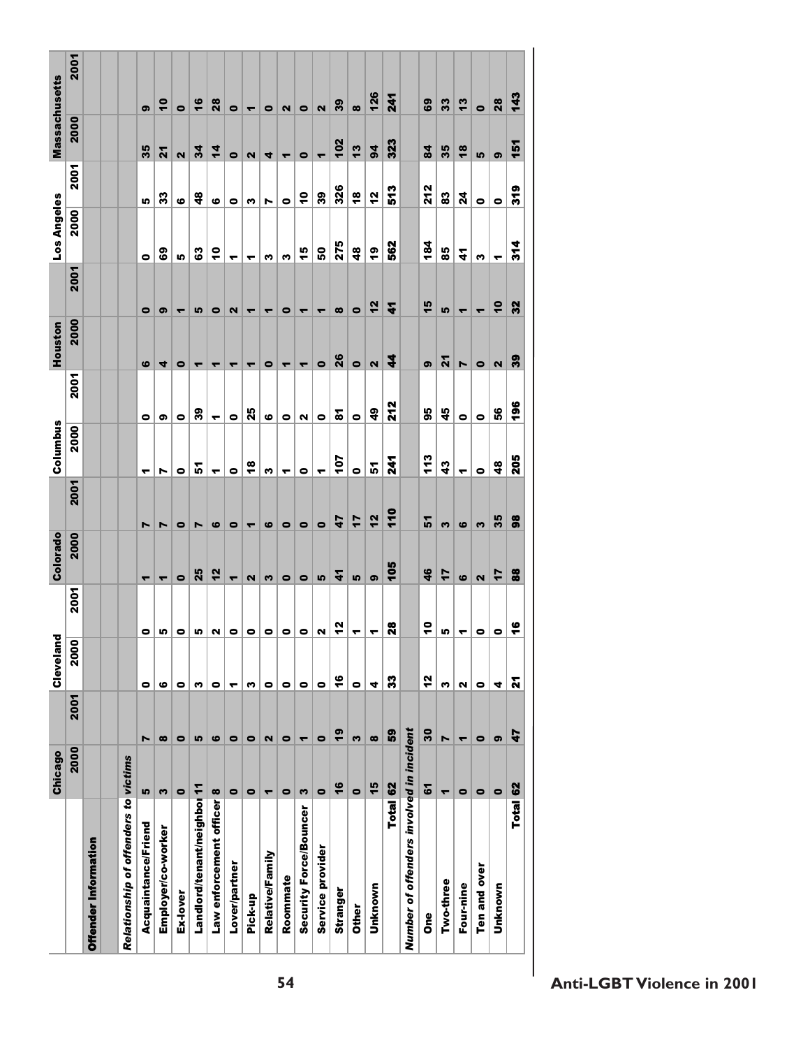| | Chicago | | Cleveland | | Colorado | | Columbus | | Houston | | Los Angeles | | Massachusetts | |
|---|---|---|---|---|---|---|---|---|---|---|---|---|---|---|
| | 2000 | 2001 | 2000 | 2001 | 2000 | 2001 | 2000 | 2001 | 2000 | 2001 | 2000 | 2001 | 2000 | 2001 |
| **Offender Information** | | | | | | | | | | | | | | |
| *Relationship of offenders to victims* | | | | | | | | | | | | | | |
| Acquaintance/Friend | 5 | 7 | 0 | 0 | 1 | 7 | 1 | 0 | 6 | 0 | 0 | 5 | 35 | 9 |
| Employer/co-worker | 3 | 8 | 6 | 5 | 1 | 7 | 7 | 9 | 4 | 9 | 69 | 33 | 21 | 10 |
| Ex-lover | 0 | 0 | 0 | 0 | 0 | 0 | 0 | 0 | 0 | 1 | 5 | 6 | 2 | 0 |
| Landlord/tenant/neighbor | 11 | 5 | 3 | 5 | 25 | 7 | 51 | 39 | 1 | 5 | 63 | 48 | 34 | 16 |
| Law enforcement officer | 8 | 6 | 0 | 2 | 12 | 6 | 1 | 1 | 1 | 0 | 10 | 6 | 14 | 28 |
| Lover/partner | 0 | 0 | 1 | 0 | 1 | 0 | 0 | 0 | 1 | 2 | 1 | 0 | 0 | 0 |
| Pick-up | 0 | 0 | 3 | 0 | 2 | 1 | 18 | 25 | 1 | 1 | 1 | 3 | 2 | 1 |
| Relative/Family | 1 | 2 | 0 | 0 | 3 | 6 | 3 | 6 | 0 | 1 | 3 | 7 | 4 | 0 |
| Roommate | 0 | 0 | 0 | 0 | 0 | 0 | 1 | 0 | 1 | 0 | 3 | 0 | 1 | 2 |
| Security Force/Bouncer | 3 | 1 | 0 | 0 | 0 | 0 | 0 | 2 | 1 | 1 | 15 | 10 | 0 | 0 |
| Service provider | 0 | 0 | 0 | 2 | 5 | 0 | 1 | 0 | 0 | 1 | 50 | 39 | 1 | 2 |
| Stranger | 16 | 19 | 16 | 12 | 41 | 47 | 107 | 81 | 26 | 8 | 275 | 326 | 102 | 39 |
| Other | 0 | 3 | 0 | 1 | 5 | 17 | 0 | 0 | 0 | 0 | 48 | 18 | 13 | 8 |
| Unknown | 15 | 8 | 4 | 1 | 9 | 12 | 51 | 49 | 2 | 12 | 19 | 12 | 94 | 126 |
| Total | 62 | 59 | 33 | 28 | 105 | 110 | 241 | 212 | 44 | 41 | 562 | 513 | 323 | 241 |
| *Number of offenders involved in incident* | | | | | | | | | | | | | | |
| One | 61 | 30 | 12 | 10 | 46 | 51 | 113 | 95 | 9 | 15 | 184 | 212 | 84 | 69 |
| Two-three | 1 | 7 | 3 | 5 | 17 | 3 | 43 | 45 | 21 | 5 | 85 | 83 | 35 | 33 |
| Four-nine | 0 | 1 | 2 | 1 | 6 | 6 | 1 | 0 | 7 | 1 | 41 | 24 | 18 | 13 |
| Ten and over | 0 | 0 | 0 | 0 | 2 | 3 | 0 | 0 | 0 | 1 | 3 | 0 | 5 | 0 |
| Unknown | 0 | 9 | 4 | 0 | 17 | 35 | 48 | 56 | 2 | 10 | 1 | 0 | 9 | 28 |
| Total | 62 | 47 | 21 | 16 | 88 | 98 | 205 | 196 | 39 | 32 | 314 | 319 | 151 | 143 |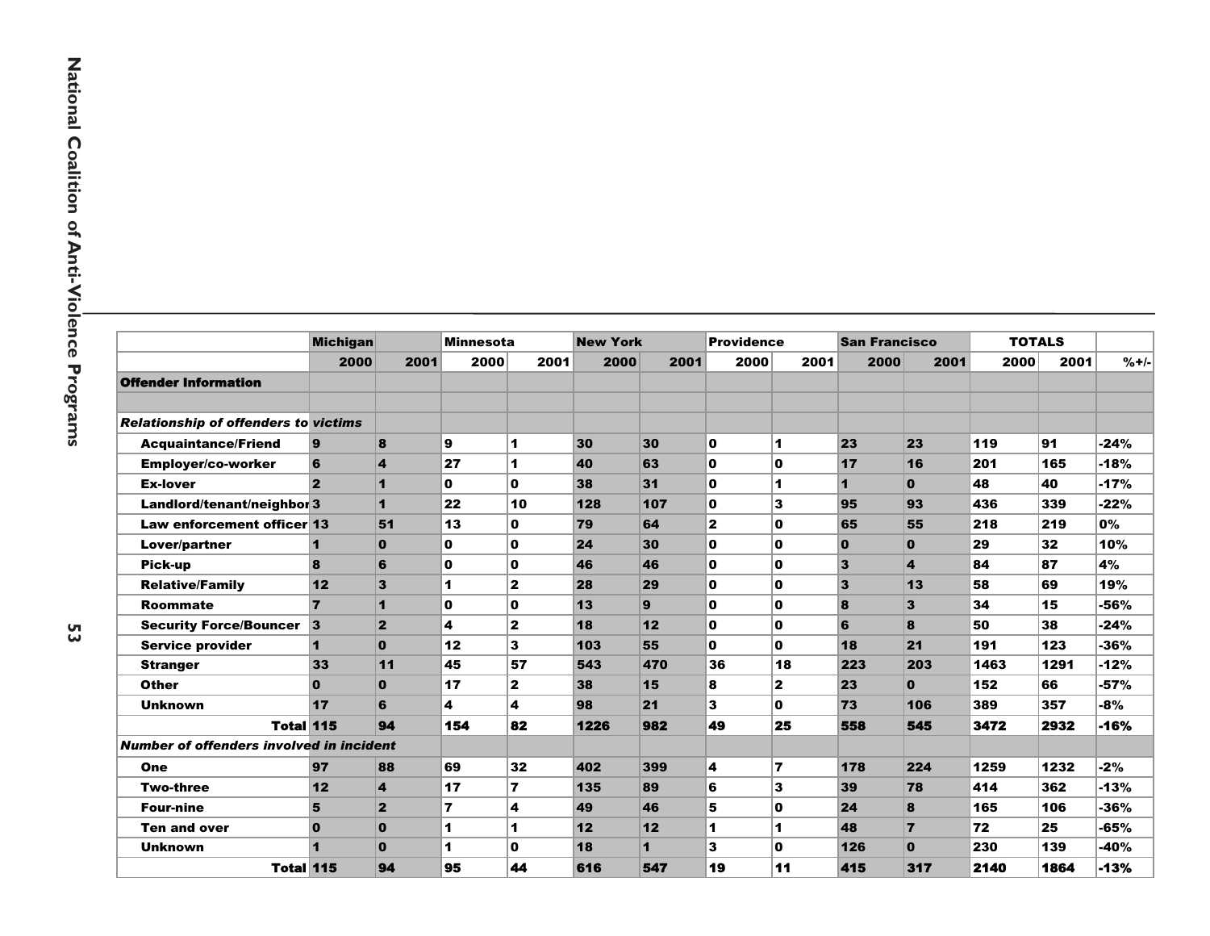| | Michigan | | Minnesota | | New York | | Providence | | San Francisco | | TOTALS | | |
|---|---|---|---|---|---|---|---|---|---|---|---|---|---|
| | 2000 | 2001 | 2000 | 2001 | 2000 | 2001 | 2000 | 2001 | 2000 | 2001 | 2000 | 2001 | %+/- |
| **Offender Information** | | | | | | | | | | | | | |
| | | | | | | | | | | | | | |
| ***Relationship of offenders to victims*** | | | | | | | | | | | | | |
| Acquaintance/Friend | 9 | 8 | 9 | 1 | 30 | 30 | 0 | 1 | 23 | 23 | 119 | 91 | -24% |
| Employer/co-worker | 6 | 4 | 27 | 1 | 40 | 63 | 0 | 0 | 17 | 16 | 201 | 165 | -18% |
| Ex-lover | 2 | 1 | 0 | 0 | 38 | 31 | 0 | 1 | 1 | 0 | 48 | 40 | -17% |
| Landlord/tenant/neighbor | 3 | 1 | 22 | 10 | 128 | 107 | 0 | 3 | 95 | 93 | 436 | 339 | -22% |
| Law enforcement officer | 13 | 51 | 13 | 0 | 79 | 64 | 2 | 0 | 65 | 55 | 218 | 219 | 0% |
| Lover/partner | 1 | 0 | 0 | 0 | 24 | 30 | 0 | 0 | 0 | 0 | 29 | 32 | 10% |
| Pick-up | 8 | 6 | 0 | 0 | 46 | 46 | 0 | 0 | 3 | 4 | 84 | 87 | 4% |
| Relative/Family | 12 | 3 | 1 | 2 | 28 | 29 | 0 | 0 | 3 | 13 | 58 | 69 | 19% |
| Roommate | 7 | 1 | 0 | 0 | 13 | 9 | 0 | 0 | 8 | 3 | 34 | 15 | -56% |
| Security Force/Bouncer | 3 | 2 | 4 | 2 | 18 | 12 | 0 | 0 | 6 | 8 | 50 | 38 | -24% |
| Service provider | 1 | 0 | 12 | 3 | 103 | 55 | 0 | 0 | 18 | 21 | 191 | 123 | -36% |
| Stranger | 33 | 11 | 45 | 57 | 543 | 470 | 36 | 18 | 223 | 203 | 1463 | 1291 | -12% |
| Other | 0 | 0 | 17 | 2 | 38 | 15 | 8 | 2 | 23 | 0 | 152 | 66 | -57% |
| Unknown | 17 | 6 | 4 | 4 | 98 | 21 | 3 | 0 | 73 | 106 | 389 | 357 | -8% |
| Total | 115 | 94 | 154 | 82 | 1226 | 982 | 49 | 25 | 558 | 545 | 3472 | 2932 | -16% |
| ***Number of offenders involved in incident*** | | | | | | | | | | | | | |
| One | 97 | 88 | 69 | 32 | 402 | 399 | 4 | 7 | 178 | 224 | 1259 | 1232 | -2% |
| Two-three | 12 | 4 | 17 | 7 | 135 | 89 | 6 | 3 | 39 | 78 | 414 | 362 | -13% |
| Four-nine | 5 | 2 | 7 | 4 | 49 | 46 | 5 | 0 | 24 | 8 | 165 | 106 | -36% |
| Ten and over | 0 | 0 | 1 | 1 | 12 | 12 | 1 | 1 | 48 | 7 | 72 | 25 | -65% |
| Unknown | 1 | 0 | 1 | 0 | 18 | 1 | 3 | 0 | 126 | 0 | 230 | 139 | -40% |
| Total | 115 | 94 | 95 | 44 | 616 | 547 | 19 | 11 | 415 | 317 | 2140 | 1864 | -13% |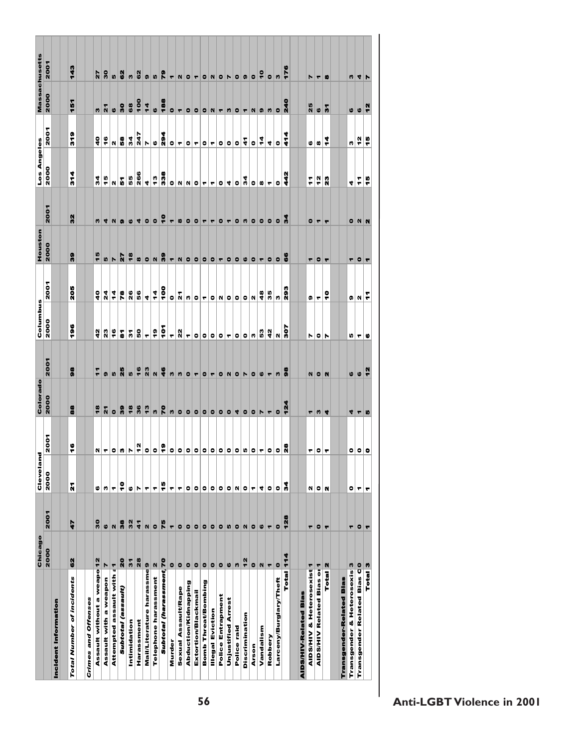| Incident Information | Chicago | | Cleveland | | Colorado | | Columbus | | Houston | | Los Angeles | | Massachusetts | |
|---|---|---|---|---|---|---|---|---|---|---|---|---|---|---|
| | 2000 | 2001 | 2000 | 2001 | 2000 | 2001 | 2000 | 2001 | 2000 | 2001 | 2000 | 2001 | 2000 | 2001 |
| ***Total Number of Incidents*** | 62 | 47 | 21 | 16 | 88 | 98 | 196 | 205 | 39 | 32 | 314 | 319 | 151 | 143 |
| ***Crimes and Offenses*** | | | | | | | | | | | | | | |
| Assault without a weapo | 12 | 30 | 6 | 2 | 18 | 11 | 42 | 40 | 15 | 3 | 34 | 40 | 3 | 27 |
| Assault with a weapon | 7 | 6 | 3 | 1 | 21 | 9 | 23 | 24 | 5 | 4 | 15 | 16 | 21 | 30 |
| Attempted assault with a | 1 | 2 | 1 | 0 | 0 | 5 | 16 | 14 | 7 | 2 | 2 | 2 | 6 | 5 |
| *Subtotal (assault)* | 20 | 38 | 10 | 3 | 39 | 25 | 81 | 78 | 27 | 9 | 51 | 58 | 30 | 62 |
| Intimidation | 31 | 32 | 6 | 7 | 18 | 5 | 31 | 26 | 18 | 6 | 55 | 34 | 68 | 3 |
| Harassment | 28 | 41 | 7 | 12 | 36 | 16 | 50 | 56 | 8 | 4 | 266 | 247 | 100 | 62 |
| Mail/Literature harassme | 9 | 2 | 1 | 0 | 13 | 23 | 1 | 4 | 0 | 0 | 4 | 7 | 14 | 9 |
| Telephone harassment | 2 | 0 | 1 | 0 | 3 | 2 | 19 | 14 | 2 | 0 | 13 | 6 | 6 | 5 |
| *Subtotal (harassment)* | 70 | 75 | 15 | 19 | 70 | 46 | 101 | 100 | 39 | 10 | 338 | 294 | 188 | 79 |
| Murder | 0 | 1 | 1 | 0 | 3 | 3 | 1 | 0 | 1 | 1 | 0 | 0 | 0 | 1 |
| Sexual Assault/Rape | 0 | 0 | 1 | 0 | 0 | 3 | 22 | 21 | 2 | 8 | 2 | 1 | 1 | 2 |
| Abduction/Kidnapping | 0 | 0 | 0 | 0 | 0 | 0 | 1 | 3 | 0 | 0 | 2 | 0 | 0 | 0 |
| Extortion/Blackmail | 0 | 0 | 0 | 0 | 0 | 1 | 0 | 0 | 0 | 0 | 0 | 1 | 0 | 1 |
| Bomb Threat/Bombing | 0 | 0 | 0 | 0 | 0 | 0 | 0 | 1 | 0 | 1 | 1 | 0 | 0 | 0 |
| Illegal Eviction | 0 | 0 | 0 | 0 | 0 | 1 | 0 | 0 | 0 | 1 | 1 | 1 | 2 | 2 |
| Police Entrapment | 0 | 0 | 0 | 0 | 0 | 0 | 0 | 2 | 1 | 0 | 0 | 0 | 1 | 0 |
| Unjustified Arrest | 6 | 5 | 0 | 0 | 0 | 2 | 1 | 0 | 0 | 1 | 4 | 0 | 3 | 7 |
| Police raid | 3 | 0 | 2 | 0 | 4 | 0 | 0 | 0 | 0 | 0 | 0 | 0 | 0 | 0 |
| Discrimination | 12 | 2 | 0 | 5 | 0 | 7 | 0 | 0 | 6 | 3 | 34 | 41 | 1 | 9 |
| Arson | 0 | 0 | 1 | 0 | 0 | 0 | 3 | 2 | 0 | 0 | 0 | 0 | 2 | 0 |
| Vandalism | 2 | 6 | 4 | 1 | 7 | 6 | 53 | 48 | 1 | 0 | 8 | 14 | 9 | 10 |
| Robbery | 1 | 1 | 0 | 0 | 1 | 1 | 42 | 35 | 0 | 0 | 1 | 4 | 3 | 0 |
| Larceny/Burglary/Theft | 0 | 0 | 0 | 0 | 0 | 3 | 2 | 3 | 0 | 0 | 0 | 0 | 0 | 3 |
| **Total** | 114 | 128 | 34 | 28 | 124 | 98 | 307 | 293 | 66 | 34 | 442 | 414 | 240 | 176 |
| **AIDS/HIV-Related Bias** | | | | | | | | | | | | | | |
| AIDS/HIV & Heterosexist | 1 | 1 | 2 | 1 | 1 | 2 | 7 | 9 | 1 | 0 | 11 | 6 | 25 | 7 |
| AIDS/HIV Related Bias o | 1 | 0 | 0 | 0 | 3 | 0 | 0 | 1 | 0 | 1 | 12 | 8 | 6 | 1 |
| **Total** | 2 | 1 | 2 | 1 | 4 | 2 | 7 | 10 | 1 | 1 | 23 | 14 | 31 | 8 |
| **Transgender-Related Bias** | | | | | | | | | | | | | | |
| Transgender & Heterosexis | 3 | 1 | 0 | 0 | 4 | 6 | 5 | 9 | 1 | 0 | 4 | 3 | 6 | 3 |
| Transgender Related Bias O | 0 | 0 | 1 | 0 | 1 | 6 | 1 | 2 | 0 | 2 | 11 | 12 | 6 | 4 |
| **Total** | 3 | 1 | 1 | 0 | 5 | 12 | 6 | 11 | 1 | 2 | 15 | 15 | 12 | 7 |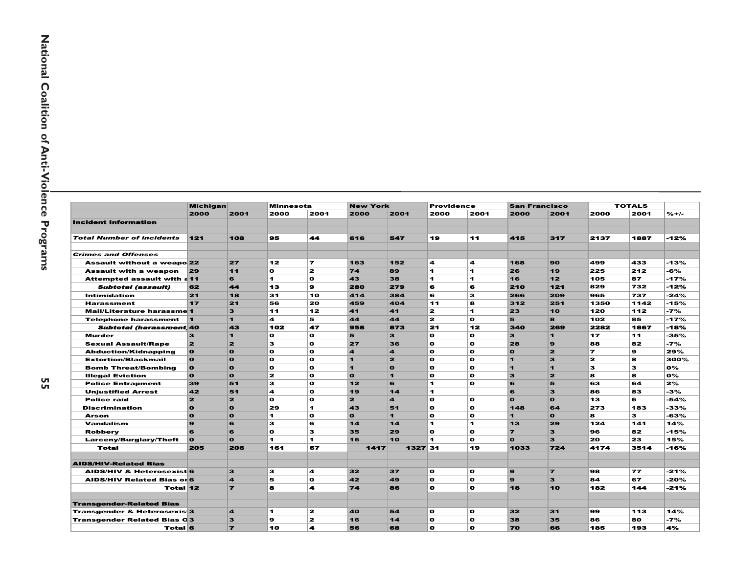| | Michigan | | Minnesota | | New York | | Providence | | San Francisco | | TOTALS | | |
|---|---|---|---|---|---|---|---|---|---|---|---|---|---|
| | 2000 | 2001 | 2000 | 2001 | 2000 | 2001 | 2000 | 2001 | 2000 | 2001 | 2000 | 2001 | %+/- |
| **Incident Information** | | | | | | | | | | | | | |
| | | | | | | | | | | | | | |
| ***Total Number of incidents*** | 121 | 108 | 95 | 44 | 616 | 547 | 19 | 11 | 415 | 317 | 2137 | 1887 | -12% |
| | | | | | | | | | | | | | |
| ***Crimes and Offenses*** | | | | | | | | | | | | | |
| Assault without a weapo | 22 | 27 | 12 | 7 | 163 | 152 | 4 | 4 | 168 | 90 | 499 | 433 | -13% |
| Assault with a weapon | 29 | 11 | 0 | 2 | 74 | 89 | 1 | 1 | 26 | 19 | 225 | 212 | -6% |
| Attempted assault with a | 11 | 6 | 1 | 0 | 43 | 38 | 1 | 1 | 16 | 12 | 105 | 87 | -17% |
| ***Subtotal (assault)*** | 62 | 44 | 13 | 9 | 280 | 279 | 6 | 6 | 210 | 121 | 829 | 732 | -12% |
| Intimidation | 21 | 18 | 31 | 10 | 414 | 384 | 6 | 3 | 266 | 209 | 965 | 737 | -24% |
| Harassment | 17 | 21 | 56 | 20 | 459 | 404 | 11 | 8 | 312 | 251 | 1350 | 1142 | -15% |
| Mail/Literature harassme | 1 | 3 | 11 | 12 | 41 | 41 | 2 | 1 | 23 | 10 | 120 | 112 | -7% |
| Telephone harassment | 1 | 1 | 4 | 5 | 44 | 44 | 2 | 0 | 5 | 8 | 102 | 85 | -17% |
| ***Subtotal (harassment*** | 40 | 43 | 102 | 47 | 958 | 873 | 21 | 12 | 340 | 269 | 2282 | 1867 | -18% |
| Murder | 3 | 1 | 0 | 0 | 5 | 3 | 0 | 0 | 3 | 1 | 17 | 11 | -35% |
| Sexual Assault/Rape | 2 | 2 | 3 | 0 | 27 | 36 | 0 | 0 | 28 | 9 | 88 | 82 | -7% |
| Abduction/Kidnapping | 0 | 0 | 0 | 0 | 4 | 4 | 0 | 0 | 0 | 2 | 7 | 9 | 29% |
| Extortion/Blackmail | 0 | 0 | 0 | 0 | 1 | 2 | 0 | 0 | 1 | 3 | 2 | 8 | 300% |
| Bomb Threat/Bombing | 0 | 0 | 0 | 0 | 1 | 0 | 0 | 0 | 1 | 1 | 3 | 3 | 0% |
| Illegal Eviction | 0 | 0 | 2 | 0 | 0 | 1 | 0 | 0 | 3 | 2 | 8 | 8 | 0% |
| Police Entrapment | 39 | 51 | 3 | 0 | 12 | 6 | 1 | 0 | 6 | 5 | 63 | 64 | 2% |
| Unjustified Arrest | 42 | 51 | 4 | 0 | 19 | 14 | 1 | | 6 | 3 | 86 | 83 | -3% |
| Police raid | 2 | 2 | 0 | 0 | 2 | 4 | 0 | 0 | 0 | 0 | 13 | 6 | -54% |
| Discrimination | 0 | 0 | 29 | 1 | 43 | 51 | 0 | 0 | 148 | 64 | 273 | 183 | -33% |
| Arson | 0 | 0 | 1 | 0 | 0 | 1 | 0 | 0 | 1 | 0 | 8 | 3 | -63% |
| Vandalism | 9 | 6 | 3 | 6 | 14 | 14 | 1 | 1 | 13 | 29 | 124 | 141 | 14% |
| Robbery | 6 | 6 | 0 | 3 | 35 | 29 | 0 | 0 | 7 | 3 | 96 | 82 | -15% |
| Larceny/Burglary/Theft | 0 | 0 | 1 | 1 | 16 | 10 | 1 | 0 | 0 | 3 | 20 | 23 | 15% |
| **Total** | 205 | 206 | 161 | 67 | 1417 | 1327 | 31 | 19 | 1033 | 724 | 4174 | 3514 | -16% |
| | | | | | | | | | | | | | |
| **AIDS/HIV-Related Bias** | | | | | | | | | | | | | |
| AIDS/HIV & Heterosexist | 6 | 3 | 3 | 4 | 32 | 37 | 0 | 0 | 9 | 7 | 98 | 77 | -21% |
| AIDS/HIV Related Bias or | 6 | 4 | 5 | 0 | 42 | 49 | 0 | 0 | 9 | 3 | 84 | 67 | -20% |
| **Total** | 12 | 7 | 8 | 4 | 74 | 86 | 0 | 0 | 18 | 10 | 182 | 144 | -21% |
| | | | | | | | | | | | | | |
| **Transgender-Related Bias** | | | | | | | | | | | | | |
| Transgender & Heterosexis | 3 | 4 | 1 | 2 | 40 | 54 | 0 | 0 | 32 | 31 | 99 | 113 | 14% |
| Transgender Related Bias O | 3 | 3 | 9 | 2 | 16 | 14 | 0 | 0 | 38 | 35 | 86 | 80 | -7% |
| **Total** | 6 | 7 | 10 | 4 | 56 | 68 | 0 | 0 | 70 | 66 | 185 | 193 | 4% |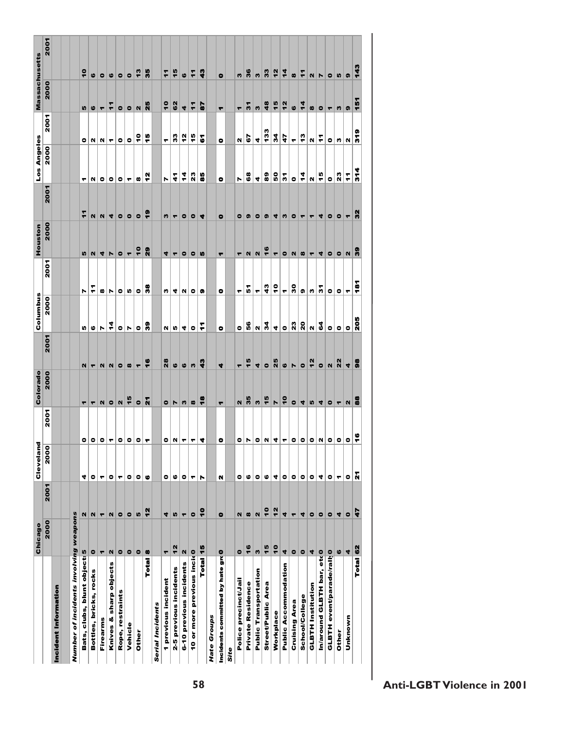| | Chicago | | Cleveland | | Colorado | | Columbus | | Houston | | Los Angeles | | Massachusetts | |
|---|---|---|---|---|---|---|---|---|---|---|---|---|---|---|
| | 2000 | 2001 | 2000 | 2001 | 2000 | 2001 | 2000 | 2001 | 2000 | 2001 | 2000 | 2001 | 2000 | 2001 |
| **Incident Information** | | | | | | | | | | | | | | |
| ***Number of incidents involving weapons*** | | | | | | | | | | | | | | |
| Bats, clubs, blunt objects | 5 | 2 | 4 | 0 | 1 | 2 | 5 | 7 | 5 | 11 | 1 | 0 | 5 | 10 |
| Bottles, bricks, rocks | 0 | 2 | 0 | 0 | 1 | 1 | 6 | 11 | 2 | 2 | 2 | 2 | 6 | 6 |
| Firearms | 1 | 1 | 1 | 0 | 2 | 2 | 7 | 8 | 4 | 2 | 0 | 2 | 1 | 0 |
| Knives & sharp objects | 2 | 2 | 0 | 1 | 0 | 2 | 14 | 7 | 7 | 4 | 0 | 1 | 11 | 6 |
| Rope, restraints | 0 | 0 | 1 | 0 | 2 | 0 | 0 | 0 | 0 | 0 | 0 | 0 | 0 | 0 |
| Vehicle | 0 | 0 | 0 | 0 | 15 | 8 | 7 | 5 | 1 | 0 | 1 | 0 | 0 | 0 |
| Other | 0 | 5 | 0 | 0 | 0 | 1 | 0 | 0 | 10 | 0 | 8 | 10 | 2 | 13 |
| **Total** | 8 | 12 | 6 | 1 | 21 | 16 | 39 | 38 | 29 | 19 | 12 | 15 | 25 | 35 |
| ***Serial Incidents*** | | | | | | | | | | | | | | |
| 1 previous incident | 1 | 4 | 0 | 0 | 0 | 28 | 2 | 3 | 4 | 3 | 7 | 1 | 10 | 11 |
| 2-5 previous incidents | 12 | 5 | 6 | 2 | 7 | 6 | 5 | 4 | 1 | 1 | 41 | 33 | 62 | 15 |
| 6-10 previous incidents | 2 | 1 | 0 | 1 | 3 | 6 | 4 | 2 | 0 | 0 | 14 | 12 | 4 | 6 |
| 10 or more previous incidents | 0 | 0 | 1 | 1 | 8 | 3 | 0 | 0 | 0 | 0 | 23 | 15 | 11 | 11 |
| **Total** | 15 | 10 | 7 | 4 | 18 | 43 | 11 | 9 | 5 | 4 | 85 | 61 | 87 | 43 |
| ***Hate Groups*** | | | | | | | | | | | | | | |
| Incidents committed by hate groups | 0 | 0 | 2 | 0 | 1 | 4 | 0 | 0 | 1 | 0 | 0 | 0 | 1 | 0 |
| ***Site*** | | | | | | | | | | | | | | |
| Police precinct/Jail | 0 | 2 | 0 | 0 | 2 | 1 | 0 | 1 | 1 | 0 | 7 | 2 | 1 | 3 |
| Private Residence | 16 | 8 | 6 | 7 | 35 | 15 | 56 | 51 | 2 | 9 | 68 | 67 | 31 | 36 |
| Public Transportation | 3 | 2 | 0 | 0 | 3 | 4 | 2 | 1 | 2 | 0 | 4 | 4 | 3 | 3 |
| Street/Public Area | 15 | 10 | 6 | 2 | 15 | 0 | 34 | 43 | 16 | 9 | 89 | 133 | 48 | 33 |
| Workplace | 10 | 12 | 4 | 4 | 7 | 25 | 4 | 10 | 1 | 4 | 50 | 34 | 15 | 12 |
| Public Accommodation | 4 | 4 | 0 | 1 | 10 | 6 | 0 | 1 | 0 | 3 | 31 | 47 | 12 | 14 |
| Cruising Area | 0 | 1 | 0 | 0 | 0 | 7 | 23 | 30 | 2 | 0 | 0 | 1 | 6 | 8 |
| School/College | 0 | 4 | 0 | 0 | 4 | 0 | 20 | 9 | 8 | 1 | 14 | 13 | 14 | 11 |
| GLBTH Institution | 4 | 0 | 0 | 0 | 5 | 12 | 2 | 3 | 1 | 1 | 2 | 2 | 8 | 2 |
| In/around GLBTH bar, etc. | 0 | 0 | 4 | 2 | 4 | 0 | 64 | 31 | 4 | 4 | 15 | 11 | 0 | 7 |
| GLBTH event/parade/rally | 0 | 0 | 0 | 0 | 0 | 2 | 0 | 0 | 0 | 0 | 0 | 0 | 1 | 0 |
| Other | 6 | 4 | 1 | 0 | 1 | 22 | 0 | 0 | 0 | 0 | 23 | 3 | 3 | 5 |
| Unknown | 4 | 0 | 0 | 0 | 2 | 4 | 0 | 1 | 2 | 1 | 11 | 2 | 9 | 9 |
| **Total** | 62 | 47 | 21 | 16 | 88 | 98 | 205 | 181 | 39 | 32 | 314 | 319 | 151 | 143 |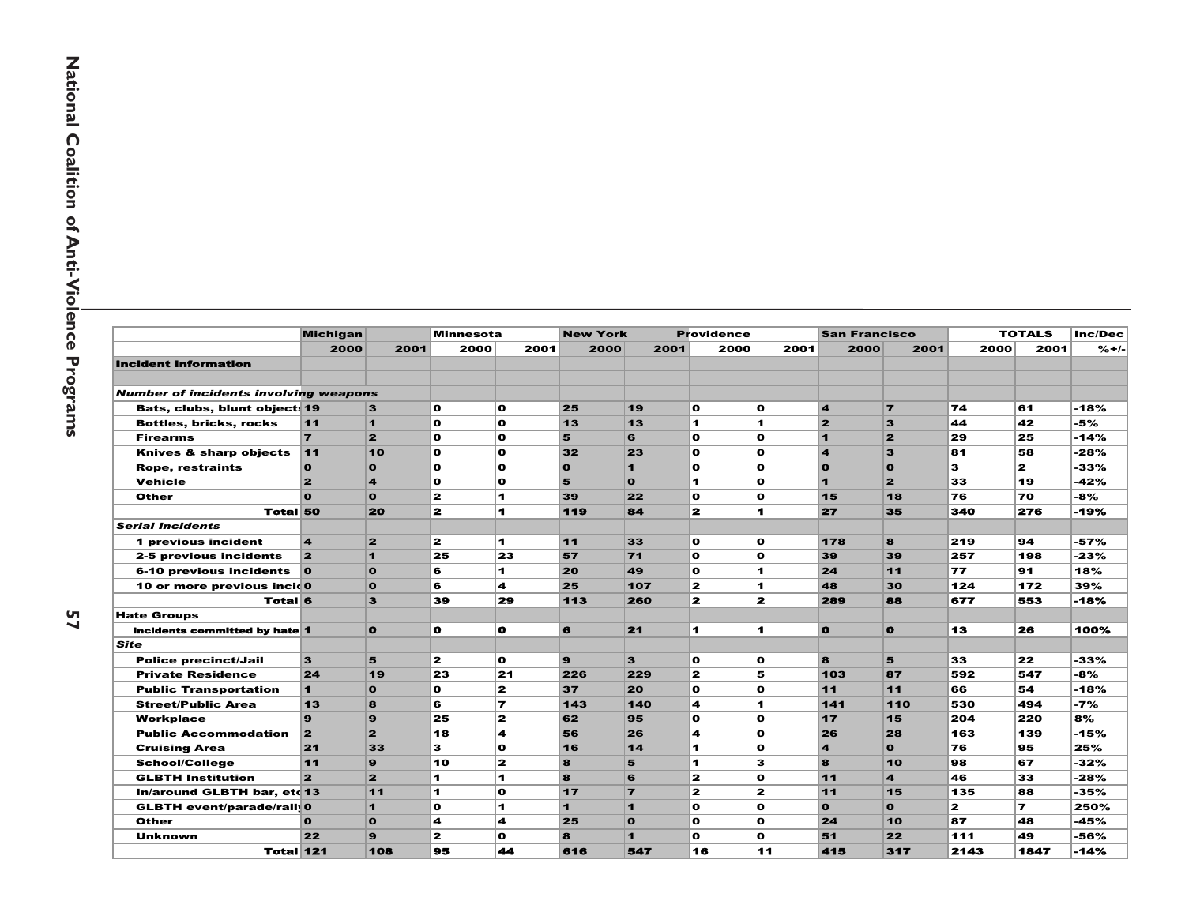| | Michigan | | Minnesota | | New York | | Providence | | San Francisco | | TOTALS | | Inc/Dec |
|---|---|---|---|---|---|---|---|---|---|---|---|---|---|
| | 2000 | 2001 | 2000 | 2001 | 2000 | 2001 | 2000 | 2001 | 2000 | 2001 | 2000 | 2001 | %+/- |
| **Incident Information** | | | | | | | | | | | | | |
| | | | | | | | | | | | | | |
| ***Number of incidents involving weapons*** | | | | | | | | | | | | | |
| Bats, clubs, blunt objects | 19 | 3 | 0 | 0 | 25 | 19 | 0 | 0 | 4 | 7 | 74 | 61 | -18% |
| Bottles, bricks, rocks | 11 | 1 | 0 | 0 | 13 | 13 | 1 | 1 | 2 | 3 | 44 | 42 | -5% |
| Firearms | 7 | 2 | 0 | 0 | 5 | 6 | 0 | 0 | 1 | 2 | 29 | 25 | -14% |
| Knives & sharp objects | 11 | 10 | 0 | 0 | 32 | 23 | 0 | 0 | 4 | 3 | 81 | 58 | -28% |
| Rope, restraints | 0 | 0 | 0 | 0 | 0 | 1 | 0 | 0 | 0 | 0 | 3 | 2 | -33% |
| Vehicle | 2 | 4 | 0 | 0 | 5 | 0 | 1 | 0 | 1 | 2 | 33 | 19 | -42% |
| Other | 0 | 0 | 2 | 1 | 39 | 22 | 0 | 0 | 15 | 18 | 76 | 70 | -8% |
| **Total** | 50 | 20 | 2 | 1 | 119 | 84 | 2 | 1 | 27 | 35 | 340 | 276 | -19% |
| ***Serial Incidents*** | | | | | | | | | | | | | |
| 1 previous incident | 4 | 2 | 2 | 1 | 11 | 33 | 0 | 0 | 178 | 8 | 219 | 94 | -57% |
| 2-5 previous incidents | 2 | 1 | 25 | 23 | 57 | 71 | 0 | 0 | 39 | 39 | 257 | 198 | -23% |
| 6-10 previous incidents | 0 | 0 | 6 | 1 | 20 | 49 | 0 | 1 | 24 | 11 | 77 | 91 | 18% |
| 10 or more previous incidents | 0 | 0 | 6 | 4 | 25 | 107 | 2 | 1 | 48 | 30 | 124 | 172 | 39% |
| **Total** | 6 | 3 | 39 | 29 | 113 | 260 | 2 | 2 | 289 | 88 | 677 | 553 | -18% |
| **Hate Groups** | | | | | | | | | | | | | |
| Incidents committed by hate | 1 | 0 | 0 | 0 | 6 | 21 | 1 | 1 | 0 | 0 | 13 | 26 | 100% |
| ***Site*** | | | | | | | | | | | | | |
| Police precinct/Jail | 3 | 5 | 2 | 0 | 9 | 3 | 0 | 0 | 8 | 5 | 33 | 22 | -33% |
| Private Residence | 24 | 19 | 23 | 21 | 226 | 229 | 2 | 5 | 103 | 87 | 592 | 547 | -8% |
| Public Transportation | 1 | 0 | 0 | 2 | 37 | 20 | 0 | 0 | 11 | 11 | 66 | 54 | -18% |
| Street/Public Area | 13 | 8 | 6 | 7 | 143 | 140 | 4 | 1 | 141 | 110 | 530 | 494 | -7% |
| Workplace | 9 | 9 | 25 | 2 | 62 | 95 | 0 | 0 | 17 | 15 | 204 | 220 | 8% |
| Public Accommodation | 2 | 2 | 18 | 4 | 56 | 26 | 4 | 0 | 26 | 28 | 163 | 139 | -15% |
| Cruising Area | 21 | 33 | 3 | 0 | 16 | 14 | 1 | 0 | 4 | 0 | 76 | 95 | 25% |
| School/College | 11 | 9 | 10 | 2 | 8 | 5 | 1 | 3 | 8 | 10 | 98 | 67 | -32% |
| GLBTH Institution | 2 | 2 | 1 | 1 | 8 | 6 | 2 | 0 | 11 | 4 | 46 | 33 | -28% |
| In/around GLBTH bar, etc | 13 | 11 | 1 | 0 | 17 | 7 | 2 | 2 | 11 | 15 | 135 | 88 | -35% |
| GLBTH event/parade/rally | 0 | 1 | 0 | 1 | 1 | 1 | 0 | 0 | 0 | 0 | 2 | 7 | 250% |
| Other | 0 | 0 | 4 | 4 | 25 | 0 | 0 | 0 | 24 | 10 | 87 | 48 | -45% |
| Unknown | 22 | 9 | 2 | 0 | 8 | 1 | 0 | 0 | 51 | 22 | 111 | 49 | -56% |
| **Total** | 121 | 108 | 95 | 44 | 616 | 547 | 16 | 11 | 415 | 317 | 2143 | 1847 | -14% |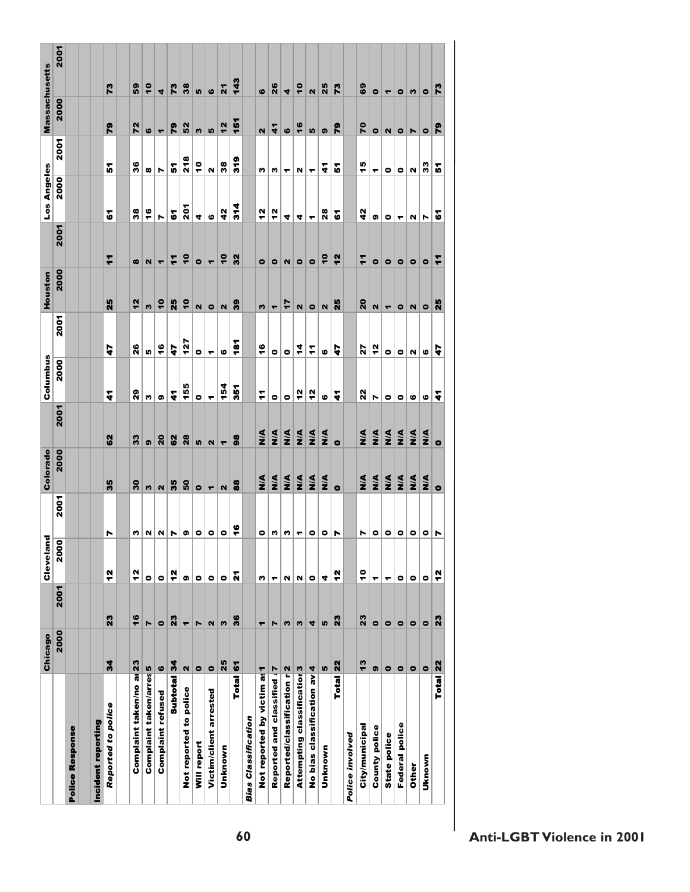| | Chicago | | Cleveland | | Colorado | | Columbus | | Houston | | Los Angeles | | Massachusetts | |
|---|---|---|---|---|---|---|---|---|---|---|---|---|---|---|
| | 2000 | 2001 | 2000 | 2001 | 2000 | 2001 | 2000 | 2001 | 2000 | 2001 | 2000 | 2001 | 2000 | 2001 |
| **Police Response** | | | | | | | | | | | | | | |
| **Incident reporting** | | | | | | | | | | | | | | |
| ***Reported to police*** | 34 | 23 | 12 | 7 | 35 | 62 | 41 | 47 | 25 | 11 | 61 | 51 | 79 | 73 |
| Complaint taken/no ar | 23 | 16 | 12 | 3 | 30 | 33 | 29 | 26 | 12 | 8 | 38 | 36 | 72 | 59 |
| Complaint taken/arres | 5 | 7 | 0 | 2 | 3 | 9 | 3 | 5 | 3 | 2 | 16 | 8 | 6 | 10 |
| Complaint refused | 6 | 0 | 0 | 2 | 2 | 20 | 9 | 16 | 10 | 1 | 7 | 7 | 1 | 4 |
| **Subtotal** | 34 | 23 | 12 | 7 | 35 | 62 | 41 | 47 | 25 | 11 | 61 | 51 | 79 | 73 |
| Not reported to police | 2 | 1 | 9 | 9 | 50 | 28 | 155 | 127 | 10 | 10 | 201 | 218 | 52 | 38 |
| Will report | 0 | 7 | 0 | 0 | 0 | 5 | 0 | 0 | 2 | 0 | 4 | 10 | 3 | 5 |
| Victim/client arrested | 0 | 2 | 0 | 0 | 1 | 2 | 1 | 1 | 0 | 1 | 6 | 2 | 5 | 6 |
| Unknown | 25 | 3 | 0 | 0 | 2 | 1 | 154 | 6 | 2 | 10 | 42 | 38 | 12 | 21 |
| **Total** | 61 | 36 | 21 | 16 | 88 | 98 | 351 | 181 | 39 | 32 | 314 | 319 | 151 | 143 |
| ***Bias Classification*** | | | | | | | | | | | | | | |
| Not reported by victim as | 1 | 1 | 3 | 0 | N/A | N/A | 11 | 16 | 3 | 0 | 12 | 3 | 2 | 6 |
| Reported and classified | 7 | 7 | 1 | 3 | N/A | N/A | 0 | 0 | 1 | 0 | 12 | 3 | 41 | 26 |
| Reported/classification r | 2 | 3 | 2 | 3 | N/A | N/A | 0 | 0 | 17 | 2 | 4 | 1 | 6 | 4 |
| Attempting classification | 3 | 3 | 2 | 1 | N/A | N/A | 12 | 14 | 2 | 0 | 4 | 2 | 16 | 10 |
| No bias classification av | 4 | 4 | 0 | 0 | N/A | N/A | 12 | 11 | 0 | 0 | 1 | 1 | 5 | 2 |
| Unknown | 5 | 5 | 4 | 0 | N/A | N/A | 6 | 6 | 2 | 10 | 28 | 41 | 9 | 25 |
| **Total** | 22 | 23 | 12 | 7 | 0 | 0 | 41 | 47 | 25 | 12 | 61 | 51 | 79 | 73 |
| ***Police involved*** | | | | | | | | | | | | | | |
| City/municipal | 13 | 23 | 10 | 7 | N/A | N/A | 22 | 27 | 20 | 11 | 42 | 15 | 70 | 69 |
| County police | 9 | 0 | 1 | 0 | N/A | N/A | 7 | 12 | 2 | 0 | 9 | 1 | 0 | 0 |
| State police | 0 | 0 | 1 | 0 | N/A | N/A | 0 | 0 | 1 | 0 | 0 | 0 | 2 | 1 |
| Federal police | 0 | 0 | 0 | 0 | N/A | N/A | 0 | 0 | 0 | 0 | 1 | 0 | 0 | 0 |
| Other | 0 | 0 | 0 | 0 | N/A | N/A | 6 | 2 | 2 | 0 | 2 | 2 | 7 | 3 |
| Uknown | 0 | 0 | 0 | 0 | N/A | N/A | 6 | 6 | 0 | 0 | 7 | 33 | 0 | 0 |
| **Total** | 22 | 23 | 12 | 7 | 0 | 0 | 41 | 47 | 25 | 11 | 61 | 51 | 79 | 73 |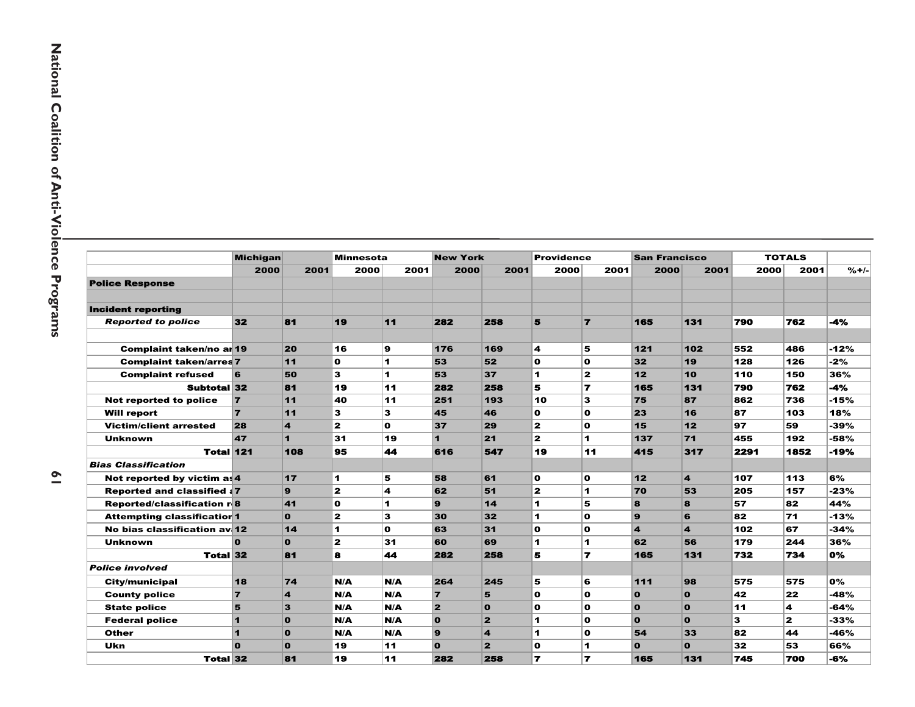| | Michigan | | Minnesota | | New York | | Providence | | San Francisco | | TOTALS | | |
|---|---|---|---|---|---|---|---|---|---|---|---|---|---|
| | 2000 | 2001 | 2000 | 2001 | 2000 | 2001 | 2000 | 2001 | 2000 | 2001 | 2000 | 2001 | %+/- |
| **Police Response** | | | | | | | | | | | | | |
| | | | | | | | | | | | | | |
| **Incident reporting** | | | | | | | | | | | | | |
| ***Reported to police*** | 32 | 81 | 19 | 11 | 282 | 258 | 5 | 7 | 165 | 131 | 790 | 762 | -4% |
| | | | | | | | | | | | | | |
| Complaint taken/no ar | 19 | 20 | 16 | 9 | 176 | 169 | 4 | 5 | 121 | 102 | 552 | 486 | -12% |
| Complaint taken/arres | 7 | 11 | 0 | 1 | 53 | 52 | 0 | 0 | 32 | 19 | 128 | 126 | -2% |
| Complaint refused | 6 | 50 | 3 | 1 | 53 | 37 | 1 | 2 | 12 | 10 | 110 | 150 | 36% |
| Subtotal | 32 | 81 | 19 | 11 | 282 | 258 | 5 | 7 | 165 | 131 | 790 | 762 | -4% |
| Not reported to police | 7 | 11 | 40 | 11 | 251 | 193 | 10 | 3 | 75 | 87 | 862 | 736 | -15% |
| Will report | 7 | 11 | 3 | 3 | 45 | 46 | 0 | 0 | 23 | 16 | 87 | 103 | 18% |
| Victim/client arrested | 28 | 4 | 2 | 0 | 37 | 29 | 2 | 0 | 15 | 12 | 97 | 59 | -39% |
| Unknown | 47 | 1 | 31 | 19 | 1 | 21 | 2 | 1 | 137 | 71 | 455 | 192 | -58% |
| Total | 121 | 108 | 95 | 44 | 616 | 547 | 19 | 11 | 415 | 317 | 2291 | 1852 | -19% |
| ***Bias Classification*** | | | | | | | | | | | | | |
| Not reported by victim as | 4 | 17 | 1 | 5 | 58 | 61 | 0 | 0 | 12 | 4 | 107 | 113 | 6% |
| Reported and classified a | 7 | 9 | 2 | 4 | 62 | 51 | 2 | 1 | 70 | 53 | 205 | 157 | -23% |
| Reported/classification r | 8 | 41 | 0 | 1 | 9 | 14 | 1 | 5 | 8 | 8 | 57 | 82 | 44% |
| Attempting classification | 1 | 0 | 2 | 3 | 30 | 32 | 1 | 0 | 9 | 6 | 82 | 71 | -13% |
| No bias classification av | 12 | 14 | 1 | 0 | 63 | 31 | 0 | 0 | 4 | 4 | 102 | 67 | -34% |
| Unknown | 0 | 0 | 2 | 31 | 60 | 69 | 1 | 1 | 62 | 56 | 179 | 244 | 36% |
| Total | 32 | 81 | 8 | 44 | 282 | 258 | 5 | 7 | 165 | 131 | 732 | 734 | 0% |
| ***Police involved*** | | | | | | | | | | | | | |
| City/municipal | 18 | 74 | N/A | N/A | 264 | 245 | 5 | 6 | 111 | 98 | 575 | 575 | 0% |
| County police | 7 | 4 | N/A | N/A | 7 | 5 | 0 | 0 | 0 | 0 | 42 | 22 | -48% |
| State police | 5 | 3 | N/A | N/A | 2 | 0 | 0 | 0 | 0 | 0 | 11 | 4 | -64% |
| Federal police | 1 | 0 | N/A | N/A | 0 | 2 | 1 | 0 | 0 | 0 | 3 | 2 | -33% |
| Other | 1 | 0 | N/A | N/A | 9 | 4 | 1 | 0 | 54 | 33 | 82 | 44 | -46% |
| Ukn | 0 | 0 | 19 | 11 | 0 | 2 | 0 | 1 | 0 | 0 | 32 | 53 | 66% |
| Total | 32 | 81 | 19 | 11 | 282 | 258 | 7 | 7 | 165 | 131 | 745 | 700 | -6% |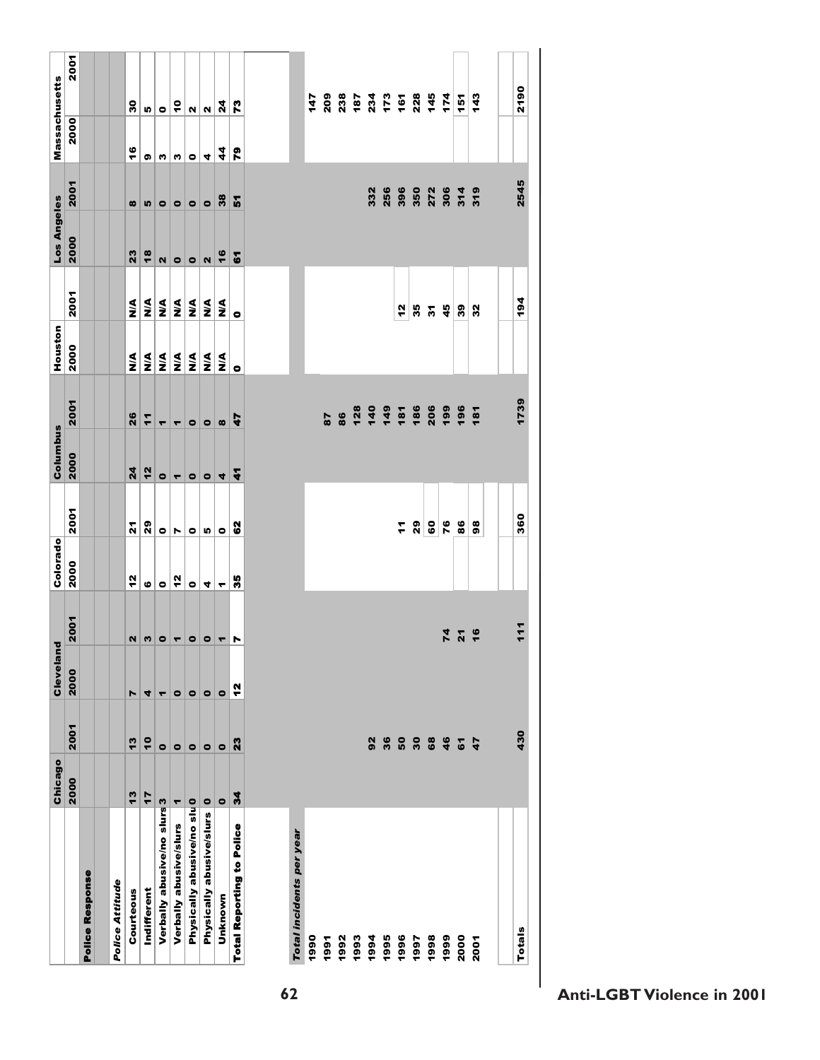| | Chicago | | Cleveland | | Colorado | | Columbus | | Houston | | Los Angeles | | Massachusetts | |
|---|---|---|---|---|---|---|---|---|---|---|---|---|---|---|
| | 2000 | 2001 | 2000 | 2001 | 2000 | 2001 | 2000 | 2001 | 2000 | 2001 | 2000 | 2001 | 2000 | 2001 |
| **Police Response** | | | | | | | | | | | | | | |
| *Police Attitude* | | | | | | | | | | | | | | |
| Courteous | 13 | 13 | 7 | 2 | 12 | 21 | 24 | 26 | N/A | N/A | 23 | 8 | 16 | 30 |
| Indifferent | 17 | 10 | 4 | 3 | 6 | 29 | 12 | 11 | N/A | N/A | 18 | 5 | 9 | 5 |
| Verbally abusive/no slurs | 3 | 0 | 1 | 0 | 0 | 0 | 0 | 1 | N/A | N/A | 2 | 0 | 3 | 0 |
| Verbally abusive/slurs | 1 | 0 | 0 | 1 | 12 | 7 | 1 | 1 | N/A | N/A | 0 | 0 | 3 | 10 |
| Physically abusive/no slu | 0 | 0 | 0 | 0 | 0 | 0 | 0 | 0 | N/A | N/A | 0 | 0 | 0 | 2 |
| Physically abusive/slurs | 0 | 0 | 0 | 0 | 4 | 5 | 0 | 0 | N/A | N/A | 2 | 0 | 4 | 2 |
| Unknown | 0 | 0 | 0 | 1 | 1 | 0 | 4 | 8 | N/A | N/A | 16 | 38 | 44 | 24 |
| **Total Reporting to Police** | 34 | 23 | 12 | 7 | 35 | 62 | 41 | 47 | 0 | 0 | 61 | 51 | 79 | 73 |

| *Total incidents per year* | Chicago | Cleveland | Colorado | Columbus | Houston | Los Angeles | Massachusetts |
|---|---|---|---|---|---|---|---|
| 1990 | | | | | | | 147 |
| 1991 | | | | 87 | | | 209 |
| 1992 | | | | 86 | | | 238 |
| 1993 | | | | 128 | | | 187 |
| 1994 | 92 | | | 140 | | 332 | 234 |
| 1995 | 36 | | | 149 | | 256 | 173 |
| 1996 | 50 | | 11 | 181 | 12 | 396 | 161 |
| 1997 | 30 | | 29 | 186 | 35 | 350 | 228 |
| 1998 | 68 | | 60 | 206 | 31 | 272 | 145 |
| 1999 | 46 | 74 | 76 | 199 | 45 | 306 | 174 |
| 2000 | 61 | 21 | 86 | 196 | 39 | 314 | 151 |
| 2001 | 47 | 16 | 98 | 181 | 32 | 319 | 143 |
| **Totals** | 430 | 111 | 360 | 1739 | 194 | 2545 | 2190 |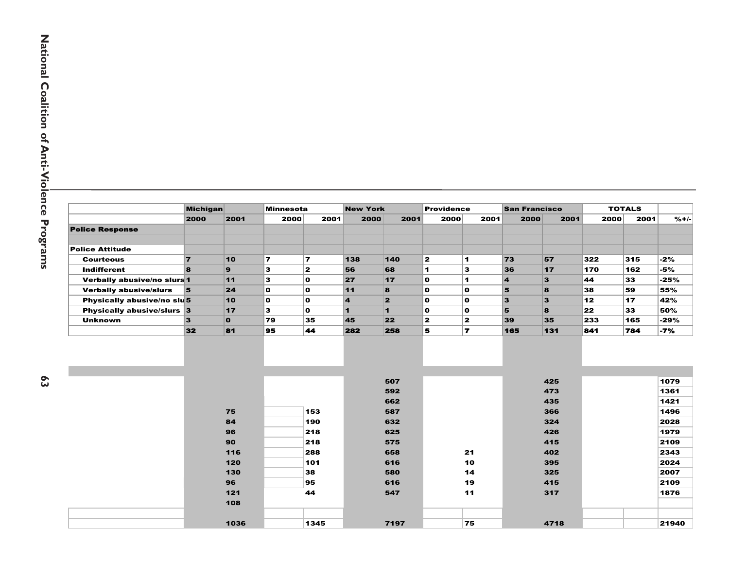| | Michigan | | Minnesota | | New York | | Providence | | San Francisco | | TOTALS | | |
|---|---|---|---|---|---|---|---|---|---|---|---|---|---|
| | 2000 | 2001 | 2000 | 2001 | 2000 | 2001 | 2000 | 2001 | 2000 | 2001 | 2000 | 2001 | %+/- |
| **Police Response** | | | | | | | | | | | | | |
| | | | | | | | | | | | | | |
| **Police Attitude** | | | | | | | | | | | | | |
| **Courteous** | 7 | 10 | 7 | 7 | 138 | 140 | 2 | 1 | 73 | 57 | 322 | 315 | -2% |
| **Indifferent** | 8 | 9 | 3 | 2 | 56 | 68 | 1 | 3 | 36 | 17 | 170 | 162 | -5% |
| **Verbally abusive/no slurs** | 1 | 11 | 3 | 0 | 27 | 17 | 0 | 1 | 4 | 3 | 44 | 33 | -25% |
| **Verbally abusive/slurs** | 5 | 24 | 0 | 0 | 11 | 8 | 0 | 0 | 5 | 8 | 38 | 59 | 55% |
| **Physically abusive/no slu** | 5 | 10 | 0 | 0 | 4 | 2 | 0 | 0 | 3 | 3 | 12 | 17 | 42% |
| **Physically abusive/slurs** | 3 | 17 | 3 | 0 | 1 | 1 | 0 | 0 | 5 | 8 | 22 | 33 | 50% |
| **Unknown** | 3 | 0 | 79 | 35 | 45 | 22 | 2 | 2 | 39 | 35 | 233 | 165 | -29% |
| | 32 | 81 | 95 | 44 | 282 | 258 | 5 | 7 | 165 | 131 | 841 | 784 | -7% |
| | | | | | | | | | | | | | |
| | | | | | | | | | | | | | |
| | | | | | | 507 | | | | 425 | | | 1079 |
| | | | | | | 592 | | | | 473 | | | 1361 |
| | | | | | | 662 | | | | 435 | | | 1421 |
| | | 75 | | 153 | | 587 | | | | 366 | | | 1496 |
| | | 84 | | 190 | | 632 | | | | 324 | | | 2028 |
| | | 96 | | 218 | | 625 | | | | 426 | | | 1979 |
| | | 90 | | 218 | | 575 | | | | 415 | | | 2109 |
| | | 116 | | 288 | | 658 | | 21 | | 402 | | | 2343 |
| | | 120 | | 101 | | 616 | | 10 | | 395 | | | 2024 |
| | | 130 | | 38 | | 580 | | 14 | | 325 | | | 2007 |
| | | 96 | | 95 | | 616 | | 19 | | 415 | | | 2109 |
| | | 121 | | 44 | | 547 | | 11 | | 317 | | | 1876 |
| | | 108 | | | | | | | | | | | |
| | | | | | | | | | | | | | |
| | | 1036 | | 1345 | | 7197 | | 75 | | 4718 | | | 21940 |